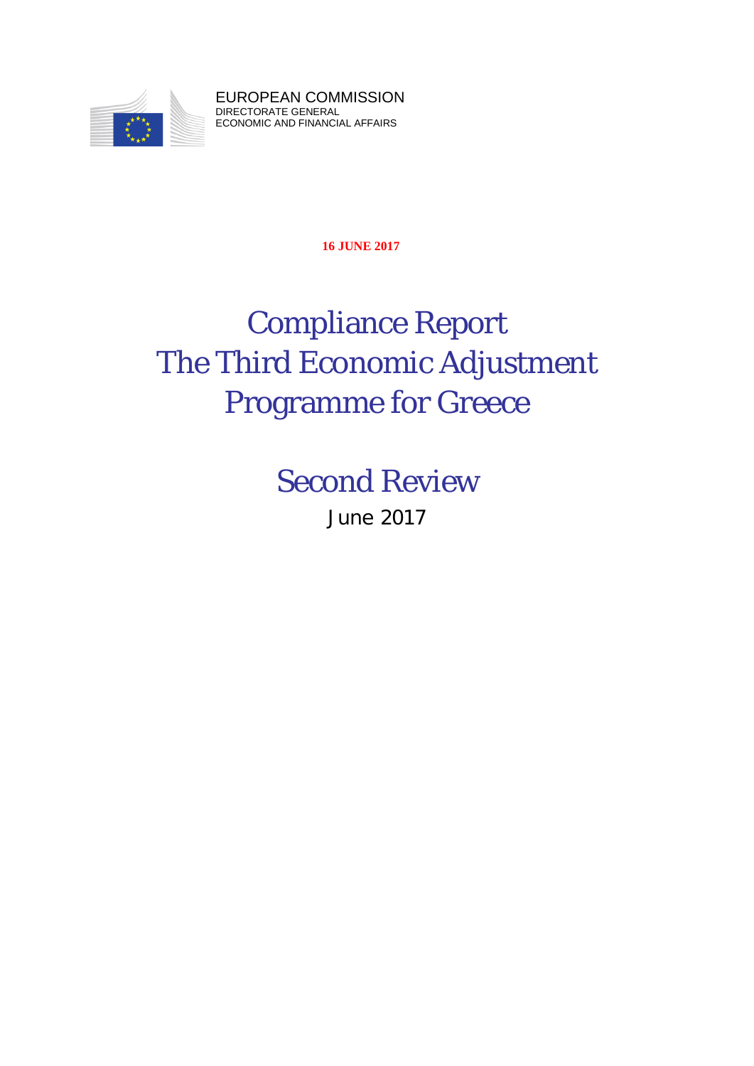EUROPEAN COMMISSION
DIRECTORATE GENERAL
ECONOMIC AND FINANCIAL AFFAIRS

**16 JUNE 2017**

# Compliance Report
# The Third Economic Adjustment Programme for Greece

## Second Review

June 2017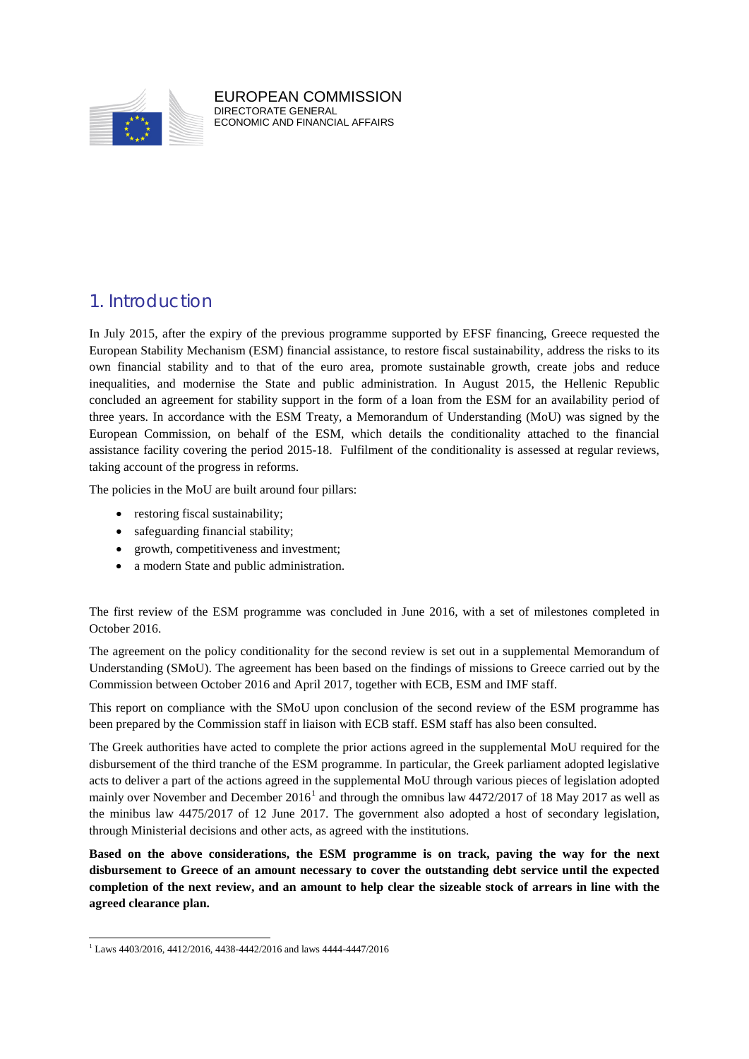EUROPEAN COMMISSION
DIRECTORATE GENERAL
ECONOMIC AND FINANCIAL AFFAIRS

## 1. Introduction

In July 2015, after the expiry of the previous programme supported by EFSF financing, Greece requested the European Stability Mechanism (ESM) financial assistance, to restore fiscal sustainability, address the risks to its own financial stability and to that of the euro area, promote sustainable growth, create jobs and reduce inequalities, and modernise the State and public administration. In August 2015, the Hellenic Republic concluded an agreement for stability support in the form of a loan from the ESM for an availability period of three years. In accordance with the ESM Treaty, a Memorandum of Understanding (MoU) was signed by the European Commission, on behalf of the ESM, which details the conditionality attached to the financial assistance facility covering the period 2015-18. Fulfilment of the conditionality is assessed at regular reviews, taking account of the progress in reforms.

The policies in the MoU are built around four pillars:

- restoring fiscal sustainability;
- safeguarding financial stability;
- growth, competitiveness and investment;
- a modern State and public administration.

The first review of the ESM programme was concluded in June 2016, with a set of milestones completed in October 2016.

The agreement on the policy conditionality for the second review is set out in a supplemental Memorandum of Understanding (SMoU). The agreement has been based on the findings of missions to Greece carried out by the Commission between October 2016 and April 2017, together with ECB, ESM and IMF staff.

This report on compliance with the SMoU upon conclusion of the second review of the ESM programme has been prepared by the Commission staff in liaison with ECB staff. ESM staff has also been consulted.

The Greek authorities have acted to complete the prior actions agreed in the supplemental MoU required for the disbursement of the third tranche of the ESM programme. In particular, the Greek parliament adopted legislative acts to deliver a part of the actions agreed in the supplemental MoU through various pieces of legislation adopted mainly over November and December 2016[1] and through the omnibus law 4472/2017 of 18 May 2017 as well as the minibus law 4475/2017 of 12 June 2017. The government also adopted a host of secondary legislation, through Ministerial decisions and other acts, as agreed with the institutions.

**Based on the above considerations, the ESM programme is on track, paving the way for the next disbursement to Greece of an amount necessary to cover the outstanding debt service until the expected completion of the next review, and an amount to help clear the sizeable stock of arrears in line with the agreed clearance plan.**

[1] Laws 4403/2016, 4412/2016, 4438-4442/2016 and laws 4444-4447/2016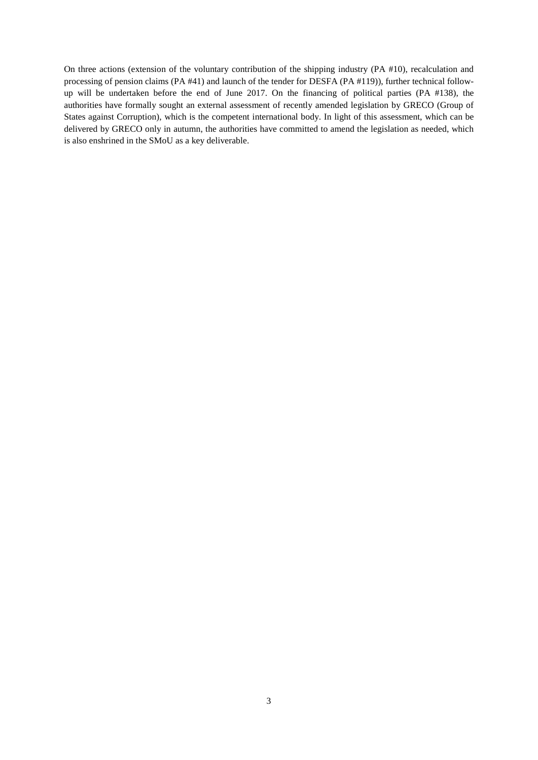On three actions (extension of the voluntary contribution of the shipping industry (PA #10), recalculation and processing of pension claims (PA #41) and launch of the tender for DESFA (PA #119)), further technical follow-up will be undertaken before the end of June 2017. On the financing of political parties (PA #138), the authorities have formally sought an external assessment of recently amended legislation by GRECO (Group of States against Corruption), which is the competent international body. In light of this assessment, which can be delivered by GRECO only in autumn, the authorities have committed to amend the legislation as needed, which is also enshrined in the SMoU as a key deliverable.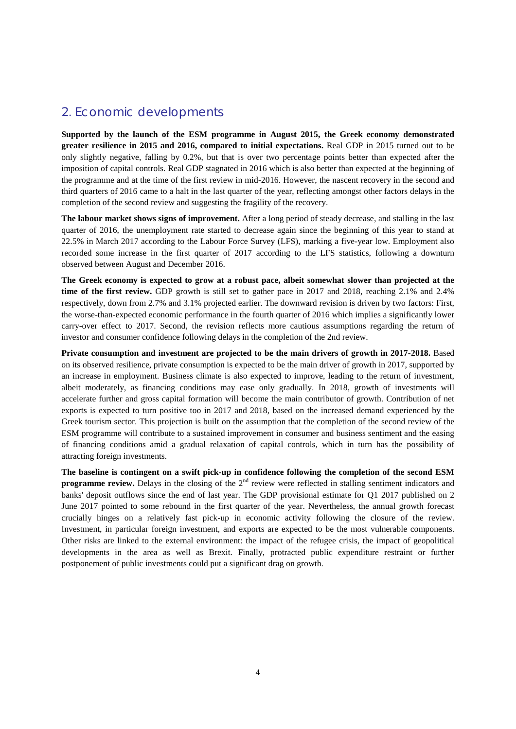## 2. Economic developments

**Supported by the launch of the ESM programme in August 2015, the Greek economy demonstrated greater resilience in 2015 and 2016, compared to initial expectations.** Real GDP in 2015 turned out to be only slightly negative, falling by 0.2%, but that is over two percentage points better than expected after the imposition of capital controls. Real GDP stagnated in 2016 which is also better than expected at the beginning of the programme and at the time of the first review in mid-2016. However, the nascent recovery in the second and third quarters of 2016 came to a halt in the last quarter of the year, reflecting amongst other factors delays in the completion of the second review and suggesting the fragility of the recovery.

**The labour market shows signs of improvement.** After a long period of steady decrease, and stalling in the last quarter of 2016, the unemployment rate started to decrease again since the beginning of this year to stand at 22.5% in March 2017 according to the Labour Force Survey (LFS), marking a five-year low. Employment also recorded some increase in the first quarter of 2017 according to the LFS statistics, following a downturn observed between August and December 2016.

**The Greek economy is expected to grow at a robust pace, albeit somewhat slower than projected at the time of the first review.** GDP growth is still set to gather pace in 2017 and 2018, reaching 2.1% and 2.4% respectively, down from 2.7% and 3.1% projected earlier. The downward revision is driven by two factors: First, the worse-than-expected economic performance in the fourth quarter of 2016 which implies a significantly lower carry-over effect to 2017. Second, the revision reflects more cautious assumptions regarding the return of investor and consumer confidence following delays in the completion of the 2nd review.

**Private consumption and investment are projected to be the main drivers of growth in 2017-2018.** Based on its observed resilience, private consumption is expected to be the main driver of growth in 2017, supported by an increase in employment. Business climate is also expected to improve, leading to the return of investment, albeit moderately, as financing conditions may ease only gradually. In 2018, growth of investments will accelerate further and gross capital formation will become the main contributor of growth. Contribution of net exports is expected to turn positive too in 2017 and 2018, based on the increased demand experienced by the Greek tourism sector. This projection is built on the assumption that the completion of the second review of the ESM programme will contribute to a sustained improvement in consumer and business sentiment and the easing of financing conditions amid a gradual relaxation of capital controls, which in turn has the possibility of attracting foreign investments.

**The baseline is contingent on a swift pick-up in confidence following the completion of the second ESM programme review.** Delays in the closing of the 2nd review were reflected in stalling sentiment indicators and banks' deposit outflows since the end of last year. The GDP provisional estimate for Q1 2017 published on 2 June 2017 pointed to some rebound in the first quarter of the year. Nevertheless, the annual growth forecast crucially hinges on a relatively fast pick-up in economic activity following the closure of the review. Investment, in particular foreign investment, and exports are expected to be the most vulnerable components. Other risks are linked to the external environment: the impact of the refugee crisis, the impact of geopolitical developments in the area as well as Brexit. Finally, protracted public expenditure restraint or further postponement of public investments could put a significant drag on growth.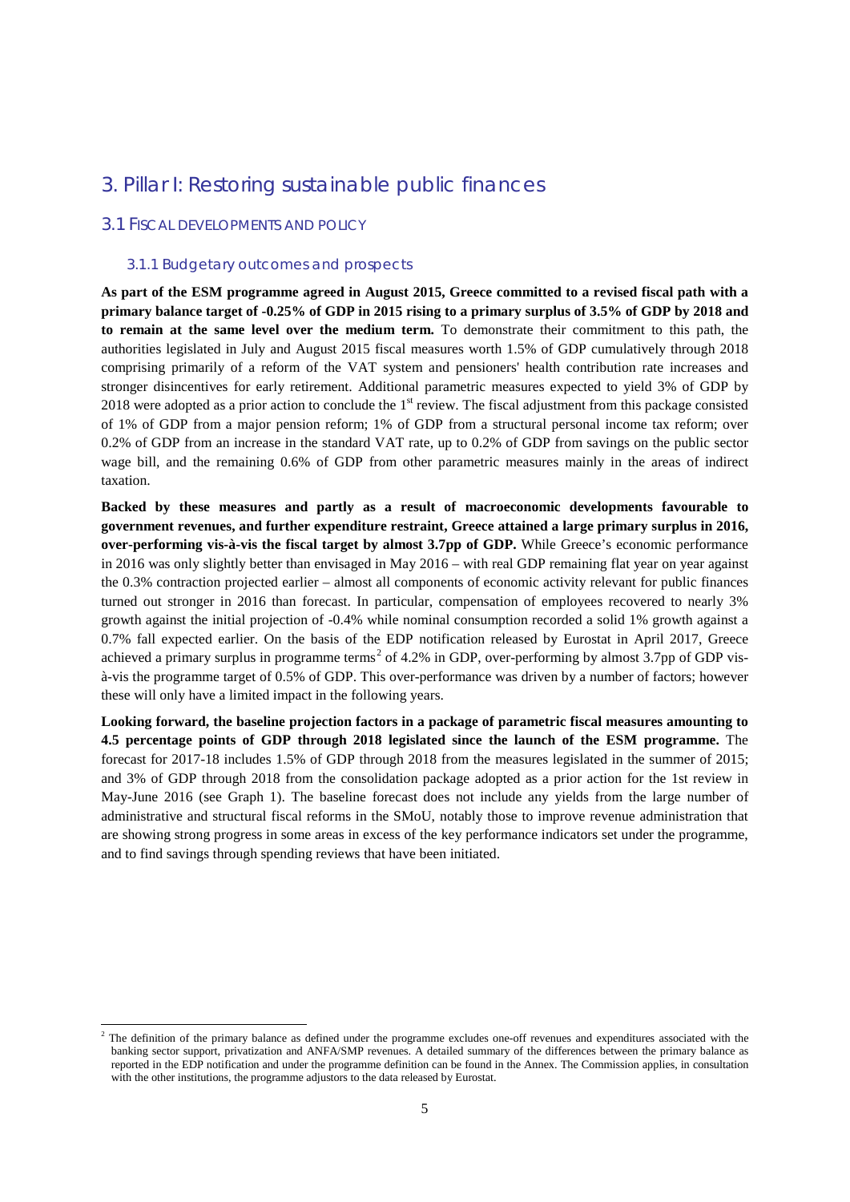# 3. Pillar I: Restoring sustainable public finances

## 3.1 FISCAL DEVELOPMENTS AND POLICY

### 3.1.1 Budgetary outcomes and prospects

**As part of the ESM programme agreed in August 2015, Greece committed to a revised fiscal path with a primary balance target of -0.25% of GDP in 2015 rising to a primary surplus of 3.5% of GDP by 2018 and to remain at the same level over the medium term.** To demonstrate their commitment to this path, the authorities legislated in July and August 2015 fiscal measures worth 1.5% of GDP cumulatively through 2018 comprising primarily of a reform of the VAT system and pensioners' health contribution rate increases and stronger disincentives for early retirement. Additional parametric measures expected to yield 3% of GDP by 2018 were adopted as a prior action to conclude the 1st review. The fiscal adjustment from this package consisted of 1% of GDP from a major pension reform; 1% of GDP from a structural personal income tax reform; over 0.2% of GDP from an increase in the standard VAT rate, up to 0.2% of GDP from savings on the public sector wage bill, and the remaining 0.6% of GDP from other parametric measures mainly in the areas of indirect taxation.

**Backed by these measures and partly as a result of macroeconomic developments favourable to government revenues, and further expenditure restraint, Greece attained a large primary surplus in 2016, over-performing vis-à-vis the fiscal target by almost 3.7pp of GDP.** While Greece's economic performance in 2016 was only slightly better than envisaged in May 2016 – with real GDP remaining flat year on year against the 0.3% contraction projected earlier – almost all components of economic activity relevant for public finances turned out stronger in 2016 than forecast. In particular, compensation of employees recovered to nearly 3% growth against the initial projection of -0.4% while nominal consumption recorded a solid 1% growth against a 0.7% fall expected earlier. On the basis of the EDP notification released by Eurostat in April 2017, Greece achieved a primary surplus in programme terms[2] of 4.2% in GDP, over-performing by almost 3.7pp of GDP vis-à-vis the programme target of 0.5% of GDP. This over-performance was driven by a number of factors; however these will only have a limited impact in the following years.

**Looking forward, the baseline projection factors in a package of parametric fiscal measures amounting to 4.5 percentage points of GDP through 2018 legislated since the launch of the ESM programme.** The forecast for 2017-18 includes 1.5% of GDP through 2018 from the measures legislated in the summer of 2015; and 3% of GDP through 2018 from the consolidation package adopted as a prior action for the 1st review in May-June 2016 (see Graph 1). The baseline forecast does not include any yields from the large number of administrative and structural fiscal reforms in the SMoU, notably those to improve revenue administration that are showing strong progress in some areas in excess of the key performance indicators set under the programme, and to find savings through spending reviews that have been initiated.

---

[2] The definition of the primary balance as defined under the programme excludes one-off revenues and expenditures associated with the banking sector support, privatization and ANFA/SMP revenues. A detailed summary of the differences between the primary balance as reported in the EDP notification and under the programme definition can be found in the Annex. The Commission applies, in consultation with the other institutions, the programme adjustors to the data released by Eurostat.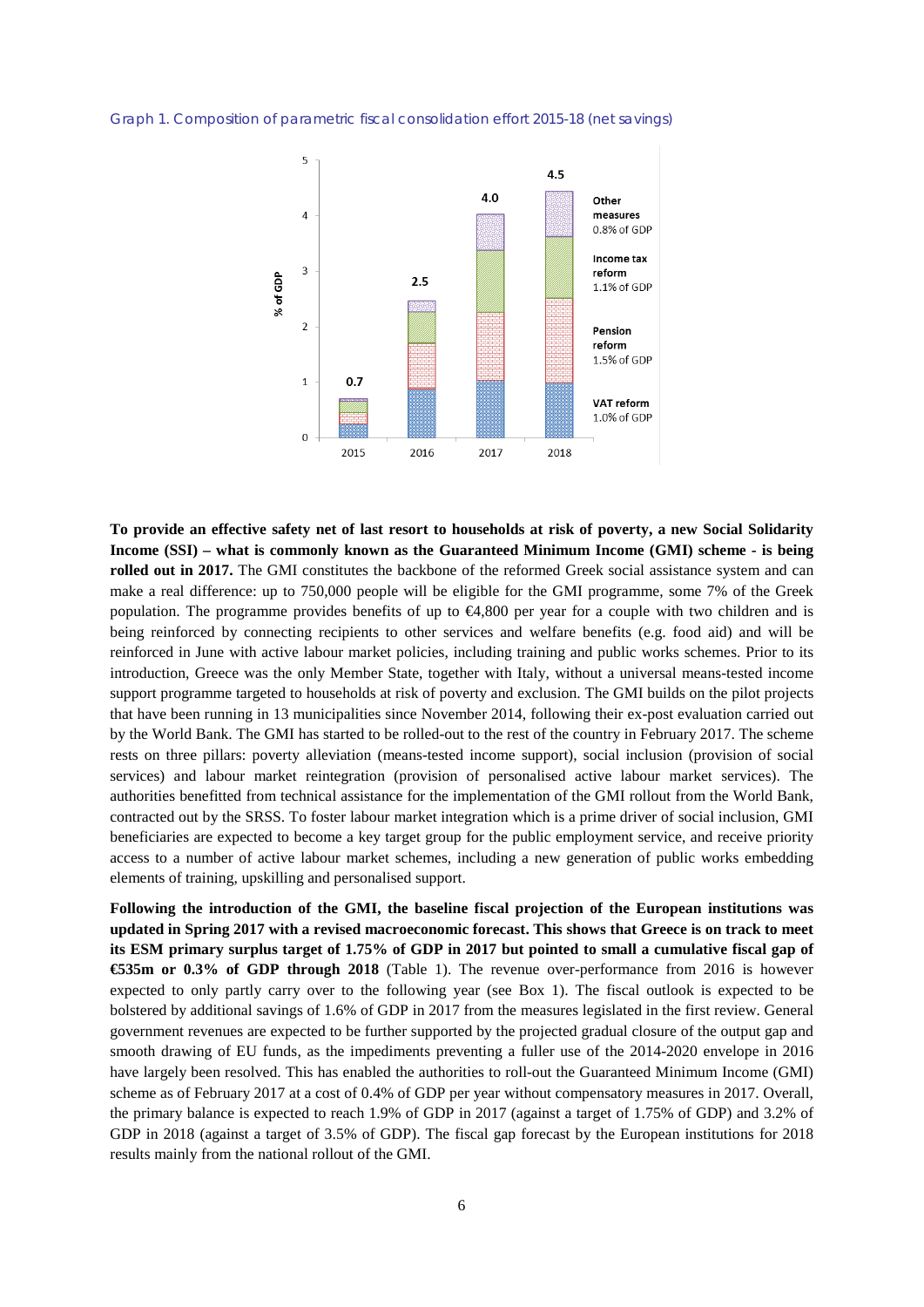Graph 1. Composition of parametric fiscal consolidation effort 2015-18 (net savings)

**To provide an effective safety net of last resort to households at risk of poverty, a new Social Solidarity Income (SSI) – what is commonly known as the Guaranteed Minimum Income (GMI) scheme - is being rolled out in 2017.** The GMI constitutes the backbone of the reformed Greek social assistance system and can make a real difference: up to 750,000 people will be eligible for the GMI programme, some 7% of the Greek population. The programme provides benefits of up to €4,800 per year for a couple with two children and is being reinforced by connecting recipients to other services and welfare benefits (e.g. food aid) and will be reinforced in June with active labour market policies, including training and public works schemes. Prior to its introduction, Greece was the only Member State, together with Italy, without a universal means-tested income support programme targeted to households at risk of poverty and exclusion. The GMI builds on the pilot projects that have been running in 13 municipalities since November 2014, following their ex-post evaluation carried out by the World Bank. The GMI has started to be rolled-out to the rest of the country in February 2017. The scheme rests on three pillars: poverty alleviation (means-tested income support), social inclusion (provision of social services) and labour market reintegration (provision of personalised active labour market services). The authorities benefitted from technical assistance for the implementation of the GMI rollout from the World Bank, contracted out by the SRSS. To foster labour market integration which is a prime driver of social inclusion, GMI beneficiaries are expected to become a key target group for the public employment service, and receive priority access to a number of active labour market schemes, including a new generation of public works embedding elements of training, upskilling and personalised support.

**Following the introduction of the GMI, the baseline fiscal projection of the European institutions was updated in Spring 2017 with a revised macroeconomic forecast. This shows that Greece is on track to meet its ESM primary surplus target of 1.75% of GDP in 2017 but pointed to small a cumulative fiscal gap of €535m or 0.3% of GDP through 2018** (Table 1). The revenue over-performance from 2016 is however expected to only partly carry over to the following year (see Box 1). The fiscal outlook is expected to be bolstered by additional savings of 1.6% of GDP in 2017 from the measures legislated in the first review. General government revenues are expected to be further supported by the projected gradual closure of the output gap and smooth drawing of EU funds, as the impediments preventing a fuller use of the 2014-2020 envelope in 2016 have largely been resolved. This has enabled the authorities to roll-out the Guaranteed Minimum Income (GMI) scheme as of February 2017 at a cost of 0.4% of GDP per year without compensatory measures in 2017. Overall, the primary balance is expected to reach 1.9% of GDP in 2017 (against a target of 1.75% of GDP) and 3.2% of GDP in 2018 (against a target of 3.5% of GDP). The fiscal gap forecast by the European institutions for 2018 results mainly from the national rollout of the GMI.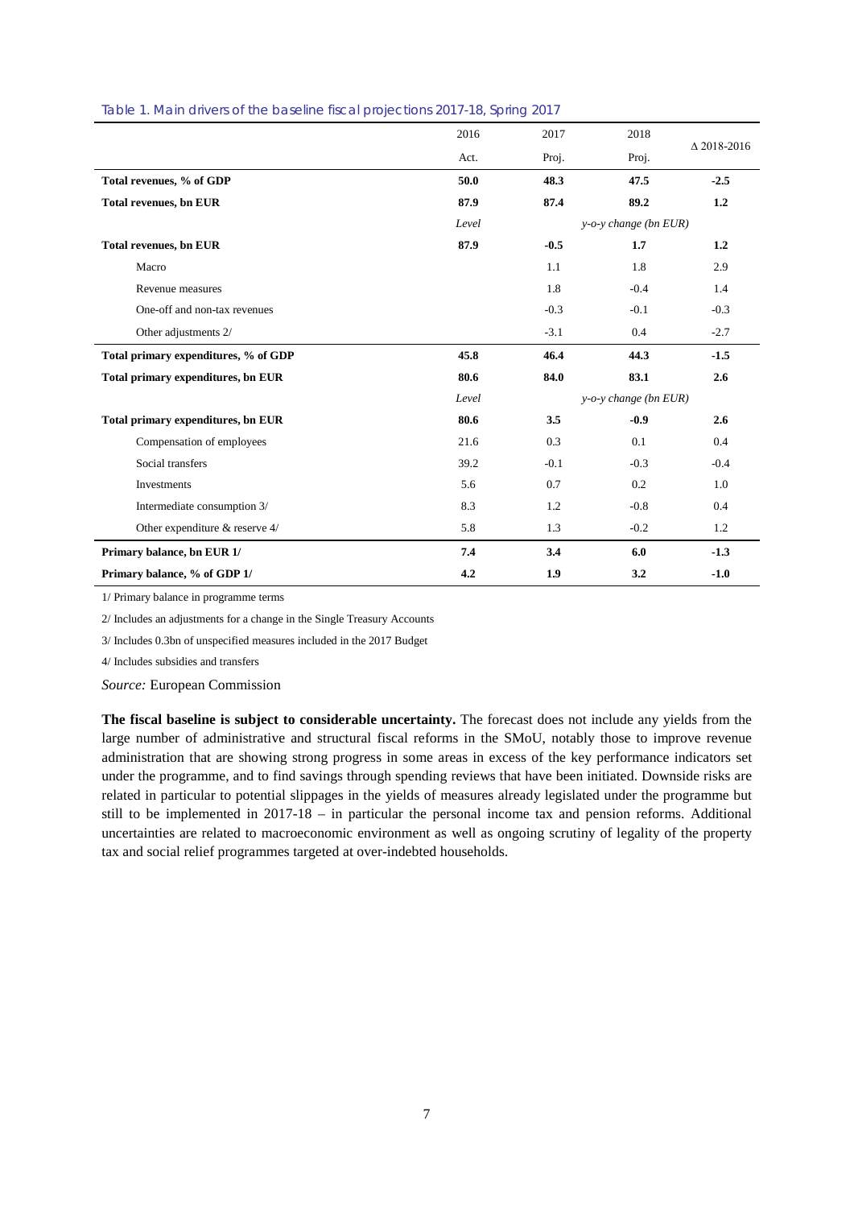Table 1. Main drivers of the baseline fiscal projections 2017-18, Spring 2017

| | 2016 | 2017 | 2018 | Δ 2018-2016 |
|---|---|---|---|---|
| | Act. | Proj. | Proj. | |
| **Total revenues, % of GDP** | **50.0** | **48.3** | **47.5** | **-2.5** |
| **Total revenues, bn EUR** | **87.9** | **87.4** | **89.2** | **1.2** |
| | *Level* | *y-o-y change (bn EUR)* | | |
| **Total revenues, bn EUR** | **87.9** | **-0.5** | **1.7** | **1.2** |
| Macro | | 1.1 | 1.8 | 2.9 |
| Revenue measures | | 1.8 | -0.4 | 1.4 |
| One-off and non-tax revenues | | -0.3 | -0.1 | -0.3 |
| Other adjustments 2/ | | -3.1 | 0.4 | -2.7 |
| **Total primary expenditures, % of GDP** | **45.8** | **46.4** | **44.3** | **-1.5** |
| **Total primary expenditures, bn EUR** | **80.6** | **84.0** | **83.1** | **2.6** |
| | *Level* | *y-o-y change (bn EUR)* | | |
| **Total primary expenditures, bn EUR** | **80.6** | **3.5** | **-0.9** | **2.6** |
| Compensation of employees | 21.6 | 0.3 | 0.1 | 0.4 |
| Social transfers | 39.2 | -0.1 | -0.3 | -0.4 |
| Investments | 5.6 | 0.7 | 0.2 | 1.0 |
| Intermediate consumption 3/ | 8.3 | 1.2 | -0.8 | 0.4 |
| Other expenditure & reserve 4/ | 5.8 | 1.3 | -0.2 | 1.2 |
| **Primary balance, bn EUR 1/** | **7.4** | **3.4** | **6.0** | **-1.3** |
| **Primary balance, % of GDP 1/** | **4.2** | **1.9** | **3.2** | **-1.0** |

1/ Primary balance in programme terms

2/ Includes an adjustments for a change in the Single Treasury Accounts

3/ Includes 0.3bn of unspecified measures included in the 2017 Budget

4/ Includes subsidies and transfers

*Source:* European Commission

**The fiscal baseline is subject to considerable uncertainty.** The forecast does not include any yields from the large number of administrative and structural fiscal reforms in the SMoU, notably those to improve revenue administration that are showing strong progress in some areas in excess of the key performance indicators set under the programme, and to find savings through spending reviews that have been initiated. Downside risks are related in particular to potential slippages in the yields of measures already legislated under the programme but still to be implemented in 2017-18 – in particular the personal income tax and pension reforms. Additional uncertainties are related to macroeconomic environment as well as ongoing scrutiny of legality of the property tax and social relief programmes targeted at over-indebted households.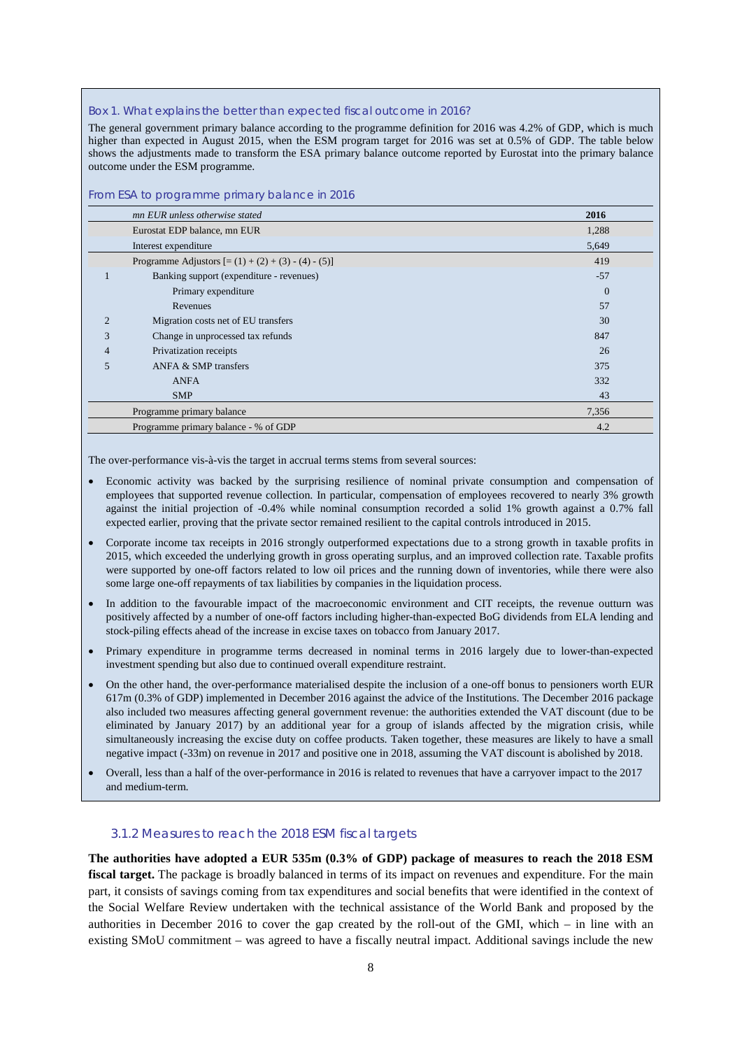### Box 1. What explains the better than expected fiscal outcome in 2016?

The general government primary balance according to the programme definition for 2016 was 4.2% of GDP, which is much higher than expected in August 2015, when the ESM program target for 2016 was set at 0.5% of GDP. The table below shows the adjustments made to transform the ESA primary balance outcome reported by Eurostat into the primary balance outcome under the ESM programme.

**From ESA to programme primary balance in 2016**

| | *mn EUR unless otherwise stated* | **2016** |
|---|---|---|
| | Eurostat EDP balance, mn EUR | 1,288 |
| | Interest expenditure | 5,649 |
| | Programme Adjustors [= (1) + (2) + (3) - (4) - (5)] | 419 |
| 1 | Banking support (expenditure - revenues) | -57 |
| | Primary expenditure | 0 |
| | Revenues | 57 |
| 2 | Migration costs net of EU transfers | 30 |
| 3 | Change in unprocessed tax refunds | 847 |
| 4 | Privatization receipts | 26 |
| 5 | ANFA & SMP transfers | 375 |
| | ANFA | 332 |
| | SMP | 43 |
| | Programme primary balance | 7,356 |
| | Programme primary balance - % of GDP | 4.2 |

The over-performance vis-à-vis the target in accrual terms stems from several sources:

- Economic activity was backed by the surprising resilience of nominal private consumption and compensation of employees that supported revenue collection. In particular, compensation of employees recovered to nearly 3% growth against the initial projection of -0.4% while nominal consumption recorded a solid 1% growth against a 0.7% fall expected earlier, proving that the private sector remained resilient to the capital controls introduced in 2015.
- Corporate income tax receipts in 2016 strongly outperformed expectations due to a strong growth in taxable profits in 2015, which exceeded the underlying growth in gross operating surplus, and an improved collection rate. Taxable profits were supported by one-off factors related to low oil prices and the running down of inventories, while there were also some large one-off repayments of tax liabilities by companies in the liquidation process.
- In addition to the favourable impact of the macroeconomic environment and CIT receipts, the revenue outturn was positively affected by a number of one-off factors including higher-than-expected BoG dividends from ELA lending and stock-piling effects ahead of the increase in excise taxes on tobacco from January 2017.
- Primary expenditure in programme terms decreased in nominal terms in 2016 largely due to lower-than-expected investment spending but also due to continued overall expenditure restraint.
- On the other hand, the over-performance materialised despite the inclusion of a one-off bonus to pensioners worth EUR 617m (0.3% of GDP) implemented in December 2016 against the advice of the Institutions. The December 2016 package also included two measures affecting general government revenue: the authorities extended the VAT discount (due to be eliminated by January 2017) by an additional year for a group of islands affected by the migration crisis, while simultaneously increasing the excise duty on coffee products. Taken together, these measures are likely to have a small negative impact (-33m) on revenue in 2017 and positive one in 2018, assuming the VAT discount is abolished by 2018.
- Overall, less than a half of the over-performance in 2016 is related to revenues that have a carryover impact to the 2017 and medium-term.

### 3.1.2 Measures to reach the 2018 ESM fiscal targets

**The authorities have adopted a EUR 535m (0.3% of GDP) package of measures to reach the 2018 ESM fiscal target.** The package is broadly balanced in terms of its impact on revenues and expenditure. For the main part, it consists of savings coming from tax expenditures and social benefits that were identified in the context of the Social Welfare Review undertaken with the technical assistance of the World Bank and proposed by the authorities in December 2016 to cover the gap created by the roll-out of the GMI, which – in line with an existing SMoU commitment – was agreed to have a fiscally neutral impact. Additional savings include the new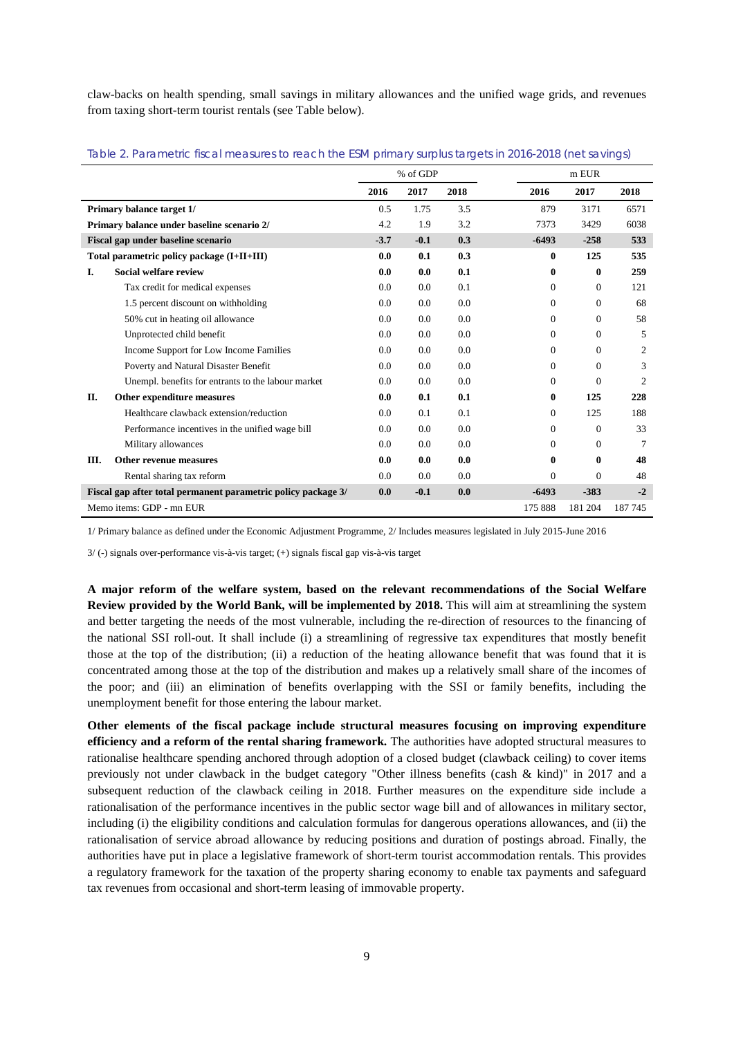claw-backs on health spending, small savings in military allowances and the unified wage grids, and revenues from taxing short-term tourist rentals (see Table below).

Table 2. Parametric fiscal measures to reach the ESM primary surplus targets in 2016-2018 (net savings)

| | | % of GDP | | | m EUR | | |
|---|---|---|---|---|---|---|---|
| | | 2016 | 2017 | 2018 | 2016 | 2017 | 2018 |
| **Primary balance target 1/** | | 0.5 | 1.75 | 3.5 | 879 | 3171 | 6571 |
| **Primary balance under baseline scenario 2/** | | 4.2 | 1.9 | 3.2 | 7373 | 3429 | 6038 |
| **Fiscal gap under baseline scenario** | | **-3.7** | **-0.1** | **0.3** | **-6493** | **-258** | **533** |
| **Total parametric policy package (I+II+III)** | | **0.0** | **0.1** | **0.3** | **0** | **125** | **535** |
| **I.** | **Social welfare review** | **0.0** | **0.0** | **0.1** | **0** | **0** | **259** |
| | Tax credit for medical expenses | 0.0 | 0.0 | 0.1 | 0 | 0 | 121 |
| | 1.5 percent discount on withholding | 0.0 | 0.0 | 0.0 | 0 | 0 | 68 |
| | 50% cut in heating oil allowance | 0.0 | 0.0 | 0.0 | 0 | 0 | 58 |
| | Unprotected child benefit | 0.0 | 0.0 | 0.0 | 0 | 0 | 5 |
| | Income Support for Low Income Families | 0.0 | 0.0 | 0.0 | 0 | 0 | 2 |
| | Poverty and Natural Disaster Benefit | 0.0 | 0.0 | 0.0 | 0 | 0 | 3 |
| | Unempl. benefits for entrants to the labour market | 0.0 | 0.0 | 0.0 | 0 | 0 | 2 |
| **II.** | **Other expenditure measures** | **0.0** | **0.1** | **0.1** | **0** | **125** | **228** |
| | Healthcare clawback extension/reduction | 0.0 | 0.1 | 0.1 | 0 | 125 | 188 |
| | Performance incentives in the unified wage bill | 0.0 | 0.0 | 0.0 | 0 | 0 | 33 |
| | Military allowances | 0.0 | 0.0 | 0.0 | 0 | 0 | 7 |
| **III.** | **Other revenue measures** | **0.0** | **0.0** | **0.0** | **0** | **0** | **48** |
| | Rental sharing tax reform | 0.0 | 0.0 | 0.0 | 0 | 0 | 48 |
| **Fiscal gap after total permanent parametric policy package 3/** | | **0.0** | **-0.1** | **0.0** | **-6493** | **-383** | **-2** |
| Memo items: GDP - mn EUR | | | | | 175 888 | 181 204 | 187 745 |

1/ Primary balance as defined under the Economic Adjustment Programme, 2/ Includes measures legislated in July 2015-June 2016

3/ (-) signals over-performance vis-à-vis target; (+) signals fiscal gap vis-à-vis target

**A major reform of the welfare system, based on the relevant recommendations of the Social Welfare Review provided by the World Bank, will be implemented by 2018.** This will aim at streamlining the system and better targeting the needs of the most vulnerable, including the re-direction of resources to the financing of the national SSI roll-out. It shall include (i) a streamlining of regressive tax expenditures that mostly benefit those at the top of the distribution; (ii) a reduction of the heating allowance benefit that was found that it is concentrated among those at the top of the distribution and makes up a relatively small share of the incomes of the poor; and (iii) an elimination of benefits overlapping with the SSI or family benefits, including the unemployment benefit for those entering the labour market.

**Other elements of the fiscal package include structural measures focusing on improving expenditure efficiency and a reform of the rental sharing framework.** The authorities have adopted structural measures to rationalise healthcare spending anchored through adoption of a closed budget (clawback ceiling) to cover items previously not under clawback in the budget category "Other illness benefits (cash & kind)" in 2017 and a subsequent reduction of the clawback ceiling in 2018. Further measures on the expenditure side include a rationalisation of the performance incentives in the public sector wage bill and of allowances in military sector, including (i) the eligibility conditions and calculation formulas for dangerous operations allowances, and (ii) the rationalisation of service abroad allowance by reducing positions and duration of postings abroad. Finally, the authorities have put in place a legislative framework of short-term tourist accommodation rentals. This provides a regulatory framework for the taxation of the property sharing economy to enable tax payments and safeguard tax revenues from occasional and short-term leasing of immovable property.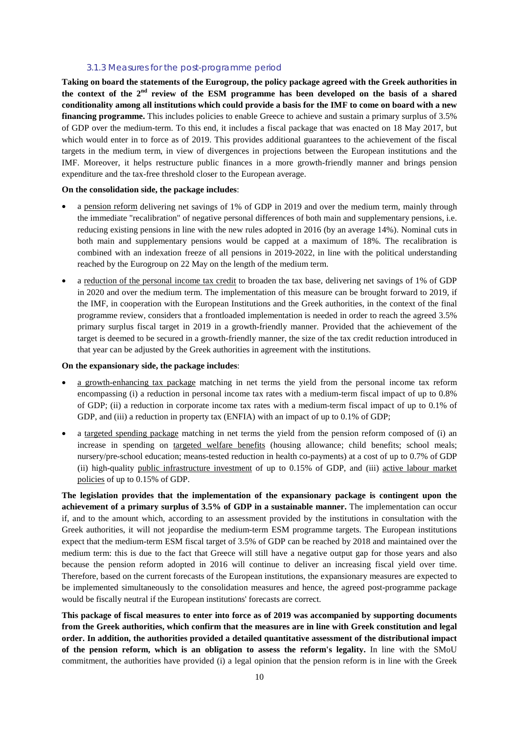### 3.1.3 Measures for the post-programme period

**Taking on board the statements of the Eurogroup, the policy package agreed with the Greek authorities in the context of the 2nd review of the ESM programme has been developed on the basis of a shared conditionality among all institutions which could provide a basis for the IMF to come on board with a new financing programme.** This includes policies to enable Greece to achieve and sustain a primary surplus of 3.5% of GDP over the medium-term. To this end, it includes a fiscal package that was enacted on 18 May 2017, but which would enter in to force as of 2019. This provides additional guarantees to the achievement of the fiscal targets in the medium term, in view of divergences in projections between the European institutions and the IMF. Moreover, it helps restructure public finances in a more growth-friendly manner and brings pension expenditure and the tax-free threshold closer to the European average.

**On the consolidation side, the package includes**:

- a pension reform delivering net savings of 1% of GDP in 2019 and over the medium term, mainly through the immediate "recalibration" of negative personal differences of both main and supplementary pensions, i.e. reducing existing pensions in line with the new rules adopted in 2016 (by an average 14%). Nominal cuts in both main and supplementary pensions would be capped at a maximum of 18%. The recalibration is combined with an indexation freeze of all pensions in 2019-2022, in line with the political understanding reached by the Eurogroup on 22 May on the length of the medium term.
- a reduction of the personal income tax credit to broaden the tax base, delivering net savings of 1% of GDP in 2020 and over the medium term. The implementation of this measure can be brought forward to 2019, if the IMF, in cooperation with the European Institutions and the Greek authorities, in the context of the final programme review, considers that a frontloaded implementation is needed in order to reach the agreed 3.5% primary surplus fiscal target in 2019 in a growth-friendly manner. Provided that the achievement of the target is deemed to be secured in a growth-friendly manner, the size of the tax credit reduction introduced in that year can be adjusted by the Greek authorities in agreement with the institutions.

**On the expansionary side, the package includes**:

- a growth-enhancing tax package matching in net terms the yield from the personal income tax reform encompassing (i) a reduction in personal income tax rates with a medium-term fiscal impact of up to 0.8% of GDP; (ii) a reduction in corporate income tax rates with a medium-term fiscal impact of up to 0.1% of GDP, and (iii) a reduction in property tax (ENFIA) with an impact of up to 0.1% of GDP;
- a targeted spending package matching in net terms the yield from the pension reform composed of (i) an increase in spending on targeted welfare benefits (housing allowance; child benefits; school meals; nursery/pre-school education; means-tested reduction in health co-payments) at a cost of up to 0.7% of GDP (ii) high-quality public infrastructure investment of up to 0.15% of GDP, and (iii) active labour market policies of up to 0.15% of GDP.

**The legislation provides that the implementation of the expansionary package is contingent upon the achievement of a primary surplus of 3.5% of GDP in a sustainable manner.** The implementation can occur if, and to the amount which, according to an assessment provided by the institutions in consultation with the Greek authorities, it will not jeopardise the medium-term ESM programme targets. The European institutions expect that the medium-term ESM fiscal target of 3.5% of GDP can be reached by 2018 and maintained over the medium term: this is due to the fact that Greece will still have a negative output gap for those years and also because the pension reform adopted in 2016 will continue to deliver an increasing fiscal yield over time. Therefore, based on the current forecasts of the European institutions, the expansionary measures are expected to be implemented simultaneously to the consolidation measures and hence, the agreed post-programme package would be fiscally neutral if the European institutions' forecasts are correct.

**This package of fiscal measures to enter into force as of 2019 was accompanied by supporting documents from the Greek authorities, which confirm that the measures are in line with Greek constitution and legal order. In addition, the authorities provided a detailed quantitative assessment of the distributional impact of the pension reform, which is an obligation to assess the reform's legality.** In line with the SMoU commitment, the authorities have provided (i) a legal opinion that the pension reform is in line with the Greek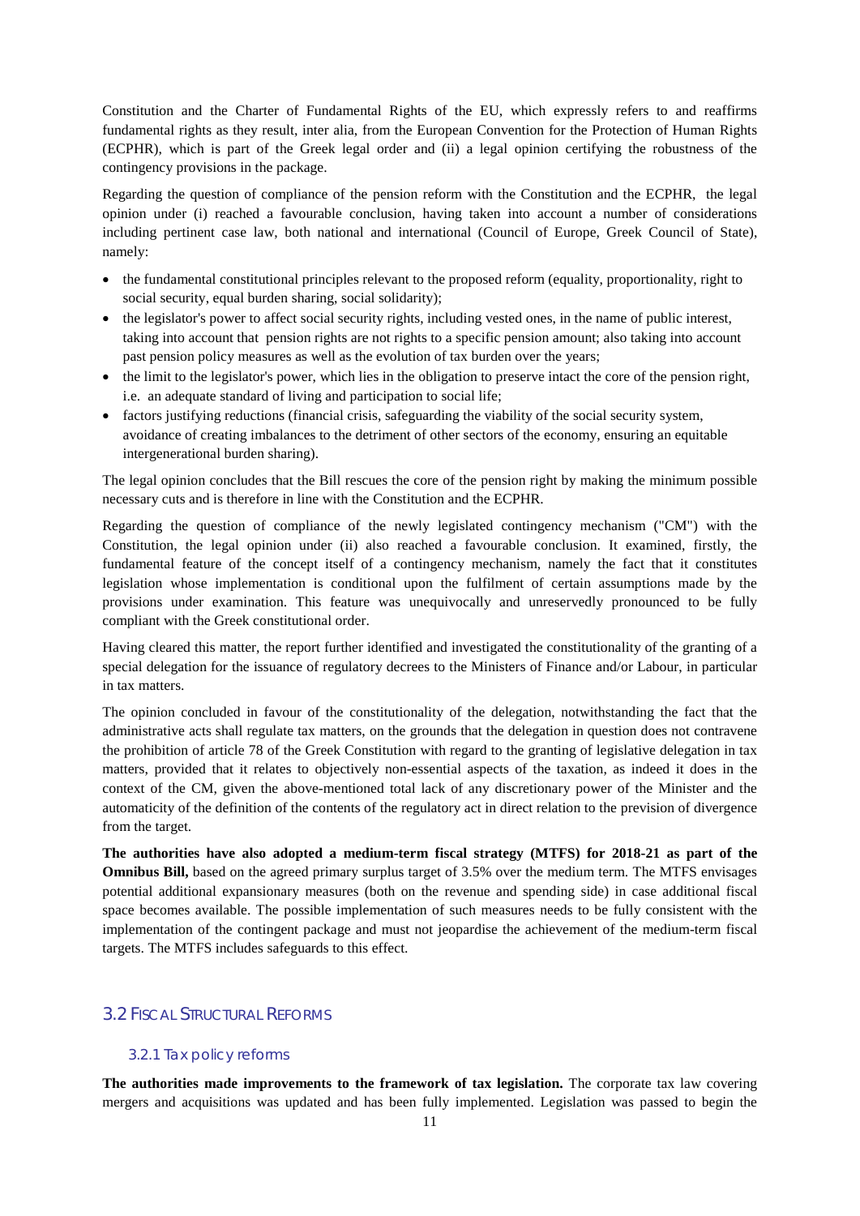Constitution and the Charter of Fundamental Rights of the EU, which expressly refers to and reaffirms fundamental rights as they result, inter alia, from the European Convention for the Protection of Human Rights (ECPHR), which is part of the Greek legal order and (ii) a legal opinion certifying the robustness of the contingency provisions in the package.

Regarding the question of compliance of the pension reform with the Constitution and the ECPHR, the legal opinion under (i) reached a favourable conclusion, having taken into account a number of considerations including pertinent case law, both national and international (Council of Europe, Greek Council of State), namely:

- the fundamental constitutional principles relevant to the proposed reform (equality, proportionality, right to social security, equal burden sharing, social solidarity);
- the legislator's power to affect social security rights, including vested ones, in the name of public interest, taking into account that pension rights are not rights to a specific pension amount; also taking into account past pension policy measures as well as the evolution of tax burden over the years;
- the limit to the legislator's power, which lies in the obligation to preserve intact the core of the pension right, i.e. an adequate standard of living and participation to social life;
- factors justifying reductions (financial crisis, safeguarding the viability of the social security system, avoidance of creating imbalances to the detriment of other sectors of the economy, ensuring an equitable intergenerational burden sharing).

The legal opinion concludes that the Bill rescues the core of the pension right by making the minimum possible necessary cuts and is therefore in line with the Constitution and the ECPHR.

Regarding the question of compliance of the newly legislated contingency mechanism ("CM") with the Constitution, the legal opinion under (ii) also reached a favourable conclusion. It examined, firstly, the fundamental feature of the concept itself of a contingency mechanism, namely the fact that it constitutes legislation whose implementation is conditional upon the fulfilment of certain assumptions made by the provisions under examination. This feature was unequivocally and unreservedly pronounced to be fully compliant with the Greek constitutional order.

Having cleared this matter, the report further identified and investigated the constitutionality of the granting of a special delegation for the issuance of regulatory decrees to the Ministers of Finance and/or Labour, in particular in tax matters.

The opinion concluded in favour of the constitutionality of the delegation, notwithstanding the fact that the administrative acts shall regulate tax matters, on the grounds that the delegation in question does not contravene the prohibition of article 78 of the Greek Constitution with regard to the granting of legislative delegation in tax matters, provided that it relates to objectively non-essential aspects of the taxation, as indeed it does in the context of the CM, given the above-mentioned total lack of any discretionary power of the Minister and the automaticity of the definition of the contents of the regulatory act in direct relation to the prevision of divergence from the target.

**The authorities have also adopted a medium-term fiscal strategy (MTFS) for 2018-21 as part of the Omnibus Bill,** based on the agreed primary surplus target of 3.5% over the medium term. The MTFS envisages potential additional expansionary measures (both on the revenue and spending side) in case additional fiscal space becomes available. The possible implementation of such measures needs to be fully consistent with the implementation of the contingent package and must not jeopardise the achievement of the medium-term fiscal targets. The MTFS includes safeguards to this effect.

## 3.2 Fiscal Structural Reforms

### 3.2.1 Tax policy reforms

**The authorities made improvements to the framework of tax legislation.** The corporate tax law covering mergers and acquisitions was updated and has been fully implemented. Legislation was passed to begin the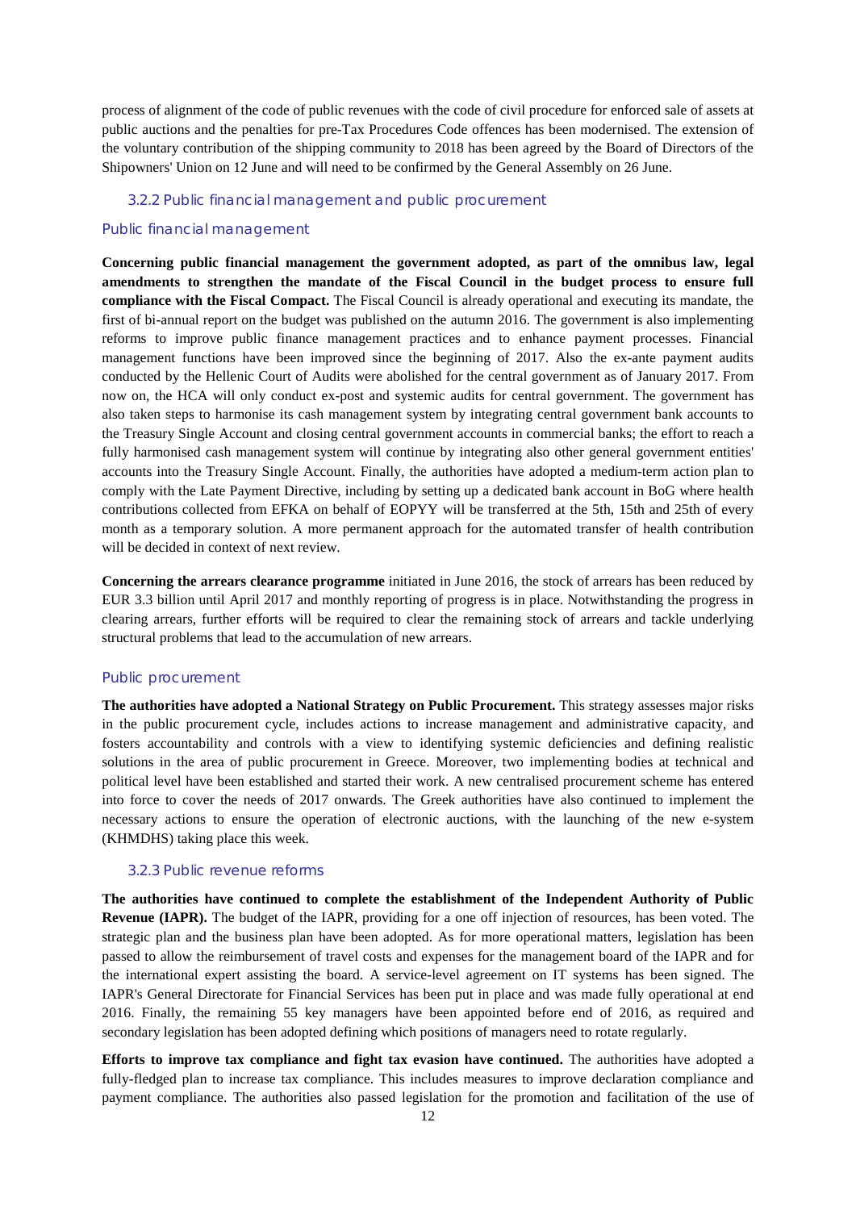process of alignment of the code of public revenues with the code of civil procedure for enforced sale of assets at public auctions and the penalties for pre-Tax Procedures Code offences has been modernised. The extension of the voluntary contribution of the shipping community to 2018 has been agreed by the Board of Directors of the Shipowners' Union on 12 June and will need to be confirmed by the General Assembly on 26 June.

### 3.2.2 Public financial management and public procurement

#### Public financial management

**Concerning public financial management the government adopted, as part of the omnibus law, legal amendments to strengthen the mandate of the Fiscal Council in the budget process to ensure full compliance with the Fiscal Compact.** The Fiscal Council is already operational and executing its mandate, the first of bi-annual report on the budget was published on the autumn 2016. The government is also implementing reforms to improve public finance management practices and to enhance payment processes. Financial management functions have been improved since the beginning of 2017. Also the ex-ante payment audits conducted by the Hellenic Court of Audits were abolished for the central government as of January 2017. From now on, the HCA will only conduct ex-post and systemic audits for central government. The government has also taken steps to harmonise its cash management system by integrating central government bank accounts to the Treasury Single Account and closing central government accounts in commercial banks; the effort to reach a fully harmonised cash management system will continue by integrating also other general government entities' accounts into the Treasury Single Account. Finally, the authorities have adopted a medium-term action plan to comply with the Late Payment Directive, including by setting up a dedicated bank account in BoG where health contributions collected from EFKA on behalf of EOPYY will be transferred at the 5th, 15th and 25th of every month as a temporary solution. A more permanent approach for the automated transfer of health contribution will be decided in context of next review.

**Concerning the arrears clearance programme** initiated in June 2016, the stock of arrears has been reduced by EUR 3.3 billion until April 2017 and monthly reporting of progress is in place. Notwithstanding the progress in clearing arrears, further efforts will be required to clear the remaining stock of arrears and tackle underlying structural problems that lead to the accumulation of new arrears.

#### Public procurement

**The authorities have adopted a National Strategy on Public Procurement.** This strategy assesses major risks in the public procurement cycle, includes actions to increase management and administrative capacity, and fosters accountability and controls with a view to identifying systemic deficiencies and defining realistic solutions in the area of public procurement in Greece. Moreover, two implementing bodies at technical and political level have been established and started their work. A new centralised procurement scheme has entered into force to cover the needs of 2017 onwards. The Greek authorities have also continued to implement the necessary actions to ensure the operation of electronic auctions, with the launching of the new e-system (KHMDHS) taking place this week.

### 3.2.3 Public revenue reforms

**The authorities have continued to complete the establishment of the Independent Authority of Public Revenue (IAPR).** The budget of the IAPR, providing for a one off injection of resources, has been voted. The strategic plan and the business plan have been adopted. As for more operational matters, legislation has been passed to allow the reimbursement of travel costs and expenses for the management board of the IAPR and for the international expert assisting the board. A service-level agreement on IT systems has been signed. The IAPR's General Directorate for Financial Services has been put in place and was made fully operational at end 2016. Finally, the remaining 55 key managers have been appointed before end of 2016, as required and secondary legislation has been adopted defining which positions of managers need to rotate regularly.

**Efforts to improve tax compliance and fight tax evasion have continued.** The authorities have adopted a fully-fledged plan to increase tax compliance. This includes measures to improve declaration compliance and payment compliance. The authorities also passed legislation for the promotion and facilitation of the use of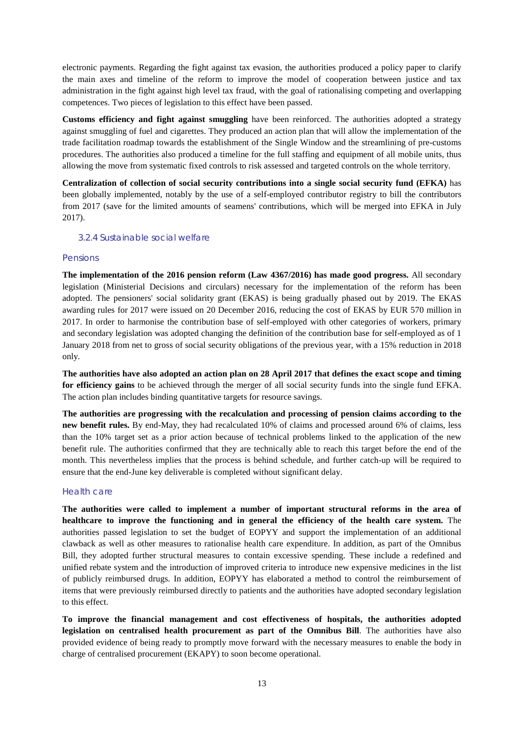electronic payments. Regarding the fight against tax evasion, the authorities produced a policy paper to clarify the main axes and timeline of the reform to improve the model of cooperation between justice and tax administration in the fight against high level tax fraud, with the goal of rationalising competing and overlapping competences. Two pieces of legislation to this effect have been passed.

**Customs efficiency and fight against smuggling** have been reinforced. The authorities adopted a strategy against smuggling of fuel and cigarettes. They produced an action plan that will allow the implementation of the trade facilitation roadmap towards the establishment of the Single Window and the streamlining of pre-customs procedures. The authorities also produced a timeline for the full staffing and equipment of all mobile units, thus allowing the move from systematic fixed controls to risk assessed and targeted controls on the whole territory.

**Centralization of collection of social security contributions into a single social security fund (EFKA)** has been globally implemented, notably by the use of a self-employed contributor registry to bill the contributors from 2017 (save for the limited amounts of seamens' contributions, which will be merged into EFKA in July 2017).

### 3.2.4 Sustainable social welfare

#### Pensions

**The implementation of the 2016 pension reform (Law 4367/2016) has made good progress.** All secondary legislation (Ministerial Decisions and circulars) necessary for the implementation of the reform has been adopted. The pensioners' social solidarity grant (EKAS) is being gradually phased out by 2019. The EKAS awarding rules for 2017 were issued on 20 December 2016, reducing the cost of EKAS by EUR 570 million in 2017. In order to harmonise the contribution base of self-employed with other categories of workers, primary and secondary legislation was adopted changing the definition of the contribution base for self-employed as of 1 January 2018 from net to gross of social security obligations of the previous year, with a 15% reduction in 2018 only.

**The authorities have also adopted an action plan on 28 April 2017 that defines the exact scope and timing for efficiency gains** to be achieved through the merger of all social security funds into the single fund EFKA. The action plan includes binding quantitative targets for resource savings.

**The authorities are progressing with the recalculation and processing of pension claims according to the new benefit rules.** By end-May, they had recalculated 10% of claims and processed around 6% of claims, less than the 10% target set as a prior action because of technical problems linked to the application of the new benefit rule. The authorities confirmed that they are technically able to reach this target before the end of the month. This nevertheless implies that the process is behind schedule, and further catch-up will be required to ensure that the end-June key deliverable is completed without significant delay.

#### Health care

**The authorities were called to implement a number of important structural reforms in the area of healthcare to improve the functioning and in general the efficiency of the health care system.** The authorities passed legislation to set the budget of EOPYY and support the implementation of an additional clawback as well as other measures to rationalise health care expenditure. In addition, as part of the Omnibus Bill, they adopted further structural measures to contain excessive spending. These include a redefined and unified rebate system and the introduction of improved criteria to introduce new expensive medicines in the list of publicly reimbursed drugs. In addition, EOPYY has elaborated a method to control the reimbursement of items that were previously reimbursed directly to patients and the authorities have adopted secondary legislation to this effect.

**To improve the financial management and cost effectiveness of hospitals, the authorities adopted legislation on centralised health procurement as part of the Omnibus Bill**. The authorities have also provided evidence of being ready to promptly move forward with the necessary measures to enable the body in charge of centralised procurement (EKAPY) to soon become operational.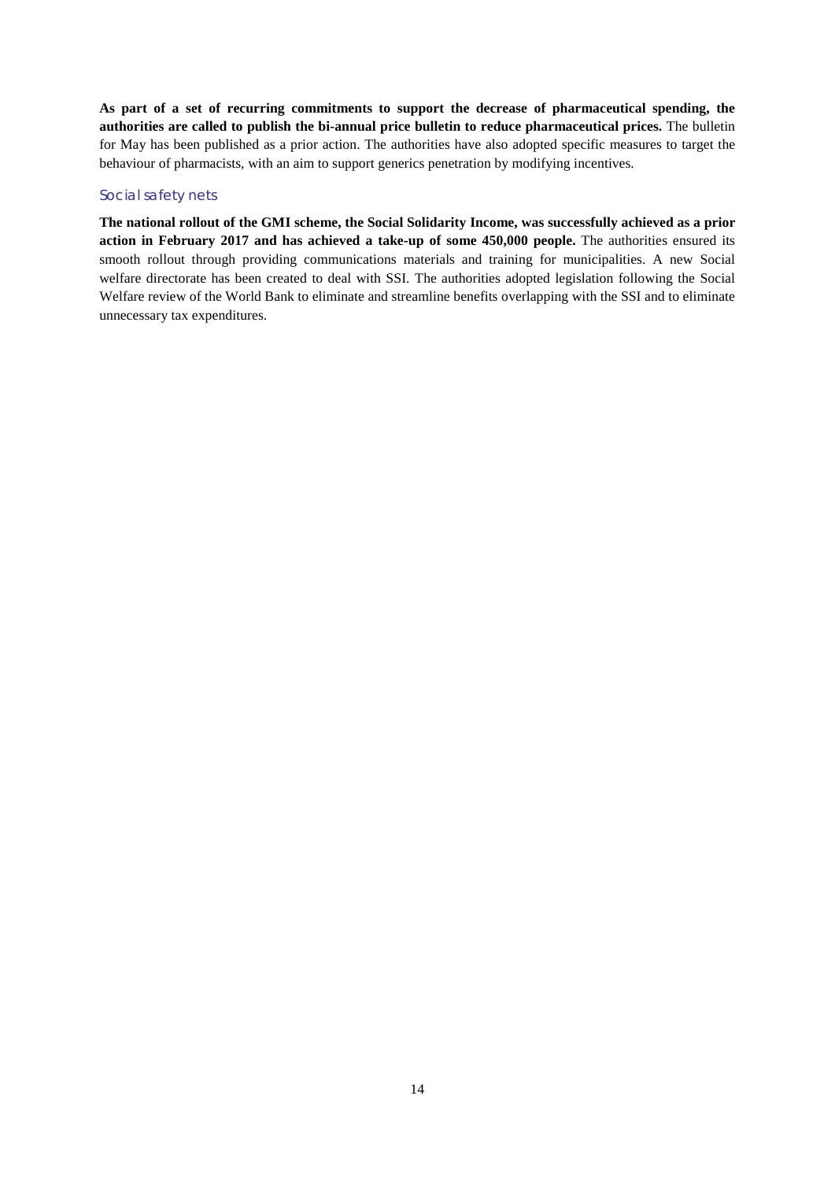**As part of a set of recurring commitments to support the decrease of pharmaceutical spending, the authorities are called to publish the bi-annual price bulletin to reduce pharmaceutical prices.** The bulletin for May has been published as a prior action. The authorities have also adopted specific measures to target the behaviour of pharmacists, with an aim to support generics penetration by modifying incentives.

### Social safety nets

**The national rollout of the GMI scheme, the Social Solidarity Income, was successfully achieved as a prior action in February 2017 and has achieved a take-up of some 450,000 people.** The authorities ensured its smooth rollout through providing communications materials and training for municipalities. A new Social welfare directorate has been created to deal with SSI. The authorities adopted legislation following the Social Welfare review of the World Bank to eliminate and streamline benefits overlapping with the SSI and to eliminate unnecessary tax expenditures.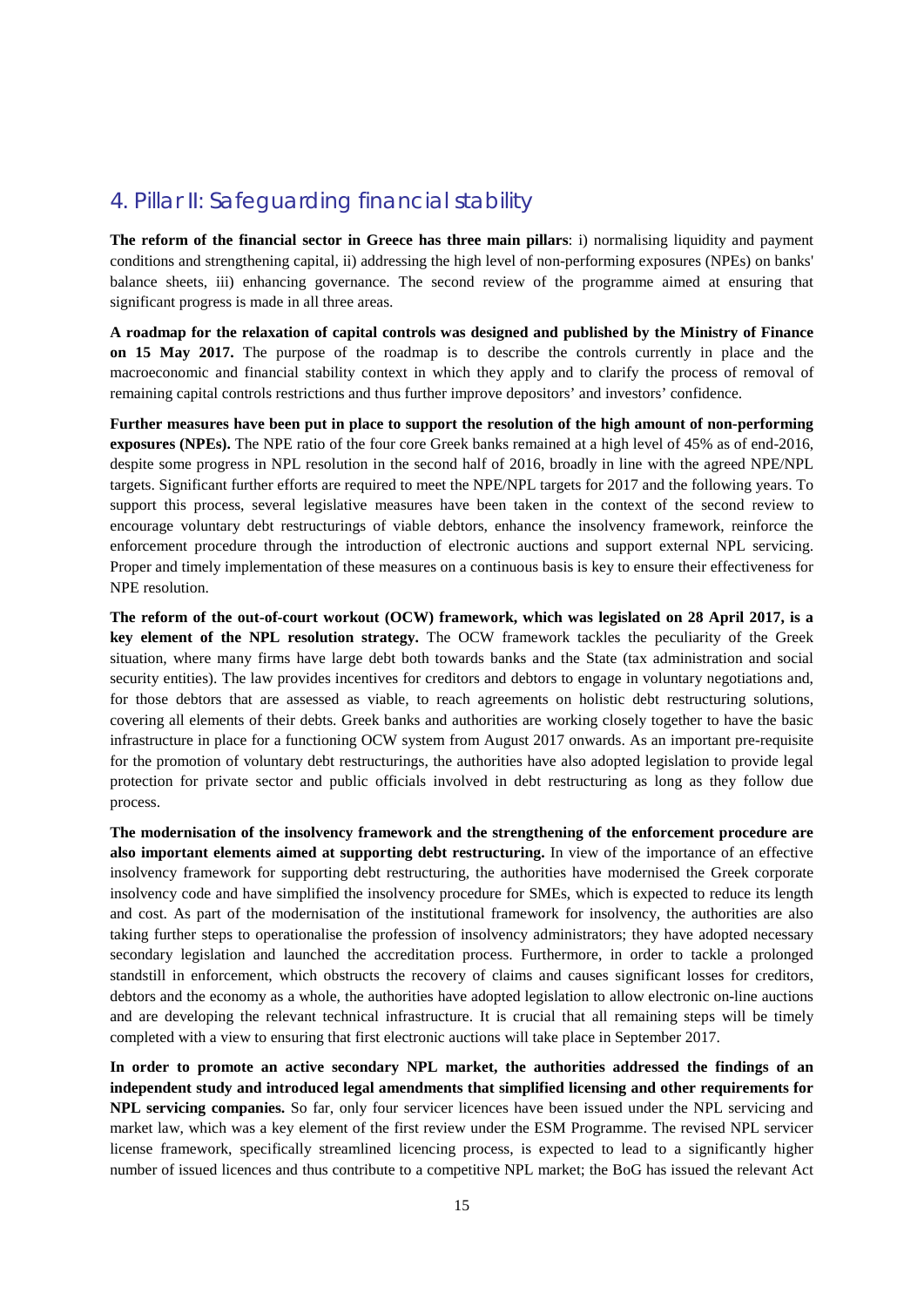## 4. Pillar II: Safeguarding financial stability

**The reform of the financial sector in Greece has three main pillars**: i) normalising liquidity and payment conditions and strengthening capital, ii) addressing the high level of non-performing exposures (NPEs) on banks' balance sheets, iii) enhancing governance. The second review of the programme aimed at ensuring that significant progress is made in all three areas.

**A roadmap for the relaxation of capital controls was designed and published by the Ministry of Finance on 15 May 2017.** The purpose of the roadmap is to describe the controls currently in place and the macroeconomic and financial stability context in which they apply and to clarify the process of removal of remaining capital controls restrictions and thus further improve depositors' and investors' confidence.

**Further measures have been put in place to support the resolution of the high amount of non-performing exposures (NPEs).** The NPE ratio of the four core Greek banks remained at a high level of 45% as of end-2016, despite some progress in NPL resolution in the second half of 2016, broadly in line with the agreed NPE/NPL targets. Significant further efforts are required to meet the NPE/NPL targets for 2017 and the following years. To support this process, several legislative measures have been taken in the context of the second review to encourage voluntary debt restructurings of viable debtors, enhance the insolvency framework, reinforce the enforcement procedure through the introduction of electronic auctions and support external NPL servicing. Proper and timely implementation of these measures on a continuous basis is key to ensure their effectiveness for NPE resolution.

**The reform of the out-of-court workout (OCW) framework, which was legislated on 28 April 2017, is a key element of the NPL resolution strategy.** The OCW framework tackles the peculiarity of the Greek situation, where many firms have large debt both towards banks and the State (tax administration and social security entities). The law provides incentives for creditors and debtors to engage in voluntary negotiations and, for those debtors that are assessed as viable, to reach agreements on holistic debt restructuring solutions, covering all elements of their debts. Greek banks and authorities are working closely together to have the basic infrastructure in place for a functioning OCW system from August 2017 onwards. As an important pre-requisite for the promotion of voluntary debt restructurings, the authorities have also adopted legislation to provide legal protection for private sector and public officials involved in debt restructuring as long as they follow due process.

**The modernisation of the insolvency framework and the strengthening of the enforcement procedure are also important elements aimed at supporting debt restructuring.** In view of the importance of an effective insolvency framework for supporting debt restructuring, the authorities have modernised the Greek corporate insolvency code and have simplified the insolvency procedure for SMEs, which is expected to reduce its length and cost. As part of the modernisation of the institutional framework for insolvency, the authorities are also taking further steps to operationalise the profession of insolvency administrators; they have adopted necessary secondary legislation and launched the accreditation process. Furthermore, in order to tackle a prolonged standstill in enforcement, which obstructs the recovery of claims and causes significant losses for creditors, debtors and the economy as a whole, the authorities have adopted legislation to allow electronic on-line auctions and are developing the relevant technical infrastructure. It is crucial that all remaining steps will be timely completed with a view to ensuring that first electronic auctions will take place in September 2017.

**In order to promote an active secondary NPL market, the authorities addressed the findings of an independent study and introduced legal amendments that simplified licensing and other requirements for NPL servicing companies.** So far, only four servicer licences have been issued under the NPL servicing and market law, which was a key element of the first review under the ESM Programme. The revised NPL servicer license framework, specifically streamlined licencing process, is expected to lead to a significantly higher number of issued licences and thus contribute to a competitive NPL market; the BoG has issued the relevant Act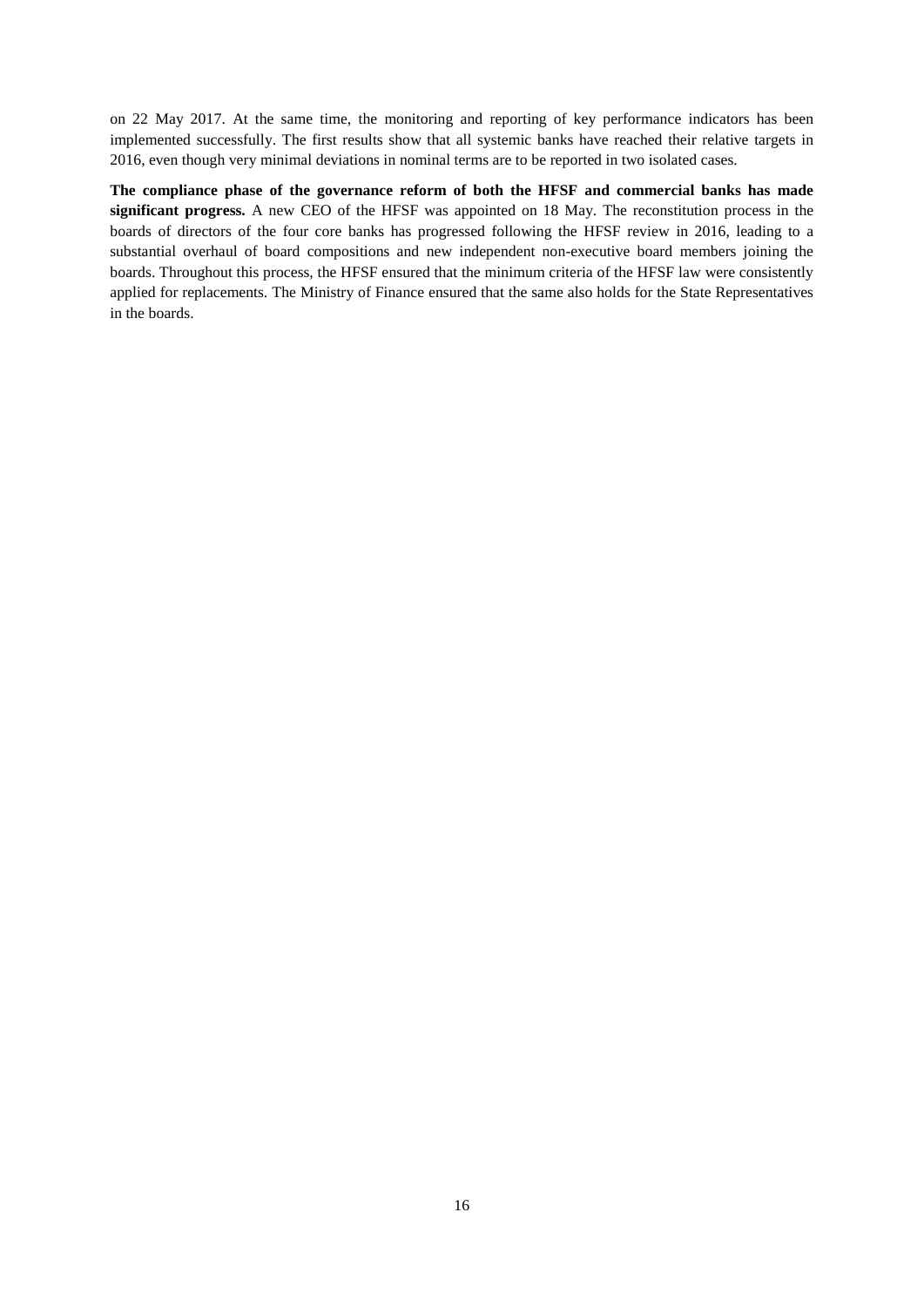on 22 May 2017. At the same time, the monitoring and reporting of key performance indicators has been implemented successfully. The first results show that all systemic banks have reached their relative targets in 2016, even though very minimal deviations in nominal terms are to be reported in two isolated cases.

**The compliance phase of the governance reform of both the HFSF and commercial banks has made significant progress.** A new CEO of the HFSF was appointed on 18 May. The reconstitution process in the boards of directors of the four core banks has progressed following the HFSF review in 2016, leading to a substantial overhaul of board compositions and new independent non-executive board members joining the boards. Throughout this process, the HFSF ensured that the minimum criteria of the HFSF law were consistently applied for replacements. The Ministry of Finance ensured that the same also holds for the State Representatives in the boards.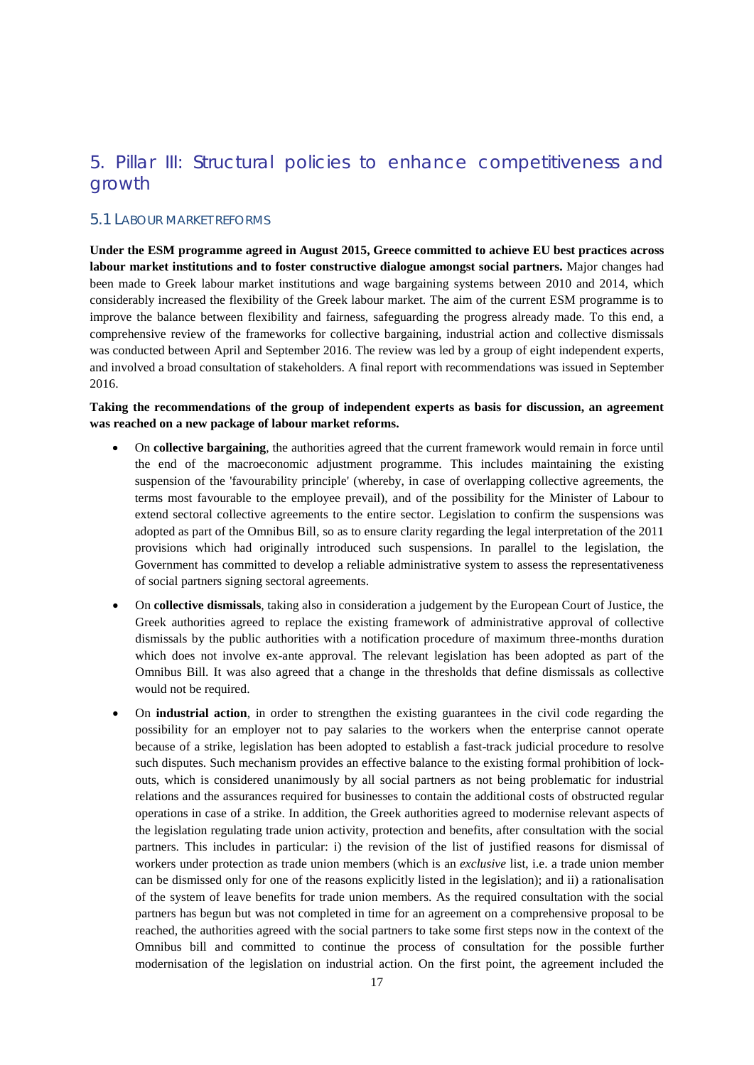# 5. Pillar III: Structural policies to enhance competitiveness and growth

## 5.1 Labour market reforms

**Under the ESM programme agreed in August 2015, Greece committed to achieve EU best practices across labour market institutions and to foster constructive dialogue amongst social partners.** Major changes had been made to Greek labour market institutions and wage bargaining systems between 2010 and 2014, which considerably increased the flexibility of the Greek labour market. The aim of the current ESM programme is to improve the balance between flexibility and fairness, safeguarding the progress already made. To this end, a comprehensive review of the frameworks for collective bargaining, industrial action and collective dismissals was conducted between April and September 2016. The review was led by a group of eight independent experts, and involved a broad consultation of stakeholders. A final report with recommendations was issued in September 2016.

**Taking the recommendations of the group of independent experts as basis for discussion, an agreement was reached on a new package of labour market reforms.**

- On **collective bargaining**, the authorities agreed that the current framework would remain in force until the end of the macroeconomic adjustment programme. This includes maintaining the existing suspension of the 'favourability principle' (whereby, in case of overlapping collective agreements, the terms most favourable to the employee prevail), and of the possibility for the Minister of Labour to extend sectoral collective agreements to the entire sector. Legislation to confirm the suspensions was adopted as part of the Omnibus Bill, so as to ensure clarity regarding the legal interpretation of the 2011 provisions which had originally introduced such suspensions. In parallel to the legislation, the Government has committed to develop a reliable administrative system to assess the representativeness of social partners signing sectoral agreements.
- On **collective dismissals**, taking also in consideration a judgement by the European Court of Justice, the Greek authorities agreed to replace the existing framework of administrative approval of collective dismissals by the public authorities with a notification procedure of maximum three-months duration which does not involve ex-ante approval. The relevant legislation has been adopted as part of the Omnibus Bill. It was also agreed that a change in the thresholds that define dismissals as collective would not be required.
- On **industrial action**, in order to strengthen the existing guarantees in the civil code regarding the possibility for an employer not to pay salaries to the workers when the enterprise cannot operate because of a strike, legislation has been adopted to establish a fast-track judicial procedure to resolve such disputes. Such mechanism provides an effective balance to the existing formal prohibition of lock-outs, which is considered unanimously by all social partners as not being problematic for industrial relations and the assurances required for businesses to contain the additional costs of obstructed regular operations in case of a strike. In addition, the Greek authorities agreed to modernise relevant aspects of the legislation regulating trade union activity, protection and benefits, after consultation with the social partners. This includes in particular: i) the revision of the list of justified reasons for dismissal of workers under protection as trade union members (which is an *exclusive* list, i.e. a trade union member can be dismissed only for one of the reasons explicitly listed in the legislation); and ii) a rationalisation of the system of leave benefits for trade union members. As the required consultation with the social partners has begun but was not completed in time for an agreement on a comprehensive proposal to be reached, the authorities agreed with the social partners to take some first steps now in the context of the Omnibus bill and committed to continue the process of consultation for the possible further modernisation of the legislation on industrial action. On the first point, the agreement included the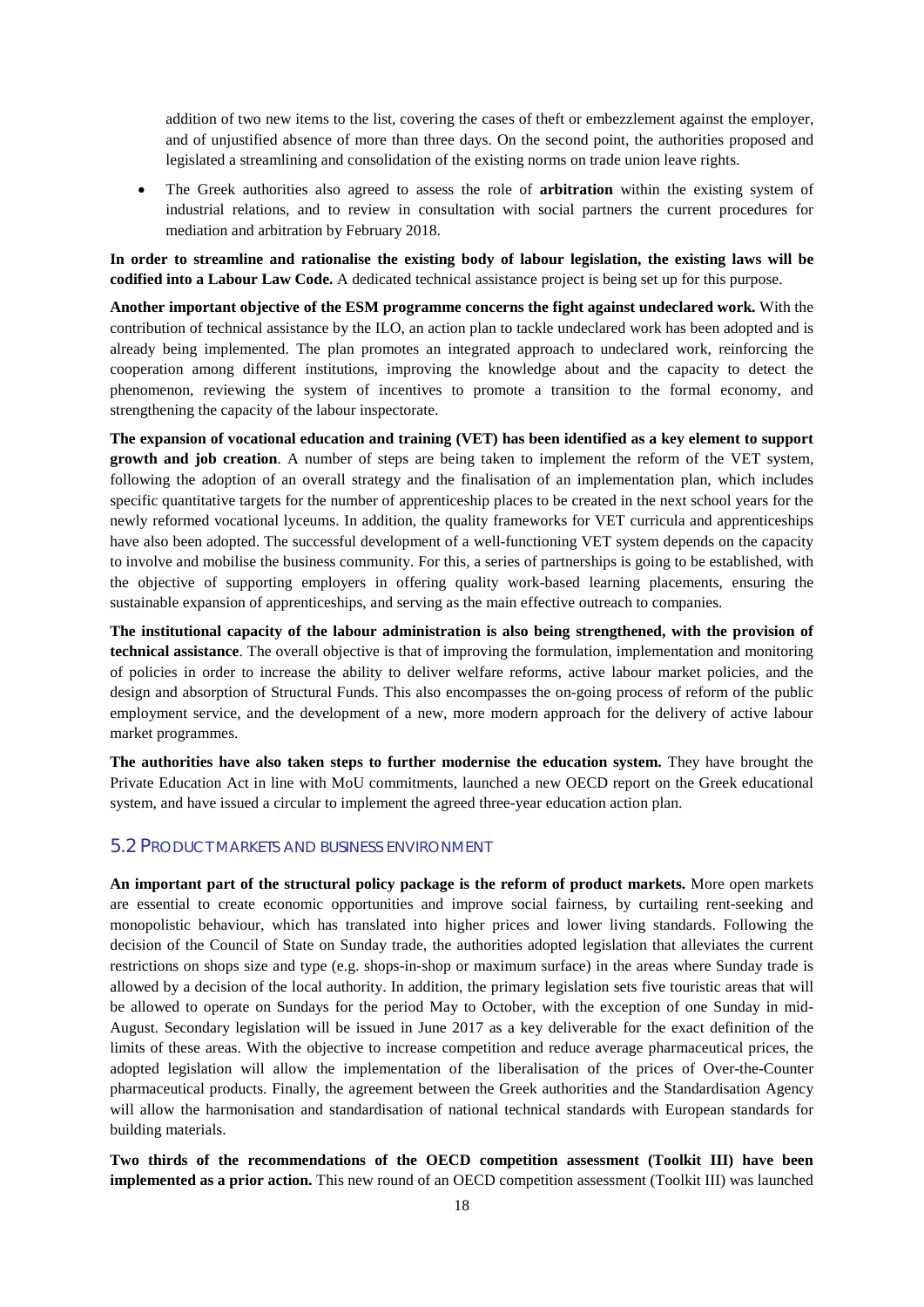addition of two new items to the list, covering the cases of theft or embezzlement against the employer, and of unjustified absence of more than three days. On the second point, the authorities proposed and legislated a streamlining and consolidation of the existing norms on trade union leave rights.

- The Greek authorities also agreed to assess the role of **arbitration** within the existing system of industrial relations, and to review in consultation with social partners the current procedures for mediation and arbitration by February 2018.

**In order to streamline and rationalise the existing body of labour legislation, the existing laws will be codified into a Labour Law Code.** A dedicated technical assistance project is being set up for this purpose.

**Another important objective of the ESM programme concerns the fight against undeclared work.** With the contribution of technical assistance by the ILO, an action plan to tackle undeclared work has been adopted and is already being implemented. The plan promotes an integrated approach to undeclared work, reinforcing the cooperation among different institutions, improving the knowledge about and the capacity to detect the phenomenon, reviewing the system of incentives to promote a transition to the formal economy, and strengthening the capacity of the labour inspectorate.

**The expansion of vocational education and training (VET) has been identified as a key element to support growth and job creation**. A number of steps are being taken to implement the reform of the VET system, following the adoption of an overall strategy and the finalisation of an implementation plan, which includes specific quantitative targets for the number of apprenticeship places to be created in the next school years for the newly reformed vocational lyceums. In addition, the quality frameworks for VET curricula and apprenticeships have also been adopted. The successful development of a well-functioning VET system depends on the capacity to involve and mobilise the business community. For this, a series of partnerships is going to be established, with the objective of supporting employers in offering quality work-based learning placements, ensuring the sustainable expansion of apprenticeships, and serving as the main effective outreach to companies.

**The institutional capacity of the labour administration is also being strengthened, with the provision of technical assistance**. The overall objective is that of improving the formulation, implementation and monitoring of policies in order to increase the ability to deliver welfare reforms, active labour market policies, and the design and absorption of Structural Funds. This also encompasses the on-going process of reform of the public employment service, and the development of a new, more modern approach for the delivery of active labour market programmes.

**The authorities have also taken steps to further modernise the education system.** They have brought the Private Education Act in line with MoU commitments, launched a new OECD report on the Greek educational system, and have issued a circular to implement the agreed three-year education action plan.

## 5.2 Product markets and business environment

**An important part of the structural policy package is the reform of product markets.** More open markets are essential to create economic opportunities and improve social fairness, by curtailing rent-seeking and monopolistic behaviour, which has translated into higher prices and lower living standards. Following the decision of the Council of State on Sunday trade, the authorities adopted legislation that alleviates the current restrictions on shops size and type (e.g. shops-in-shop or maximum surface) in the areas where Sunday trade is allowed by a decision of the local authority. In addition, the primary legislation sets five touristic areas that will be allowed to operate on Sundays for the period May to October, with the exception of one Sunday in mid-August. Secondary legislation will be issued in June 2017 as a key deliverable for the exact definition of the limits of these areas. With the objective to increase competition and reduce average pharmaceutical prices, the adopted legislation will allow the implementation of the liberalisation of the prices of Over-the-Counter pharmaceutical products. Finally, the agreement between the Greek authorities and the Standardisation Agency will allow the harmonisation and standardisation of national technical standards with European standards for building materials.

**Two thirds of the recommendations of the OECD competition assessment (Toolkit III) have been implemented as a prior action.** This new round of an OECD competition assessment (Toolkit III) was launched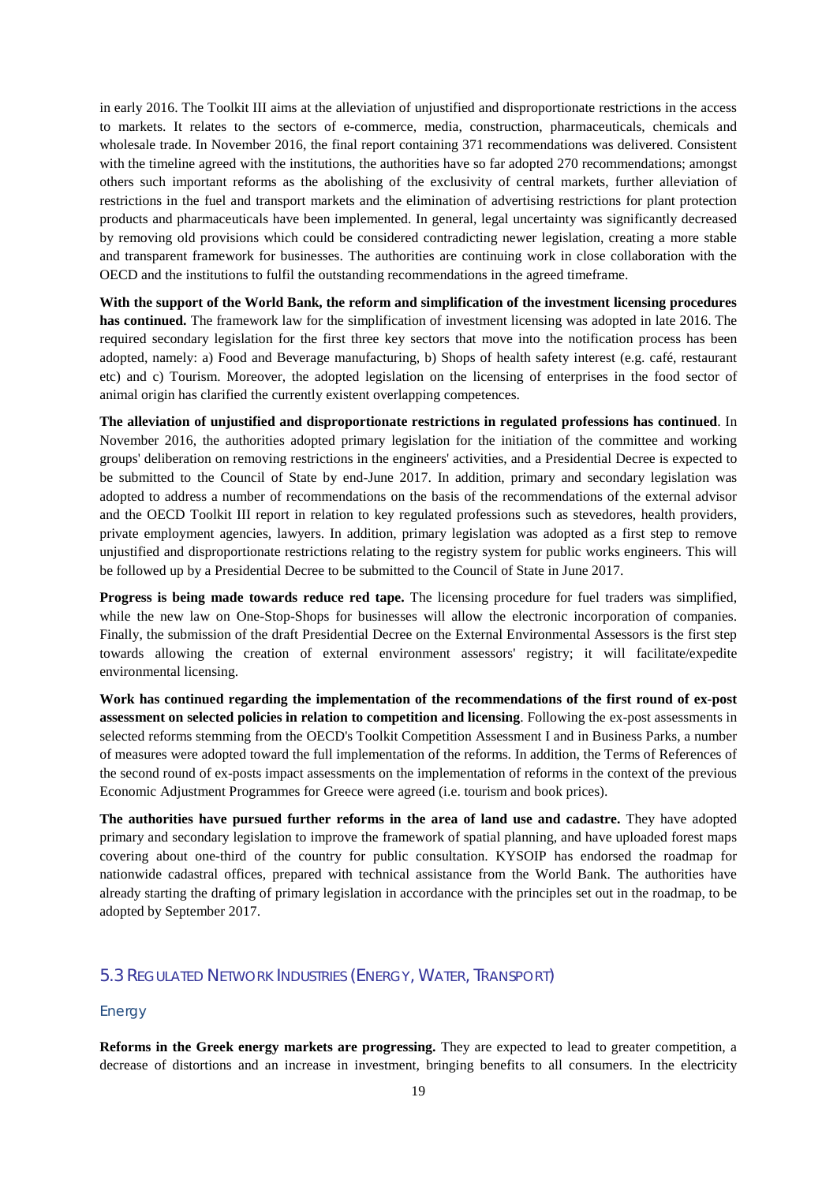in early 2016. The Toolkit III aims at the alleviation of unjustified and disproportionate restrictions in the access to markets. It relates to the sectors of e-commerce, media, construction, pharmaceuticals, chemicals and wholesale trade. In November 2016, the final report containing 371 recommendations was delivered. Consistent with the timeline agreed with the institutions, the authorities have so far adopted 270 recommendations; amongst others such important reforms as the abolishing of the exclusivity of central markets, further alleviation of restrictions in the fuel and transport markets and the elimination of advertising restrictions for plant protection products and pharmaceuticals have been implemented. In general, legal uncertainty was significantly decreased by removing old provisions which could be considered contradicting newer legislation, creating a more stable and transparent framework for businesses. The authorities are continuing work in close collaboration with the OECD and the institutions to fulfil the outstanding recommendations in the agreed timeframe.

**With the support of the World Bank, the reform and simplification of the investment licensing procedures has continued.** The framework law for the simplification of investment licensing was adopted in late 2016. The required secondary legislation for the first three key sectors that move into the notification process has been adopted, namely: a) Food and Beverage manufacturing, b) Shops of health safety interest (e.g. café, restaurant etc) and c) Tourism. Moreover, the adopted legislation on the licensing of enterprises in the food sector of animal origin has clarified the currently existent overlapping competences.

**The alleviation of unjustified and disproportionate restrictions in regulated professions has continued**. In November 2016, the authorities adopted primary legislation for the initiation of the committee and working groups' deliberation on removing restrictions in the engineers' activities, and a Presidential Decree is expected to be submitted to the Council of State by end-June 2017. In addition, primary and secondary legislation was adopted to address a number of recommendations on the basis of the recommendations of the external advisor and the OECD Toolkit III report in relation to key regulated professions such as stevedores, health providers, private employment agencies, lawyers. In addition, primary legislation was adopted as a first step to remove unjustified and disproportionate restrictions relating to the registry system for public works engineers. This will be followed up by a Presidential Decree to be submitted to the Council of State in June 2017.

**Progress is being made towards reduce red tape.** The licensing procedure for fuel traders was simplified, while the new law on One-Stop-Shops for businesses will allow the electronic incorporation of companies. Finally, the submission of the draft Presidential Decree on the External Environmental Assessors is the first step towards allowing the creation of external environment assessors' registry; it will facilitate/expedite environmental licensing.

**Work has continued regarding the implementation of the recommendations of the first round of ex-post assessment on selected policies in relation to competition and licensing**. Following the ex-post assessments in selected reforms stemming from the OECD's Toolkit Competition Assessment I and in Business Parks, a number of measures were adopted toward the full implementation of the reforms. In addition, the Terms of References of the second round of ex-posts impact assessments on the implementation of reforms in the context of the previous Economic Adjustment Programmes for Greece were agreed (i.e. tourism and book prices).

**The authorities have pursued further reforms in the area of land use and cadastre.** They have adopted primary and secondary legislation to improve the framework of spatial planning, and have uploaded forest maps covering about one-third of the country for public consultation. KYSOIP has endorsed the roadmap for nationwide cadastral offices, prepared with technical assistance from the World Bank. The authorities have already starting the drafting of primary legislation in accordance with the principles set out in the roadmap, to be adopted by September 2017.

## 5.3 Regulated Network Industries (Energy, Water, Transport)

### Energy

**Reforms in the Greek energy markets are progressing.** They are expected to lead to greater competition, a decrease of distortions and an increase in investment, bringing benefits to all consumers. In the electricity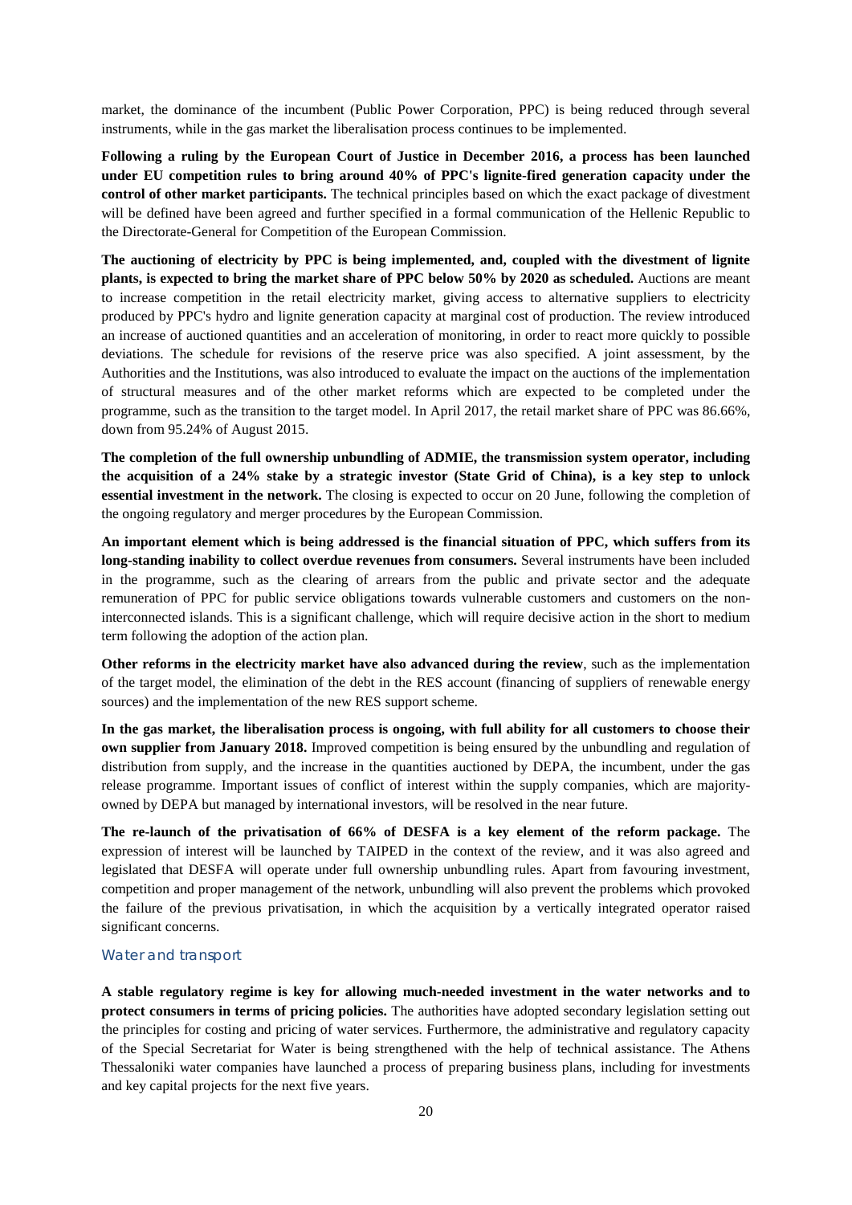market, the dominance of the incumbent (Public Power Corporation, PPC) is being reduced through several instruments, while in the gas market the liberalisation process continues to be implemented.

**Following a ruling by the European Court of Justice in December 2016, a process has been launched under EU competition rules to bring around 40% of PPC's lignite-fired generation capacity under the control of other market participants.** The technical principles based on which the exact package of divestment will be defined have been agreed and further specified in a formal communication of the Hellenic Republic to the Directorate-General for Competition of the European Commission.

**The auctioning of electricity by PPC is being implemented, and, coupled with the divestment of lignite plants, is expected to bring the market share of PPC below 50% by 2020 as scheduled.** Auctions are meant to increase competition in the retail electricity market, giving access to alternative suppliers to electricity produced by PPC's hydro and lignite generation capacity at marginal cost of production. The review introduced an increase of auctioned quantities and an acceleration of monitoring, in order to react more quickly to possible deviations. The schedule for revisions of the reserve price was also specified. A joint assessment, by the Authorities and the Institutions, was also introduced to evaluate the impact on the auctions of the implementation of structural measures and of the other market reforms which are expected to be completed under the programme, such as the transition to the target model. In April 2017, the retail market share of PPC was 86.66%, down from 95.24% of August 2015.

**The completion of the full ownership unbundling of ADMIE, the transmission system operator, including the acquisition of a 24% stake by a strategic investor (State Grid of China), is a key step to unlock essential investment in the network.** The closing is expected to occur on 20 June, following the completion of the ongoing regulatory and merger procedures by the European Commission.

**An important element which is being addressed is the financial situation of PPC, which suffers from its long-standing inability to collect overdue revenues from consumers.** Several instruments have been included in the programme, such as the clearing of arrears from the public and private sector and the adequate remuneration of PPC for public service obligations towards vulnerable customers and customers on the non-interconnected islands. This is a significant challenge, which will require decisive action in the short to medium term following the adoption of the action plan.

**Other reforms in the electricity market have also advanced during the review**, such as the implementation of the target model, the elimination of the debt in the RES account (financing of suppliers of renewable energy sources) and the implementation of the new RES support scheme.

**In the gas market, the liberalisation process is ongoing, with full ability for all customers to choose their own supplier from January 2018.** Improved competition is being ensured by the unbundling and regulation of distribution from supply, and the increase in the quantities auctioned by DEPA, the incumbent, under the gas release programme. Important issues of conflict of interest within the supply companies, which are majority-owned by DEPA but managed by international investors, will be resolved in the near future.

**The re-launch of the privatisation of 66% of DESFA is a key element of the reform package.** The expression of interest will be launched by TAIPED in the context of the review, and it was also agreed and legislated that DESFA will operate under full ownership unbundling rules. Apart from favouring investment, competition and proper management of the network, unbundling will also prevent the problems which provoked the failure of the previous privatisation, in which the acquisition by a vertically integrated operator raised significant concerns.

### Water and transport

**A stable regulatory regime is key for allowing much-needed investment in the water networks and to protect consumers in terms of pricing policies.** The authorities have adopted secondary legislation setting out the principles for costing and pricing of water services. Furthermore, the administrative and regulatory capacity of the Special Secretariat for Water is being strengthened with the help of technical assistance. The Athens Thessaloniki water companies have launched a process of preparing business plans, including for investments and key capital projects for the next five years.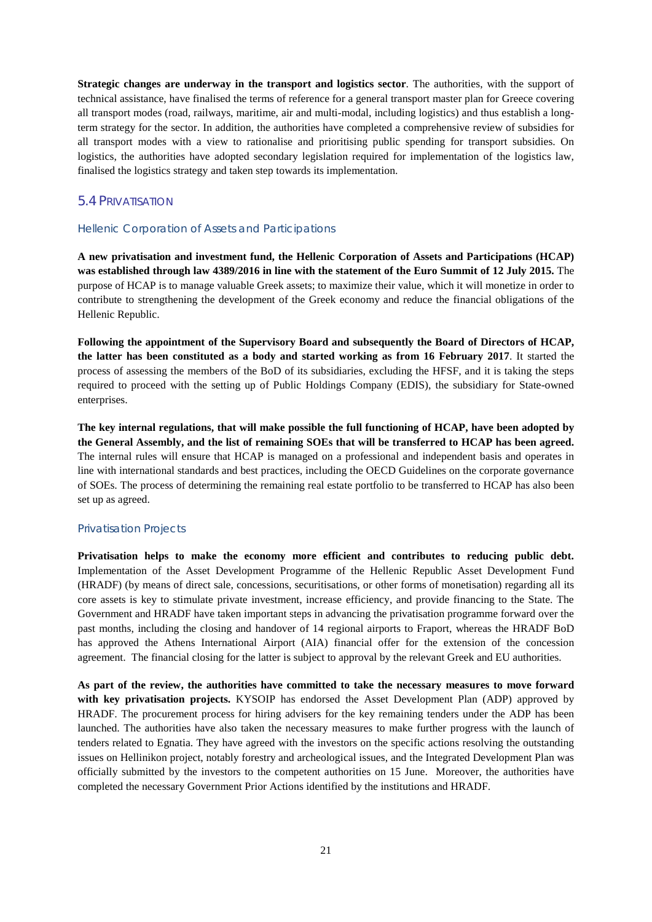**Strategic changes are underway in the transport and logistics sector**. The authorities, with the support of technical assistance, have finalised the terms of reference for a general transport master plan for Greece covering all transport modes (road, railways, maritime, air and multi-modal, including logistics) and thus establish a long-term strategy for the sector. In addition, the authorities have completed a comprehensive review of subsidies for all transport modes with a view to rationalise and prioritising public spending for transport subsidies. On logistics, the authorities have adopted secondary legislation required for implementation of the logistics law, finalised the logistics strategy and taken step towards its implementation.

## 5.4 PRIVATISATION

### Hellenic Corporation of Assets and Participations

**A new privatisation and investment fund, the Hellenic Corporation of Assets and Participations (HCAP) was established through law 4389/2016 in line with the statement of the Euro Summit of 12 July 2015.** The purpose of HCAP is to manage valuable Greek assets; to maximize their value, which it will monetize in order to contribute to strengthening the development of the Greek economy and reduce the financial obligations of the Hellenic Republic.

**Following the appointment of the Supervisory Board and subsequently the Board of Directors of HCAP, the latter has been constituted as a body and started working as from 16 February 2017**. It started the process of assessing the members of the BoD of its subsidiaries, excluding the HFSF, and it is taking the steps required to proceed with the setting up of Public Holdings Company (EDIS), the subsidiary for State-owned enterprises.

**The key internal regulations, that will make possible the full functioning of HCAP, have been adopted by the General Assembly, and the list of remaining SOEs that will be transferred to HCAP has been agreed.** The internal rules will ensure that HCAP is managed on a professional and independent basis and operates in line with international standards and best practices, including the OECD Guidelines on the corporate governance of SOEs. The process of determining the remaining real estate portfolio to be transferred to HCAP has also been set up as agreed.

### Privatisation Projects

**Privatisation helps to make the economy more efficient and contributes to reducing public debt.** Implementation of the Asset Development Programme of the Hellenic Republic Asset Development Fund (HRADF) (by means of direct sale, concessions, securitisations, or other forms of monetisation) regarding all its core assets is key to stimulate private investment, increase efficiency, and provide financing to the State. The Government and HRADF have taken important steps in advancing the privatisation programme forward over the past months, including the closing and handover of 14 regional airports to Fraport, whereas the HRADF BoD has approved the Athens International Airport (AIA) financial offer for the extension of the concession agreement. The financial closing for the latter is subject to approval by the relevant Greek and EU authorities.

**As part of the review, the authorities have committed to take the necessary measures to move forward with key privatisation projects.** KYSOIP has endorsed the Asset Development Plan (ADP) approved by HRADF. The procurement process for hiring advisers for the key remaining tenders under the ADP has been launched. The authorities have also taken the necessary measures to make further progress with the launch of tenders related to Egnatia. They have agreed with the investors on the specific actions resolving the outstanding issues on Hellinikon project, notably forestry and archeological issues, and the Integrated Development Plan was officially submitted by the investors to the competent authorities on 15 June. Moreover, the authorities have completed the necessary Government Prior Actions identified by the institutions and HRADF.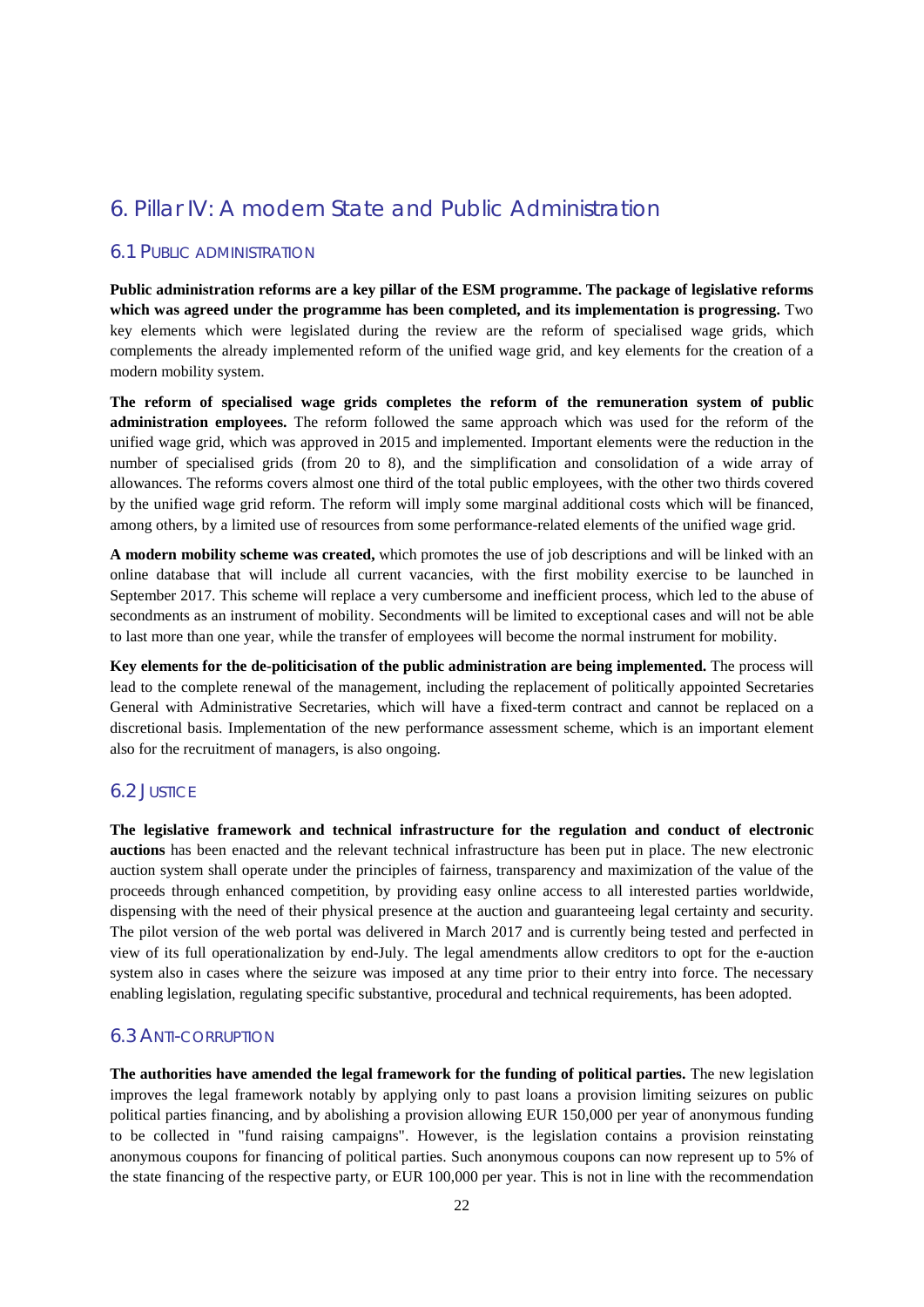# 6. Pillar IV: A modern State and Public Administration

## 6.1 Public administration

**Public administration reforms are a key pillar of the ESM programme. The package of legislative reforms which was agreed under the programme has been completed, and its implementation is progressing.** Two key elements which were legislated during the review are the reform of specialised wage grids, which complements the already implemented reform of the unified wage grid, and key elements for the creation of a modern mobility system.

**The reform of specialised wage grids completes the reform of the remuneration system of public administration employees.** The reform followed the same approach which was used for the reform of the unified wage grid, which was approved in 2015 and implemented. Important elements were the reduction in the number of specialised grids (from 20 to 8), and the simplification and consolidation of a wide array of allowances. The reforms covers almost one third of the total public employees, with the other two thirds covered by the unified wage grid reform. The reform will imply some marginal additional costs which will be financed, among others, by a limited use of resources from some performance-related elements of the unified wage grid.

**A modern mobility scheme was created,** which promotes the use of job descriptions and will be linked with an online database that will include all current vacancies, with the first mobility exercise to be launched in September 2017. This scheme will replace a very cumbersome and inefficient process, which led to the abuse of secondments as an instrument of mobility. Secondments will be limited to exceptional cases and will not be able to last more than one year, while the transfer of employees will become the normal instrument for mobility.

**Key elements for the de-politicisation of the public administration are being implemented.** The process will lead to the complete renewal of the management, including the replacement of politically appointed Secretaries General with Administrative Secretaries, which will have a fixed-term contract and cannot be replaced on a discretional basis. Implementation of the new performance assessment scheme, which is an important element also for the recruitment of managers, is also ongoing.

## 6.2 Justice

**The legislative framework and technical infrastructure for the regulation and conduct of electronic auctions** has been enacted and the relevant technical infrastructure has been put in place. The new electronic auction system shall operate under the principles of fairness, transparency and maximization of the value of the proceeds through enhanced competition, by providing easy online access to all interested parties worldwide, dispensing with the need of their physical presence at the auction and guaranteeing legal certainty and security. The pilot version of the web portal was delivered in March 2017 and is currently being tested and perfected in view of its full operationalization by end-July. The legal amendments allow creditors to opt for the e-auction system also in cases where the seizure was imposed at any time prior to their entry into force. The necessary enabling legislation, regulating specific substantive, procedural and technical requirements, has been adopted.

## 6.3 Anti-corruption

**The authorities have amended the legal framework for the funding of political parties.** The new legislation improves the legal framework notably by applying only to past loans a provision limiting seizures on public political parties financing, and by abolishing a provision allowing EUR 150,000 per year of anonymous funding to be collected in "fund raising campaigns". However, is the legislation contains a provision reinstating anonymous coupons for financing of political parties. Such anonymous coupons can now represent up to 5% of the state financing of the respective party, or EUR 100,000 per year. This is not in line with the recommendation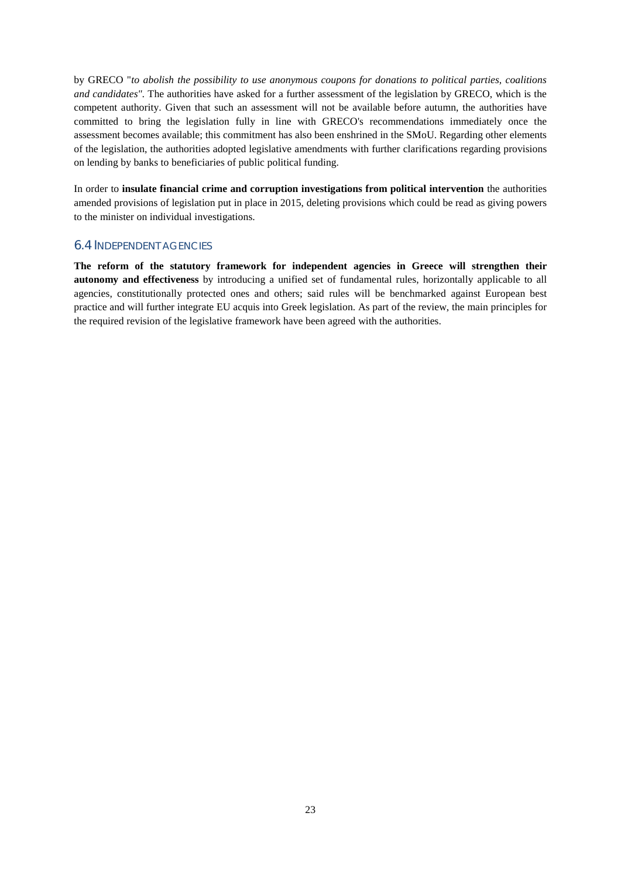by GRECO "*to abolish the possibility to use anonymous coupons for donations to political parties, coalitions and candidates".* The authorities have asked for a further assessment of the legislation by GRECO, which is the competent authority. Given that such an assessment will not be available before autumn, the authorities have committed to bring the legislation fully in line with GRECO's recommendations immediately once the assessment becomes available; this commitment has also been enshrined in the SMoU. Regarding other elements of the legislation, the authorities adopted legislative amendments with further clarifications regarding provisions on lending by banks to beneficiaries of public political funding.

In order to **insulate financial crime and corruption investigations from political intervention** the authorities amended provisions of legislation put in place in 2015, deleting provisions which could be read as giving powers to the minister on individual investigations.

## 6.4 INDEPENDENT AGENCIES

**The reform of the statutory framework for independent agencies in Greece will strengthen their autonomy and effectiveness** by introducing a unified set of fundamental rules, horizontally applicable to all agencies, constitutionally protected ones and others; said rules will be benchmarked against European best practice and will further integrate EU acquis into Greek legislation. As part of the review, the main principles for the required revision of the legislative framework have been agreed with the authorities.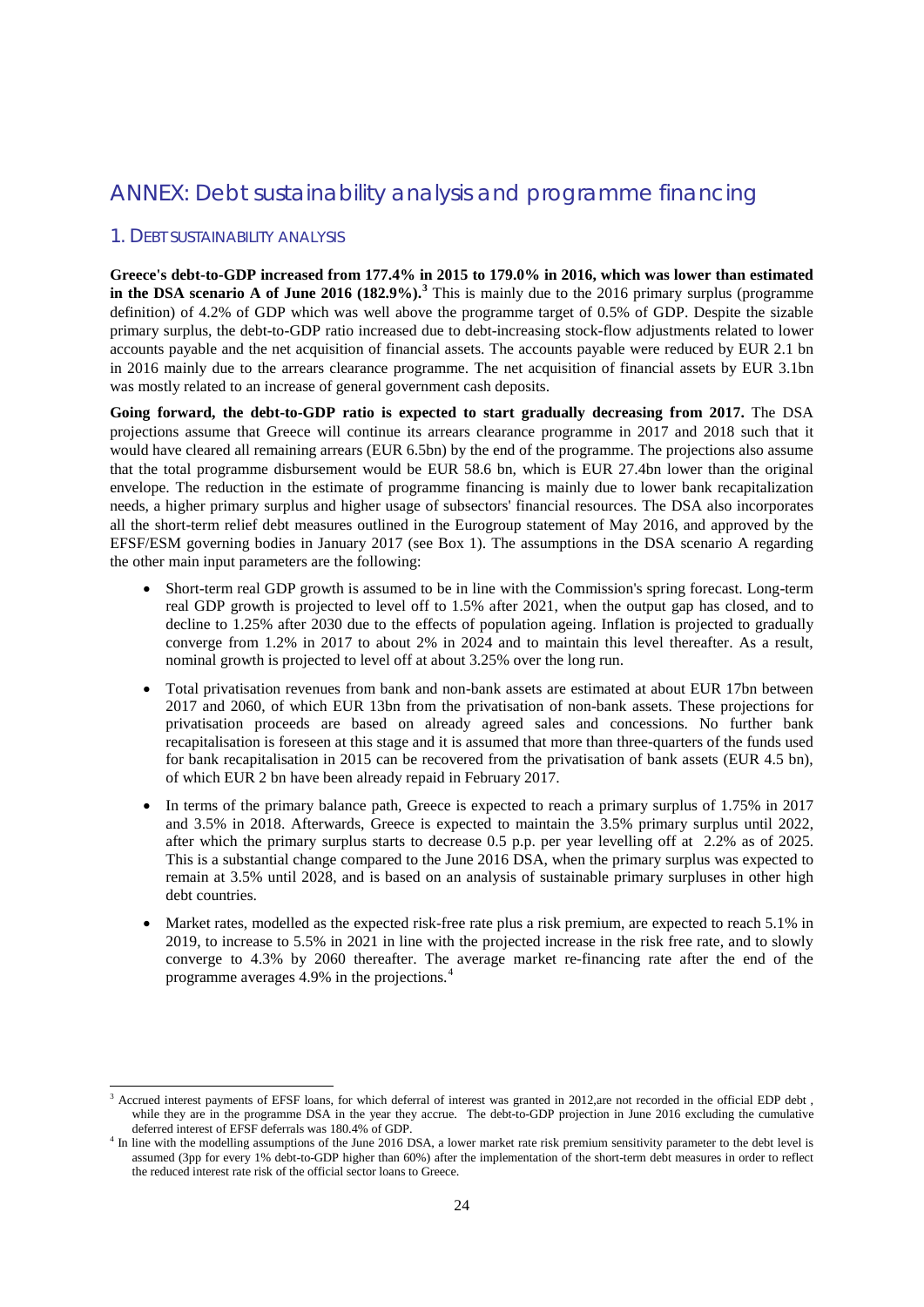# ANNEX: Debt sustainability analysis and programme financing

## 1. Debt sustainability analysis

**Greece's debt-to-GDP increased from 177.4% in 2015 to 179.0% in 2016, which was lower than estimated in the DSA scenario A of June 2016 (182.9%).**[3] This is mainly due to the 2016 primary surplus (programme definition) of 4.2% of GDP which was well above the programme target of 0.5% of GDP. Despite the sizable primary surplus, the debt-to-GDP ratio increased due to debt-increasing stock-flow adjustments related to lower accounts payable and the net acquisition of financial assets. The accounts payable were reduced by EUR 2.1 bn in 2016 mainly due to the arrears clearance programme. The net acquisition of financial assets by EUR 3.1bn was mostly related to an increase of general government cash deposits.

**Going forward, the debt-to-GDP ratio is expected to start gradually decreasing from 2017.** The DSA projections assume that Greece will continue its arrears clearance programme in 2017 and 2018 such that it would have cleared all remaining arrears (EUR 6.5bn) by the end of the programme. The projections also assume that the total programme disbursement would be EUR 58.6 bn, which is EUR 27.4bn lower than the original envelope. The reduction in the estimate of programme financing is mainly due to lower bank recapitalization needs, a higher primary surplus and higher usage of subsectors' financial resources. The DSA also incorporates all the short-term relief debt measures outlined in the Eurogroup statement of May 2016, and approved by the EFSF/ESM governing bodies in January 2017 (see Box 1). The assumptions in the DSA scenario A regarding the other main input parameters are the following:

- Short-term real GDP growth is assumed to be in line with the Commission's spring forecast. Long-term real GDP growth is projected to level off to 1.5% after 2021, when the output gap has closed, and to decline to 1.25% after 2030 due to the effects of population ageing. Inflation is projected to gradually converge from 1.2% in 2017 to about 2% in 2024 and to maintain this level thereafter. As a result, nominal growth is projected to level off at about 3.25% over the long run.
- Total privatisation revenues from bank and non-bank assets are estimated at about EUR 17bn between 2017 and 2060, of which EUR 13bn from the privatisation of non-bank assets. These projections for privatisation proceeds are based on already agreed sales and concessions. No further bank recapitalisation is foreseen at this stage and it is assumed that more than three-quarters of the funds used for bank recapitalisation in 2015 can be recovered from the privatisation of bank assets (EUR 4.5 bn), of which EUR 2 bn have been already repaid in February 2017.
- In terms of the primary balance path, Greece is expected to reach a primary surplus of 1.75% in 2017 and 3.5% in 2018. Afterwards, Greece is expected to maintain the 3.5% primary surplus until 2022, after which the primary surplus starts to decrease 0.5 p.p. per year levelling off at 2.2% as of 2025. This is a substantial change compared to the June 2016 DSA, when the primary surplus was expected to remain at 3.5% until 2028, and is based on an analysis of sustainable primary surpluses in other high debt countries.
- Market rates, modelled as the expected risk-free rate plus a risk premium, are expected to reach 5.1% in 2019, to increase to 5.5% in 2021 in line with the projected increase in the risk free rate, and to slowly converge to 4.3% by 2060 thereafter. The average market re-financing rate after the end of the programme averages 4.9% in the projections.[4]

---

[3] Accrued interest payments of EFSF loans, for which deferral of interest was granted in 2012,are not recorded in the official EDP debt , while they are in the programme DSA in the year they accrue. The debt-to-GDP projection in June 2016 excluding the cumulative deferred interest of EFSF deferrals was 180.4% of GDP.

[4] In line with the modelling assumptions of the June 2016 DSA, a lower market rate risk premium sensitivity parameter to the debt level is assumed (3pp for every 1% debt-to-GDP higher than 60%) after the implementation of the short-term debt measures in order to reflect the reduced interest rate risk of the official sector loans to Greece.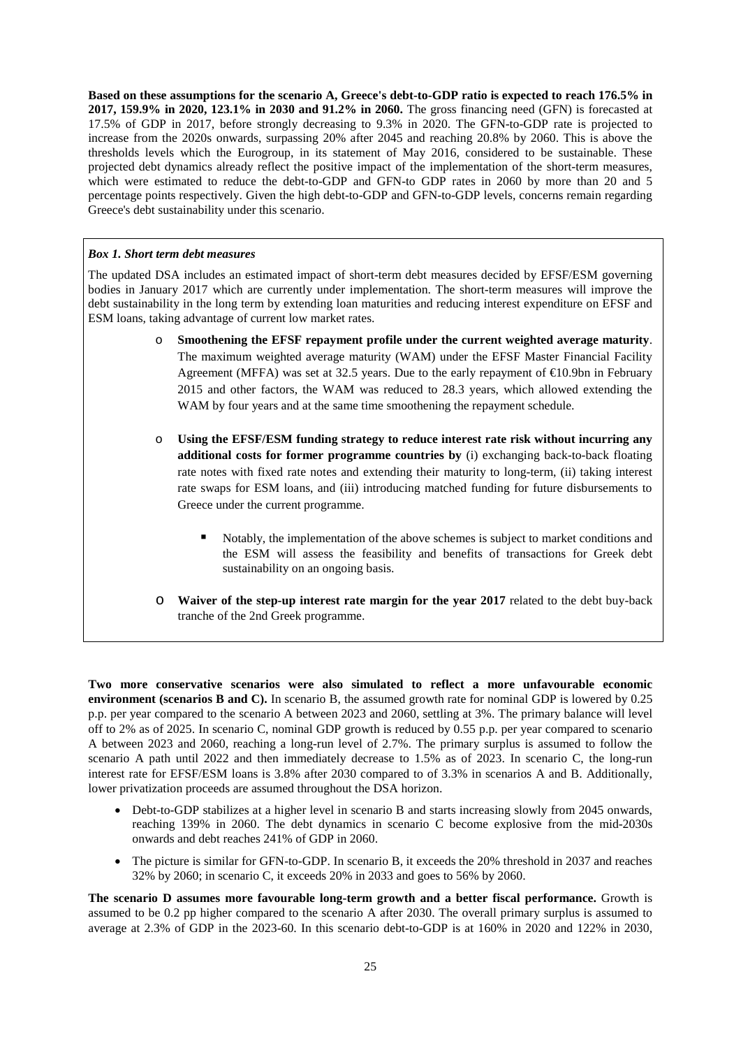**Based on these assumptions for the scenario A, Greece's debt-to-GDP ratio is expected to reach 176.5% in 2017, 159.9% in 2020, 123.1% in 2030 and 91.2% in 2060.** The gross financing need (GFN) is forecasted at 17.5% of GDP in 2017, before strongly decreasing to 9.3% in 2020. The GFN-to-GDP rate is projected to increase from the 2020s onwards, surpassing 20% after 2045 and reaching 20.8% by 2060. This is above the thresholds levels which the Eurogroup, in its statement of May 2016, considered to be sustainable. These projected debt dynamics already reflect the positive impact of the implementation of the short-term measures, which were estimated to reduce the debt-to-GDP and GFN-to GDP rates in 2060 by more than 20 and 5 percentage points respectively. Given the high debt-to-GDP and GFN-to-GDP levels, concerns remain regarding Greece's debt sustainability under this scenario.

***Box 1. Short term debt measures***

The updated DSA includes an estimated impact of short-term debt measures decided by EFSF/ESM governing bodies in January 2017 which are currently under implementation. The short-term measures will improve the debt sustainability in the long term by extending loan maturities and reducing interest expenditure on EFSF and ESM loans, taking advantage of current low market rates.

- **Smoothening the EFSF repayment profile under the current weighted average maturity**. The maximum weighted average maturity (WAM) under the EFSF Master Financial Facility Agreement (MFFA) was set at 32.5 years. Due to the early repayment of €10.9bn in February 2015 and other factors, the WAM was reduced to 28.3 years, which allowed extending the WAM by four years and at the same time smoothening the repayment schedule.
- **Using the EFSF/ESM funding strategy to reduce interest rate risk without incurring any additional costs for former programme countries by** (i) exchanging back-to-back floating rate notes with fixed rate notes and extending their maturity to long-term, (ii) taking interest rate swaps for ESM loans, and (iii) introducing matched funding for future disbursements to Greece under the current programme.
  - Notably, the implementation of the above schemes is subject to market conditions and the ESM will assess the feasibility and benefits of transactions for Greek debt sustainability on an ongoing basis.
- **Waiver of the step-up interest rate margin for the year 2017** related to the debt buy-back tranche of the 2nd Greek programme.

**Two more conservative scenarios were also simulated to reflect a more unfavourable economic environment (scenarios B and C).** In scenario B, the assumed growth rate for nominal GDP is lowered by 0.25 p.p. per year compared to the scenario A between 2023 and 2060, settling at 3%. The primary balance will level off to 2% as of 2025. In scenario C, nominal GDP growth is reduced by 0.55 p.p. per year compared to scenario A between 2023 and 2060, reaching a long-run level of 2.7%. The primary surplus is assumed to follow the scenario A path until 2022 and then immediately decrease to 1.5% as of 2023. In scenario C, the long-run interest rate for EFSF/ESM loans is 3.8% after 2030 compared to of 3.3% in scenarios A and B. Additionally, lower privatization proceeds are assumed throughout the DSA horizon.

- Debt-to-GDP stabilizes at a higher level in scenario B and starts increasing slowly from 2045 onwards, reaching 139% in 2060. The debt dynamics in scenario C become explosive from the mid-2030s onwards and debt reaches 241% of GDP in 2060.
- The picture is similar for GFN-to-GDP. In scenario B, it exceeds the 20% threshold in 2037 and reaches 32% by 2060; in scenario C, it exceeds 20% in 2033 and goes to 56% by 2060.

**The scenario D assumes more favourable long-term growth and a better fiscal performance.** Growth is assumed to be 0.2 pp higher compared to the scenario A after 2030. The overall primary surplus is assumed to average at 2.3% of GDP in the 2023-60. In this scenario debt-to-GDP is at 160% in 2020 and 122% in 2030,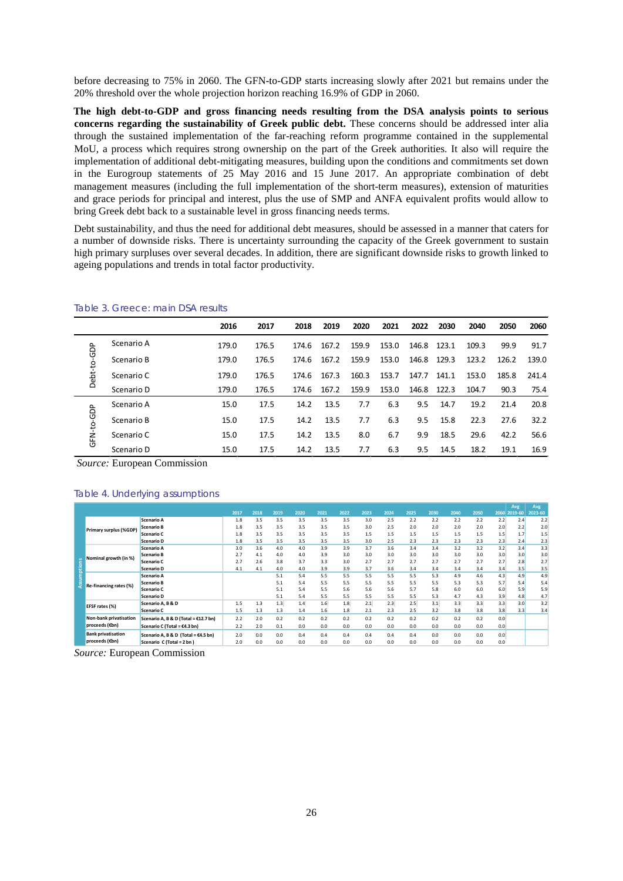before decreasing to 75% in 2060. The GFN-to-GDP starts increasing slowly after 2021 but remains under the 20% threshold over the whole projection horizon reaching 16.9% of GDP in 2060.

**The high debt-to-GDP and gross financing needs resulting from the DSA analysis points to serious concerns regarding the sustainability of Greek public debt.** These concerns should be addressed inter alia through the sustained implementation of the far-reaching reform programme contained in the supplemental MoU, a process which requires strong ownership on the part of the Greek authorities. It also will require the implementation of additional debt-mitigating measures, building upon the conditions and commitments set down in the Eurogroup statements of 25 May 2016 and 15 June 2017. An appropriate combination of debt management measures (including the full implementation of the short-term measures), extension of maturities and grace periods for principal and interest, plus the use of SMP and ANFA equivalent profits would allow to bring Greek debt back to a sustainable level in gross financing needs terms.

Debt sustainability, and thus the need for additional debt measures, should be assessed in a manner that caters for a number of downside risks. There is uncertainty surrounding the capacity of the Greek government to sustain high primary surpluses over several decades. In addition, there are significant downside risks to growth linked to ageing populations and trends in total factor productivity.

Table 3. Greece: main DSA results

| | | 2016 | 2017 | 2018 | 2019 | 2020 | 2021 | 2022 | 2030 | 2040 | 2050 | 2060 |
|---|---|---|---|---|---|---|---|---|---|---|---|---|
| Debt-to-GDP | Scenario A | 179.0 | 176.5 | 174.6 | 167.2 | 159.9 | 153.0 | 146.8 | 123.1 | 109.3 | 99.9 | 91.7 |
| | Scenario B | 179.0 | 176.5 | 174.6 | 167.2 | 159.9 | 153.0 | 146.8 | 129.3 | 123.2 | 126.2 | 139.0 |
| | Scenario C | 179.0 | 176.5 | 174.6 | 167.3 | 160.3 | 153.7 | 147.7 | 141.1 | 153.0 | 185.8 | 241.4 |
| | Scenario D | 179.0 | 176.5 | 174.6 | 167.2 | 159.9 | 153.0 | 146.8 | 122.3 | 104.7 | 90.3 | 75.4 |
| GFN-to-GDP | Scenario A | 15.0 | 17.5 | 14.2 | 13.5 | 7.7 | 6.3 | 9.5 | 14.7 | 19.2 | 21.4 | 20.8 |
| | Scenario B | 15.0 | 17.5 | 14.2 | 13.5 | 7.7 | 6.3 | 9.5 | 15.8 | 22.3 | 27.6 | 32.2 |
| | Scenario C | 15.0 | 17.5 | 14.2 | 13.5 | 8.0 | 6.7 | 9.9 | 18.5 | 29.6 | 42.2 | 56.6 |
| | Scenario D | 15.0 | 17.5 | 14.2 | 13.5 | 7.7 | 6.3 | 9.5 | 14.5 | 18.2 | 19.1 | 16.9 |

*Source:* European Commission

Table 4. Underlying assumptions

| | | | 2017 | 2018 | 2019 | 2020 | 2021 | 2022 | 2023 | 2024 | 2025 | 2030 | 2040 | 2050 | 2060 | Avg 2019-60 | Avg 2023-60 |
|---|---|---|---|---|---|---|---|---|---|---|---|---|---|---|---|---|---|
| Assumptions | Primary surplus (%GDP) | Scenario A | 1.8 | 3.5 | 3.5 | 3.5 | 3.5 | 3.5 | 3.0 | 2.5 | 2.2 | 2.2 | 2.2 | 2.2 | 2.2 | 2.4 | 2.2 |
| | | Scenario B | 1.8 | 3.5 | 3.5 | 3.5 | 3.5 | 3.5 | 3.0 | 2.5 | 2.0 | 2.0 | 2.0 | 2.0 | 2.0 | 2.2 | 2.0 |
| | | Scenario C | 1.8 | 3.5 | 3.5 | 3.5 | 3.5 | 3.5 | 1.5 | 1.5 | 1.5 | 1.5 | 1.5 | 1.5 | 1.5 | 1.7 | 1.5 |
| | | Scenario D | 1.8 | 3.5 | 3.5 | 3.5 | 3.5 | 3.5 | 3.0 | 2.5 | 2.3 | 2.3 | 2.3 | 2.3 | 2.3 | 2.4 | 2.3 |
| | Nominal growth (in %) | Scenario A | 3.0 | 3.6 | 4.0 | 4.0 | 3.9 | 3.9 | 3.7 | 3.6 | 3.4 | 3.4 | 3.2 | 3.2 | 3.2 | 3.4 | 3.3 |
| | | Scenario B | 2.7 | 4.1 | 4.0 | 4.0 | 3.9 | 3.0 | 3.0 | 3.0 | 3.0 | 3.0 | 3.0 | 3.0 | 3.0 | 3.0 | 3.0 |
| | | Scenario C | 2.7 | 2.6 | 3.8 | 3.7 | 3.3 | 3.0 | 2.7 | 2.7 | 2.7 | 2.7 | 2.7 | 2.7 | 2.7 | 2.8 | 2.7 |
| | | Scenario D | 4.1 | 4.1 | 4.0 | 4.0 | 3.9 | 3.9 | 3.7 | 3.6 | 3.4 | 3.4 | 3.4 | 3.4 | 3.4 | 3.5 | 3.5 |
| | Re-financing rates (%) | Scenario A | | | 5.1 | 5.4 | 5.5 | 5.5 | 5.5 | 5.5 | 5.5 | 5.3 | 4.9 | 4.6 | 4.3 | 4.9 | 4.9 |
| | | Scenario B | | | 5.1 | 5.4 | 5.5 | 5.5 | 5.5 | 5.5 | 5.5 | 5.5 | 5.3 | 5.3 | 5.7 | 5.4 | 5.4 |
| | | Scenario C | | | 5.1 | 5.4 | 5.5 | 5.6 | 5.6 | 5.6 | 5.7 | 5.8 | 6.0 | 6.0 | 6.0 | 5.9 | 5.9 |
| | | Scenario D | | | 5.1 | 5.4 | 5.5 | 5.5 | 5.5 | 5.5 | 5.5 | 5.3 | 4.7 | 4.3 | 3.9 | 4.8 | 4.7 |
| | EFSF rates (%) | Scenario A, B & D | 1.5 | 1.3 | 1.3 | 1.4 | 1.6 | 1.8 | 2.1 | 2.3 | 2.5 | 3.1 | 3.3 | 3.3 | 3.3 | 3.0 | 3.2 |
| | | Scenario C | 1.5 | 1.3 | 1.3 | 1.4 | 1.6 | 1.8 | 2.1 | 2.3 | 2.5 | 3.2 | 3.8 | 3.8 | 3.8 | 3.3 | 3.4 |
| | Non-bank privatisation proceeds (€bn) | Scenario A, B & D (Total = €12.7 bn) | 2.2 | 2.0 | 0.2 | 0.2 | 0.2 | 0.2 | 0.2 | 0.2 | 0.2 | 0.2 | 0.2 | 0.2 | 0.0 | | |
| | | Scenario C (Total = €4.3 bn) | 2.2 | 2.0 | 0.1 | 0.0 | 0.0 | 0.0 | 0.0 | 0.0 | 0.0 | 0.0 | 0.0 | 0.0 | 0.0 | | |
| | Bank privatisation proceeds (€bn) | Scenario A, B & D (Total = €4.5 bn) | 2.0 | 0.0 | 0.0 | 0.4 | 0.4 | 0.4 | 0.4 | 0.4 | 0.4 | 0.0 | 0.0 | 0.0 | 0.0 | | |
| | | Scenario C (Total = 2 bn) | 2.0 | 0.0 | 0.0 | 0.0 | 0.0 | 0.0 | 0.0 | 0.0 | 0.0 | 0.0 | 0.0 | 0.0 | 0.0 | | |

*Source:* European Commission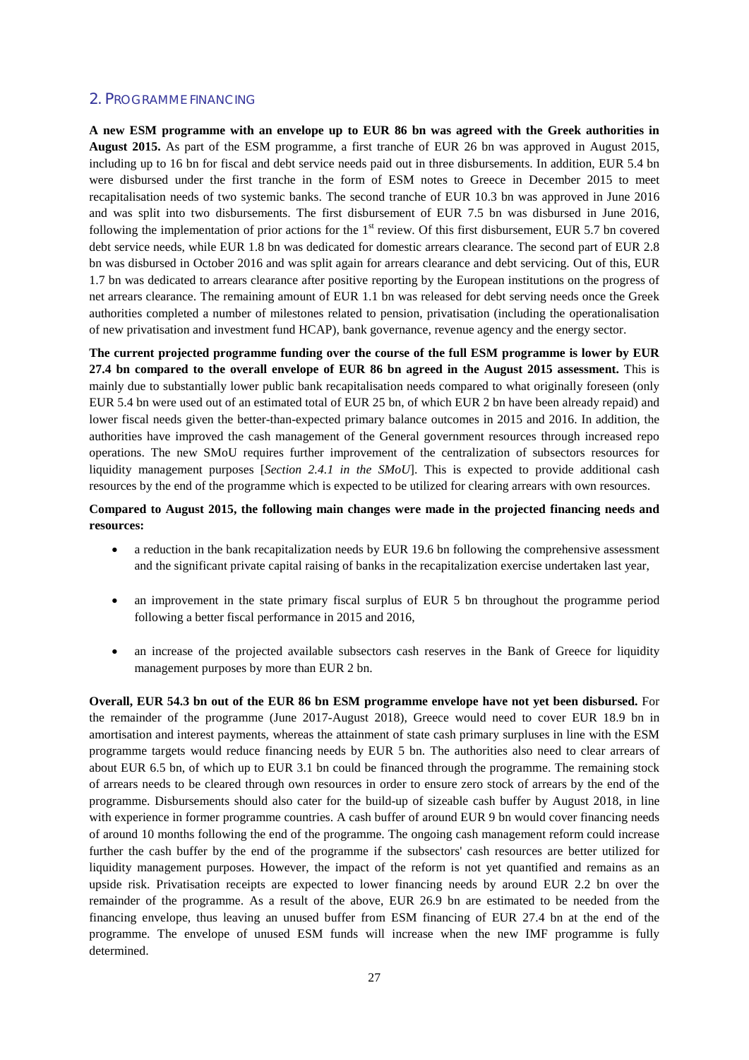## 2. PROGRAMME FINANCING

**A new ESM programme with an envelope up to EUR 86 bn was agreed with the Greek authorities in August 2015.** As part of the ESM programme, a first tranche of EUR 26 bn was approved in August 2015, including up to 16 bn for fiscal and debt service needs paid out in three disbursements. In addition, EUR 5.4 bn were disbursed under the first tranche in the form of ESM notes to Greece in December 2015 to meet recapitalisation needs of two systemic banks. The second tranche of EUR 10.3 bn was approved in June 2016 and was split into two disbursements. The first disbursement of EUR 7.5 bn was disbursed in June 2016, following the implementation of prior actions for the 1st review. Of this first disbursement, EUR 5.7 bn covered debt service needs, while EUR 1.8 bn was dedicated for domestic arrears clearance. The second part of EUR 2.8 bn was disbursed in October 2016 and was split again for arrears clearance and debt servicing. Out of this, EUR 1.7 bn was dedicated to arrears clearance after positive reporting by the European institutions on the progress of net arrears clearance. The remaining amount of EUR 1.1 bn was released for debt serving needs once the Greek authorities completed a number of milestones related to pension, privatisation (including the operationalisation of new privatisation and investment fund HCAP), bank governance, revenue agency and the energy sector.

**The current projected programme funding over the course of the full ESM programme is lower by EUR 27.4 bn compared to the overall envelope of EUR 86 bn agreed in the August 2015 assessment.** This is mainly due to substantially lower public bank recapitalisation needs compared to what originally foreseen (only EUR 5.4 bn were used out of an estimated total of EUR 25 bn, of which EUR 2 bn have been already repaid) and lower fiscal needs given the better-than-expected primary balance outcomes in 2015 and 2016. In addition, the authorities have improved the cash management of the General government resources through increased repo operations. The new SMoU requires further improvement of the centralization of subsectors resources for liquidity management purposes [*Section 2.4.1 in the SMoU*]. This is expected to provide additional cash resources by the end of the programme which is expected to be utilized for clearing arrears with own resources.

**Compared to August 2015, the following main changes were made in the projected financing needs and resources:**

- a reduction in the bank recapitalization needs by EUR 19.6 bn following the comprehensive assessment and the significant private capital raising of banks in the recapitalization exercise undertaken last year,
- an improvement in the state primary fiscal surplus of EUR 5 bn throughout the programme period following a better fiscal performance in 2015 and 2016,
- an increase of the projected available subsectors cash reserves in the Bank of Greece for liquidity management purposes by more than EUR 2 bn.

**Overall, EUR 54.3 bn out of the EUR 86 bn ESM programme envelope have not yet been disbursed.** For the remainder of the programme (June 2017-August 2018), Greece would need to cover EUR 18.9 bn in amortisation and interest payments, whereas the attainment of state cash primary surpluses in line with the ESM programme targets would reduce financing needs by EUR 5 bn. The authorities also need to clear arrears of about EUR 6.5 bn, of which up to EUR 3.1 bn could be financed through the programme. The remaining stock of arrears needs to be cleared through own resources in order to ensure zero stock of arrears by the end of the programme. Disbursements should also cater for the build-up of sizeable cash buffer by August 2018, in line with experience in former programme countries. A cash buffer of around EUR 9 bn would cover financing needs of around 10 months following the end of the programme. The ongoing cash management reform could increase further the cash buffer by the end of the programme if the subsectors' cash resources are better utilized for liquidity management purposes. However, the impact of the reform is not yet quantified and remains as an upside risk. Privatisation receipts are expected to lower financing needs by around EUR 2.2 bn over the remainder of the programme. As a result of the above, EUR 26.9 bn are estimated to be needed from the financing envelope, thus leaving an unused buffer from ESM financing of EUR 27.4 bn at the end of the programme. The envelope of unused ESM funds will increase when the new IMF programme is fully determined.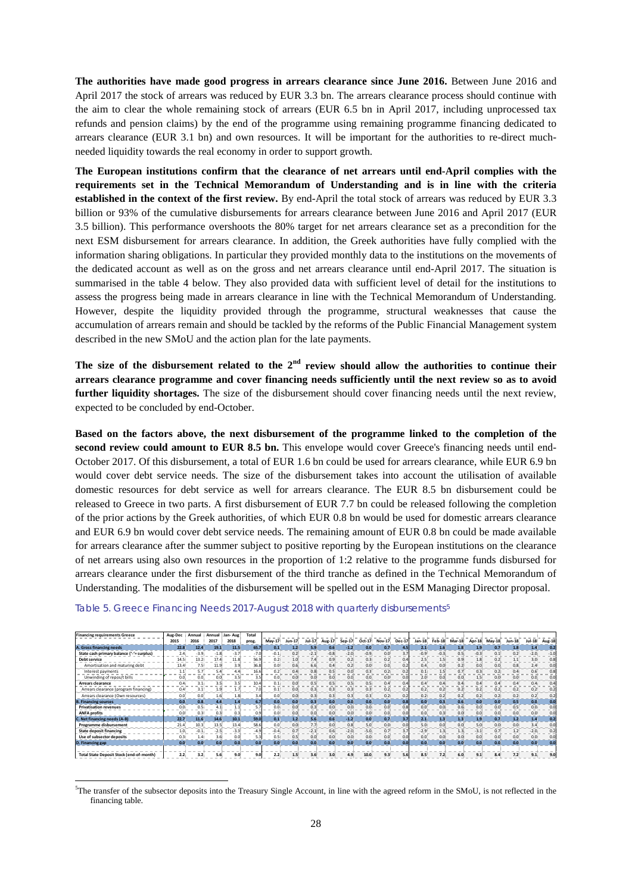**The authorities have made good progress in arrears clearance since June 2016.** Between June 2016 and April 2017 the stock of arrears was reduced by EUR 3.3 bn. The arrears clearance process should continue with the aim to clear the whole remaining stock of arrears (EUR 6.5 bn in April 2017, including unprocessed tax refunds and pension claims) by the end of the programme using remaining programme financing dedicated to arrears clearance (EUR 3.1 bn) and own resources. It will be important for the authorities to re-direct much-needed liquidity towards the real economy in order to support growth.

**The European institutions confirm that the clearance of net arrears until end-April complies with the requirements set in the Technical Memorandum of Understanding and is in line with the criteria established in the context of the first review.** By end-April the total stock of arrears was reduced by EUR 3.3 billion or 93% of the cumulative disbursements for arrears clearance between June 2016 and April 2017 (EUR 3.5 billion). This performance overshoots the 80% target for net arrears clearance set as a precondition for the next ESM disbursement for arrears clearance. In addition, the Greek authorities have fully complied with the information sharing obligations. In particular they provided monthly data to the institutions on the movements of the dedicated account as well as on the gross and net arrears clearance until end-April 2017. The situation is summarised in the table 4 below. They also provided data with sufficient level of detail for the institutions to assess the progress being made in arrears clearance in line with the Technical Memorandum of Understanding. However, despite the liquidity provided through the programme, structural weaknesses that cause the accumulation of arrears remain and should be tackled by the reforms of the Public Financial Management system described in the new SMoU and the action plan for the late payments.

**The size of the disbursement related to the 2nd review should allow the authorities to continue their arrears clearance programme and cover financing needs sufficiently until the next review so as to avoid further liquidity shortages.** The size of the disbursement should cover financing needs until the next review, expected to be concluded by end-October.

**Based on the factors above, the next disbursement of the programme linked to the completion of the second review could amount to EUR 8.5 bn.** This envelope would cover Greece's financing needs until end-October 2017. Of this disbursement, a total of EUR 1.6 bn could be used for arrears clearance, while EUR 6.9 bn would cover debt service needs. The size of the disbursement takes into account the utilisation of available domestic resources for debt service as well for arrears clearance. The EUR 8.5 bn disbursement could be released to Greece in two parts. A first disbursement of EUR 7.7 bn could be released following the completion of the prior actions by the Greek authorities, of which EUR 0.8 bn would be used for domestic arrears clearance and EUR 6.9 bn would cover debt service needs. The remaining amount of EUR 0.8 bn could be made available for arrears clearance after the summer subject to positive reporting by the European institutions on the clearance of net arrears using also own resources in the proportion of 1:2 relative to the programme funds disbursed for arrears clearance under the first disbursement of the third tranche as defined in the Technical Memorandum of Understanding. The modalities of the disbursement will be spelled out in the ESM Managing Director proposal.

Table 5. Greece Financing Needs 2017-August 2018 with quarterly disbursements[5]

| Financing requirements Greece | Aug-Dec 2015 | Annual 2016 | Annual 2017 | Jan- Aug 2018 | Total prog. | May-17 | Jun-17 | Jul-17 | Aug-17 | Sep-17 | Oct-17 | Nov-17 | Dec-17 | Jan-18 | Feb-18 | Mar-18 | Apr-18 | May-18 | Jun-18 | Jul-18 | Aug-18 |
|---|---|---|---|---|---|---|---|---|---|---|---|---|---|---|---|---|---|---|---|---|---|
| **A. Gross financing needs** | 22.8 | 12.4 | 19.1 | 11.5 | 65.7 | 0.1 | 1.2 | 5.9 | 0.6 | -1.2 | 0.0 | 0.7 | 4.5 | 2.1 | 1.6 | 1.8 | 1.9 | 0.7 | 1.8 | 1.4 | 0.2 |
| State cash primary balance ('-'= surplus) | 2.4 | -3.9 | -1.8 | -3.7 | -7.0 | -0.1 | 0.2 | -2.1 | -0.8 | -2.0 | -0.9 | 0.0 | 3.7 | -0.9 | -0.3 | 0.5 | -0.3 | 0.1 | 0.2 | -2.0 | -1.0 |
| Debt service | 14.5 | 13.2 | 17.4 | 11.8 | 56.9 | 0.2 | 1.0 | 7.4 | 0.9 | 0.2 | 0.3 | 0.2 | 0.4 | 2.5 | 1.5 | 0.9 | 1.8 | 0.2 | 1.1 | 3.0 | 0.8 |
| Amortisation and maturing debt | 13.4 | 7.5 | 11.9 | 3.9 | 36.8 | 0.0 | 0.6 | 6.6 | 0.4 | 0.2 | 0.0 | 0.0 | 0.2 | 0.4 | 0.0 | 0.2 | 0.0 | 0.0 | 0.8 | 2.4 | 0.0 |
| Interest payments | 1.1 | 5.7 | 5.4 | 4.4 | 16.6 | 0.2 | 0.4 | 0.8 | 0.5 | 0.0 | 0.3 | 0.2 | 0.2 | 0.1 | 1.5 | 0.7 | 0.3 | 0.2 | 0.4 | 0.6 | 0.8 |
| Unwinding of repos/t bills | 0.0 | 0.0 | 0.0 | 3.5 | 3.5 | 0.0 | 0.0 | 0.0 | 0.0 | 0.0 | 0.0 | 0.0 | 0.0 | 2.0 | 0.0 | 0.0 | 1.5 | 0.0 | 0.0 | 0.0 | 0.0 |
| Arrears clearance | 0.4 | 3.1 | 3.5 | 3.5 | 10.4 | 0.1 | 0.0 | 0.5 | 0.5 | 0.5 | 0.5 | 0.4 | 0.4 | 0.4 | 0.4 | 0.4 | 0.4 | 0.4 | 0.4 | 0.4 | 0.4 |
| Arrears clearance (program financing) | 0.4 | 3.1 | 1.9 | 1.7 | 7.0 | 0.1 | 0.0 | 0.3 | 0.3 | 0.3 | 0.3 | 0.2 | 0.2 | 0.2 | 0.2 | 0.2 | 0.2 | 0.2 | 0.2 | 0.2 | 0.2 |
| Arrears clearance (Own resources) | 0.0 | 0.0 | 1.6 | 1.8 | 3.4 | 0.0 | 0.0 | 0.3 | 0.3 | 0.3 | 0.3 | 0.2 | 0.2 | 0.2 | 0.2 | 0.2 | 0.2 | 0.2 | 0.2 | 0.2 | 0.2 |
| **B. Financing sources** | 0.0 | 0.8 | 4.4 | 1.4 | 6.7 | 0.0 | 0.0 | 0.3 | 0.0 | 0.0 | 0.0 | 0.0 | 0.8 | 0.0 | 0.3 | 0.6 | 0.0 | 0.0 | 0.5 | 0.0 | 0.0 |
| Privatisation revenues | 0.0 | 0.5 | 4.1 | 1.1 | 5.7 | 0.0 | 0.0 | 0.3 | 0.0 | 0.0 | 0.0 | 0.0 | 0.8 | 0.0 | 0.0 | 0.6 | 0.0 | 0.0 | 0.5 | 0.0 | 0.0 |
| ANFA profits | 0.0 | 0.3 | 0.3 | 0.3 | 0.9 | 0.0 | 0.0 | 0.0 | 0.0 | 0.0 | 0.0 | 0.0 | 0.0 | 0.0 | 0.3 | 0.0 | 0.0 | 0.0 | 0.0 | 0.0 | 0.0 |
| **C. Net financing needs (A-B)** | 22.7 | 11.6 | 14.6 | 10.1 | 59.0 | 0.1 | 1.2 | 5.6 | 0.6 | -1.2 | 0.0 | 0.7 | 3.7 | 2.1 | 1.3 | 1.3 | 1.9 | 0.7 | 1.2 | 1.4 | 0.2 |
| Programme disbursement | 21.4 | 10.3 | 13.5 | 13.4 | 58.6 | 0.0 | 0.0 | 7.7 | 0.0 | 0.8 | 5.0 | 0.0 | 0.0 | 5.0 | 0.0 | 0.0 | 5.0 | 0.0 | 0.0 | 3.4 | 0.0 |
| State deposit financing | 1.0 | -0.1 | -2.5 | -3.3 | -4.9 | -0.4 | 0.7 | -2.1 | 0.6 | -2.0 | -5.0 | 0.7 | 3.7 | -2.9 | 1.3 | 1.3 | -3.1 | 0.7 | 1.2 | -2.0 | 0.2 |
| Use of subsector deposits | 0.3 | 1.4 | 3.6 | 0.0 | 5.3 | 0.5 | 0.5 | 0.0 | 0.0 | 0.0 | 0.0 | 0.0 | 0.0 | 0.0 | 0.0 | 0.0 | 0.0 | 0.0 | 0.0 | 0.0 | 0.0 |
| **D. Financing gap** | 0.0 | 0.0 | 0.0 | 0.0 | 0.0 | 0.0 | 0.0 | 0.0 | 0.0 | 0.0 | 0.0 | 0.0 | 0.0 | 0.0 | 0.0 | 0.0 | 0.0 | 0.0 | 0.0 | 0.0 | 0.0 |
| | | | | | | | | | | | | | | | | | | | | | |
| **Total State Deposit Stock (end-of-month)** | 2.2 | 3.2 | 5.6 | 9.0 | 9.0 | 2.2 | 1.5 | 3.6 | 3.0 | 4.9 | 10.0 | 9.3 | 5.6 | 8.5 | 7.2 | 6.0 | 9.1 | 8.4 | 7.2 | 9.1 | 9.0 |

[5] The transfer of the subsector deposits into the Treasury Single Account, in line with the agreed reform in the SMoU, is not reflected in the financing table.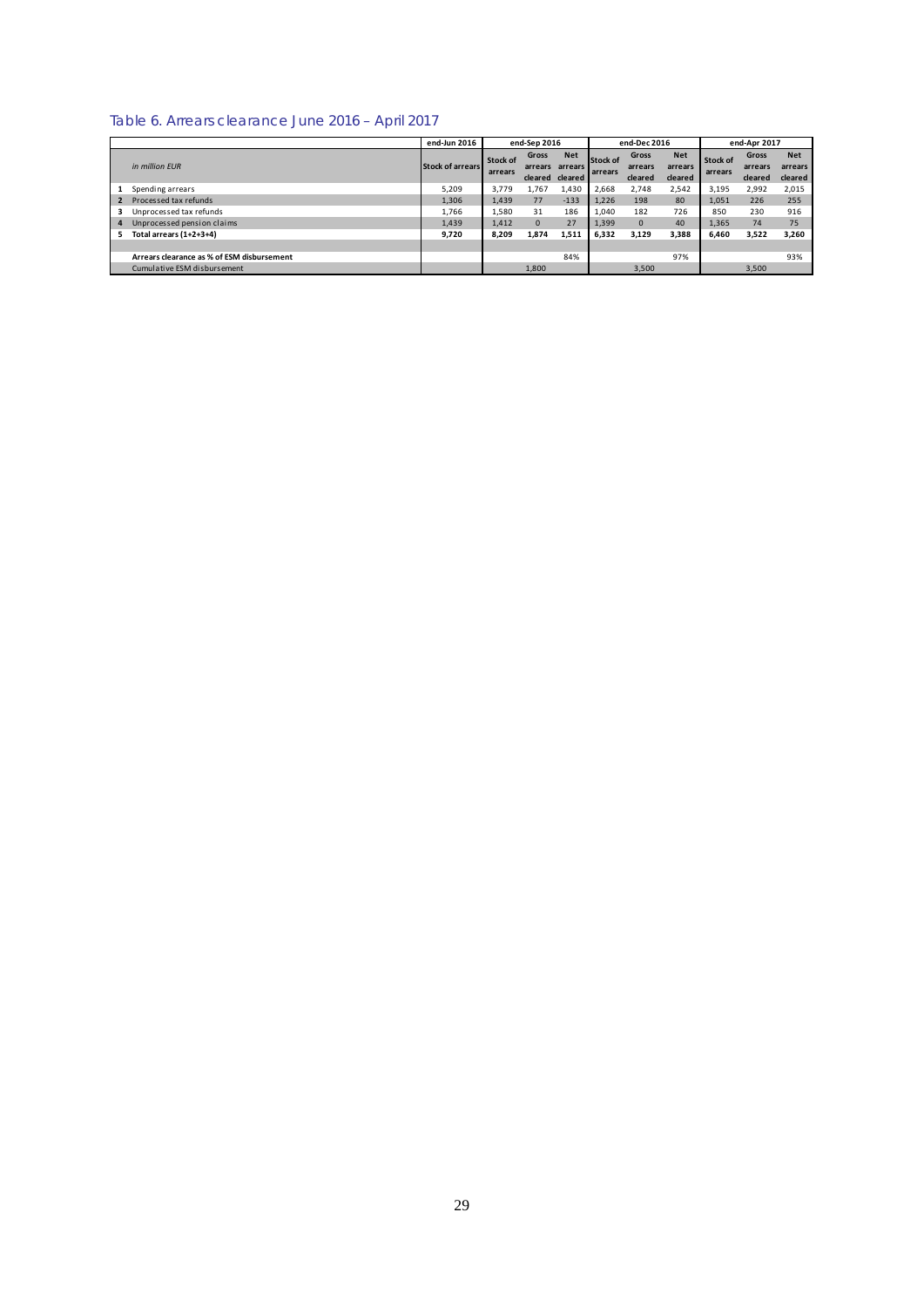### Table 6. Arrears clearance June 2016 – April 2017

| | *in million EUR* | end-Jun 2016 | end-Sep 2016 | | | end-Dec 2016 | | | end-Apr 2017 | | |
|---|---|---|---|---|---|---|---|---|---|---|---|
| | | Stock of arrears | Stock of arrears | Gross arrears cleared | Net arrears cleared | Stock of arrears | Gross arrears cleared | Net arrears cleared | Stock of arrears | Gross arrears cleared | Net arrears cleared |
| 1 | Spending arrears | 5,209 | 3,779 | 1,767 | 1,430 | 2,668 | 2,748 | 2,542 | 3,195 | 2,992 | 2,015 |
| 2 | Processed tax refunds | 1,306 | 1,439 | 77 | -133 | 1,226 | 198 | 80 | 1,051 | 226 | 255 |
| 3 | Unprocessed tax refunds | 1,766 | 1,580 | 31 | 186 | 1,040 | 182 | 726 | 850 | 230 | 916 |
| 4 | Unprocessed pension claims | 1,439 | 1,412 | 0 | 27 | 1,399 | 0 | 40 | 1,365 | 74 | 75 |
| 5 | **Total arrears (1+2+3+4)** | **9,720** | **8,209** | **1,874** | **1,511** | **6,332** | **3,129** | **3,388** | **6,460** | **3,522** | **3,260** |
| | | | | | | | | | | | |
| | **Arrears clearance as % of ESM disbursement** | | | | 84% | | | 97% | | | 93% |
| | Cumulative ESM disbursement | | | 1,800 | | | 3,500 | | | 3,500 | |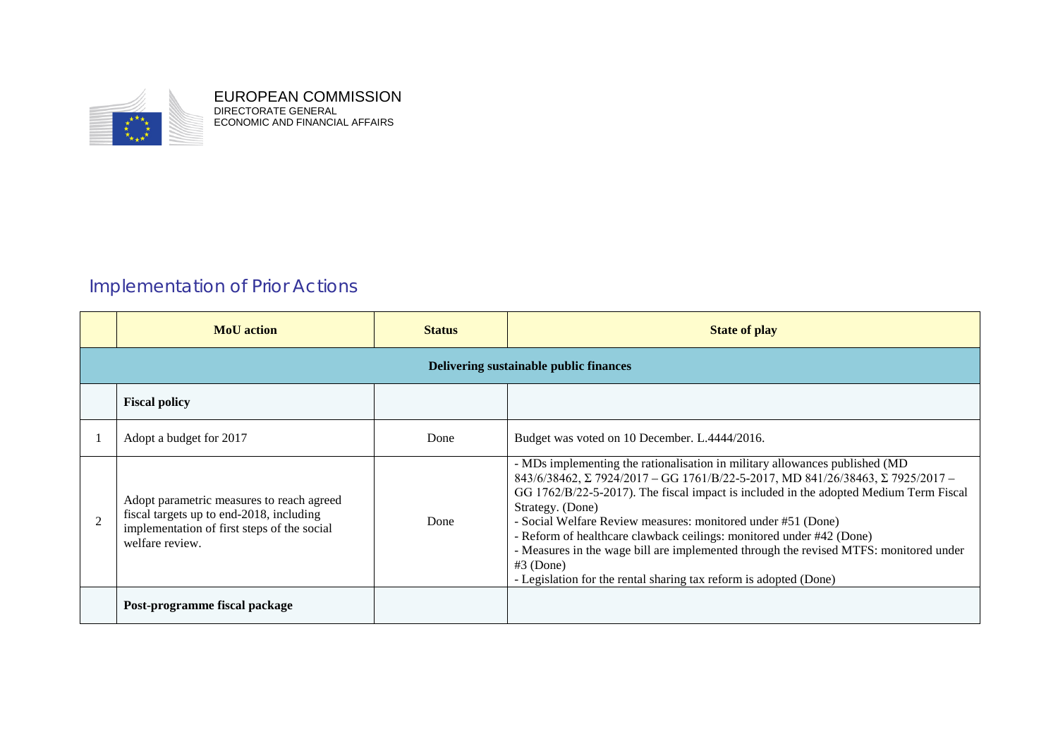EUROPEAN COMMISSION
DIRECTORATE GENERAL
ECONOMIC AND FINANCIAL AFFAIRS

## Implementation of Prior Actions

| | MoU action | Status | State of play |
|---|---|---|---|
| **Delivering sustainable public finances** | | | |
| | **Fiscal policy** | | |
| 1 | Adopt a budget for 2017 | Done | Budget was voted on 10 December. L.4444/2016. |
| 2 | Adopt parametric measures to reach agreed fiscal targets up to end-2018, including implementation of first steps of the social welfare review. | Done | - MDs implementing the rationalisation in military allowances published (MD 843/6/38462, Σ 7924/2017 – GG 1761/B/22-5-2017, MD 841/26/38463, Σ 7925/2017 – GG 1762/B/22-5-2017). The fiscal impact is included in the adopted Medium Term Fiscal Strategy. (Done)<br>- Social Welfare Review measures: monitored under #51 (Done)<br>- Reform of healthcare clawback ceilings: monitored under #42 (Done)<br>- Measures in the wage bill are implemented through the revised MTFS: monitored under #3 (Done)<br>- Legislation for the rental sharing tax reform is adopted (Done) |
| | **Post-programme fiscal package** | | |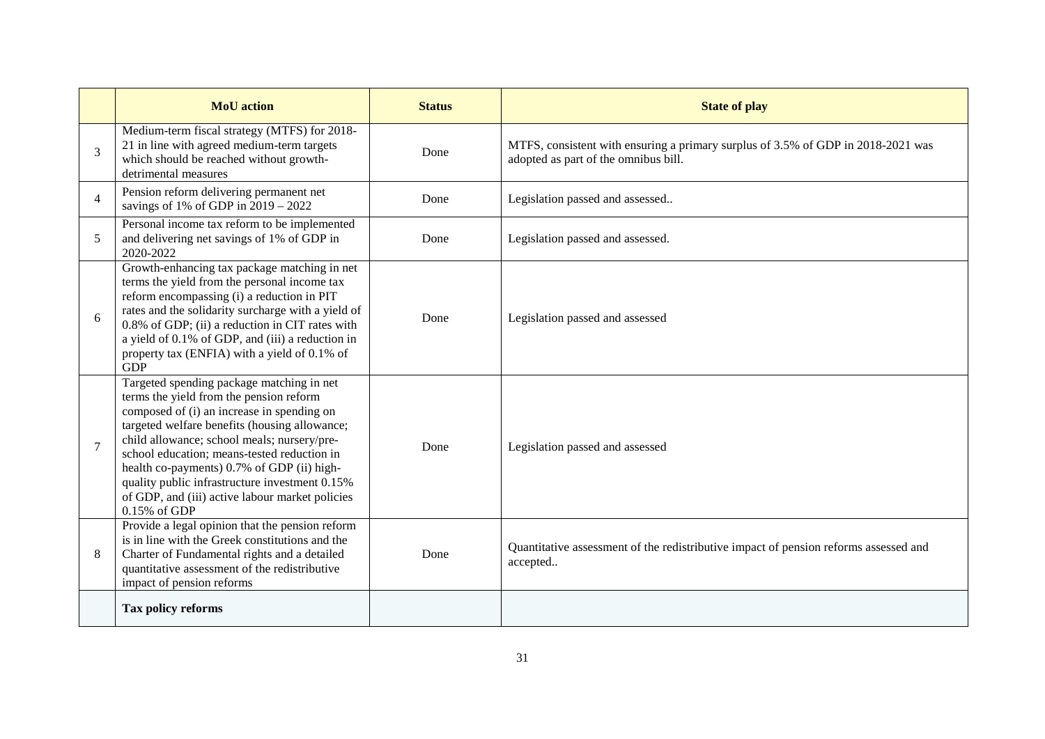| | MoU action | Status | State of play |
|---|---|---|---|
| 3 | Medium-term fiscal strategy (MTFS) for 2018-21 in line with agreed medium-term targets which should be reached without growth-detrimental measures | Done | MTFS, consistent with ensuring a primary surplus of 3.5% of GDP in 2018-2021 was adopted as part of the omnibus bill. |
| 4 | Pension reform delivering permanent net savings of 1% of GDP in 2019 – 2022 | Done | Legislation passed and assessed.. |
| 5 | Personal income tax reform to be implemented and delivering net savings of 1% of GDP in 2020-2022 | Done | Legislation passed and assessed. |
| 6 | Growth-enhancing tax package matching in net terms the yield from the personal income tax reform encompassing (i) a reduction in PIT rates and the solidarity surcharge with a yield of 0.8% of GDP; (ii) a reduction in CIT rates with a yield of 0.1% of GDP, and (iii) a reduction in property tax (ENFIA) with a yield of 0.1% of GDP | Done | Legislation passed and assessed |
| 7 | Targeted spending package matching in net terms the yield from the pension reform composed of (i) an increase in spending on targeted welfare benefits (housing allowance; child allowance; school meals; nursery/pre-school education; means-tested reduction in health co-payments) 0.7% of GDP (ii) high-quality public infrastructure investment 0.15% of GDP, and (iii) active labour market policies 0.15% of GDP | Done | Legislation passed and assessed |
| 8 | Provide a legal opinion that the pension reform is in line with the Greek constitutions and the Charter of Fundamental rights and a detailed quantitative assessment of the redistributive impact of pension reforms | Done | Quantitative assessment of the redistributive impact of pension reforms assessed and accepted.. |
| | **Tax policy reforms** | | |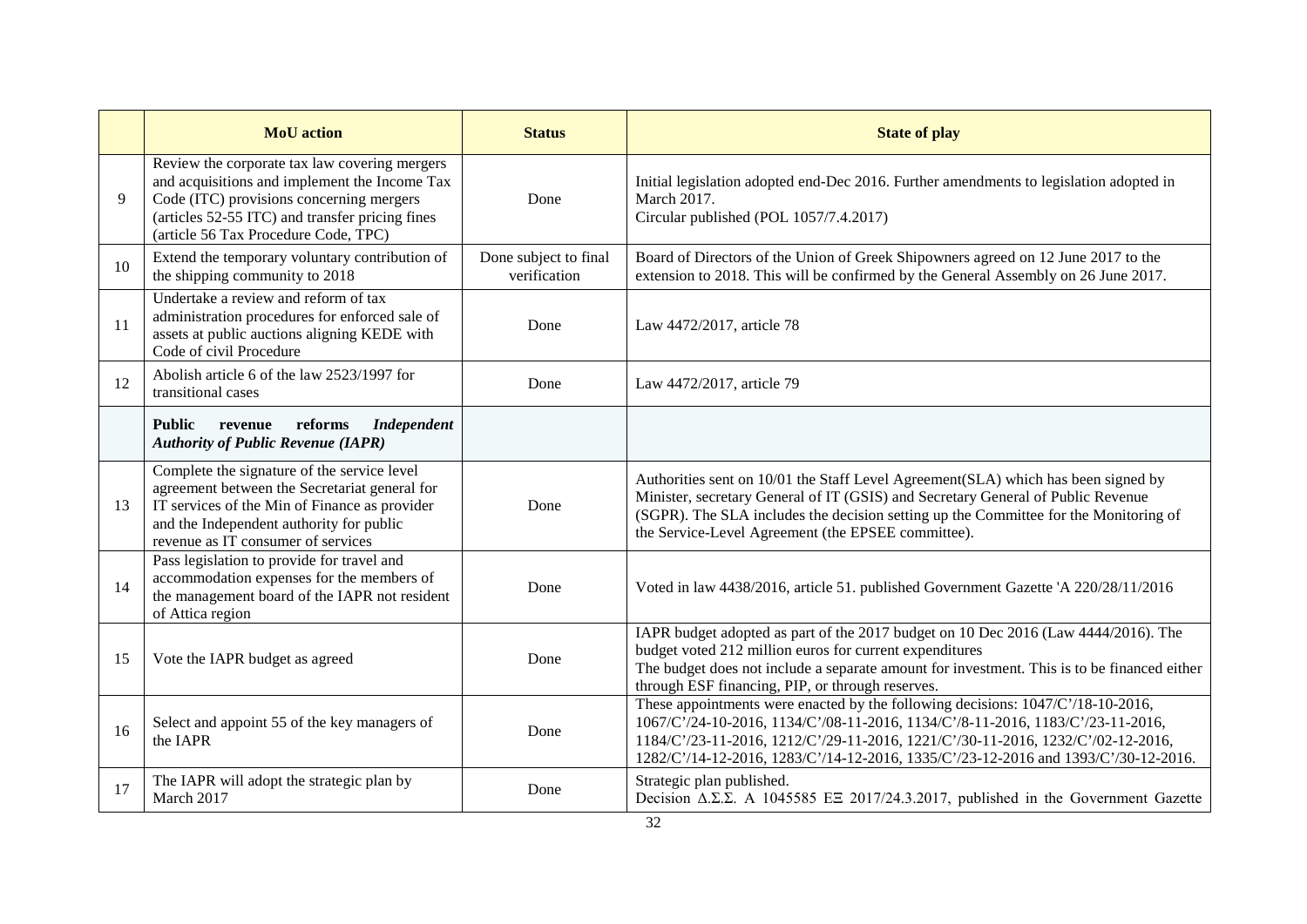| | MoU action | Status | State of play |
|---|---|---|---|
| 9 | Review the corporate tax law covering mergers and acquisitions and implement the Income Tax Code (ITC) provisions concerning mergers (articles 52-55 ITC) and transfer pricing fines (article 56 Tax Procedure Code, TPC) | Done | Initial legislation adopted end-Dec 2016. Further amendments to legislation adopted in March 2017. Circular published (POL 1057/7.4.2017) |
| 10 | Extend the temporary voluntary contribution of the shipping community to 2018 | Done subject to final verification | Board of Directors of the Union of Greek Shipowners agreed on 12 June 2017 to the extension to 2018. This will be confirmed by the General Assembly on 26 June 2017. |
| 11 | Undertake a review and reform of tax administration procedures for enforced sale of assets at public auctions aligning KEDE with Code of civil Procedure | Done | Law 4472/2017, article 78 |
| 12 | Abolish article 6 of the law 2523/1997 for transitional cases | Done | Law 4472/2017, article 79 |
| | **Public revenue reforms *Independent Authority of Public Revenue (IAPR)*** | | |
| 13 | Complete the signature of the service level agreement between the Secretariat general for IT services of the Min of Finance as provider and the Independent authority for public revenue as IT consumer of services | Done | Authorities sent on 10/01 the Staff Level Agreement(SLA) which has been signed by Minister, secretary General of IT (GSIS) and Secretary General of Public Revenue (SGPR). The SLA includes the decision setting up the Committee for the Monitoring of the Service-Level Agreement (the EPSEE committee). |
| 14 | Pass legislation to provide for travel and accommodation expenses for the members of the management board of the IAPR not resident of Attica region | Done | Voted in law 4438/2016, article 51. published Government Gazette 'A 220/28/11/2016 |
| 15 | Vote the IAPR budget as agreed | Done | IAPR budget adopted as part of the 2017 budget on 10 Dec 2016 (Law 4444/2016). The budget voted 212 million euros for current expenditures The budget does not include a separate amount for investment. This is to be financed either through ESF financing, PIP, or through reserves. |
| 16 | Select and appoint 55 of the key managers of the IAPR | Done | These appointments were enacted by the following decisions: 1047/C'/18-10-2016, 1067/C'/24-10-2016, 1134/C'/08-11-2016, 1134/C'/8-11-2016, 1183/C'/23-11-2016, 1184/C'/23-11-2016, 1212/C'/29-11-2016, 1221/C'/30-11-2016, 1232/C'/02-12-2016, 1282/C'/14-12-2016, 1283/C'/14-12-2016, 1335/C'/23-12-2016 and 1393/C'/30-12-2016. |
| 17 | The IAPR will adopt the strategic plan by March 2017 | Done | Strategic plan published. Decision Δ.Σ.Σ. A 1045585 ΕΞ 2017/24.3.2017, published in the Government Gazette |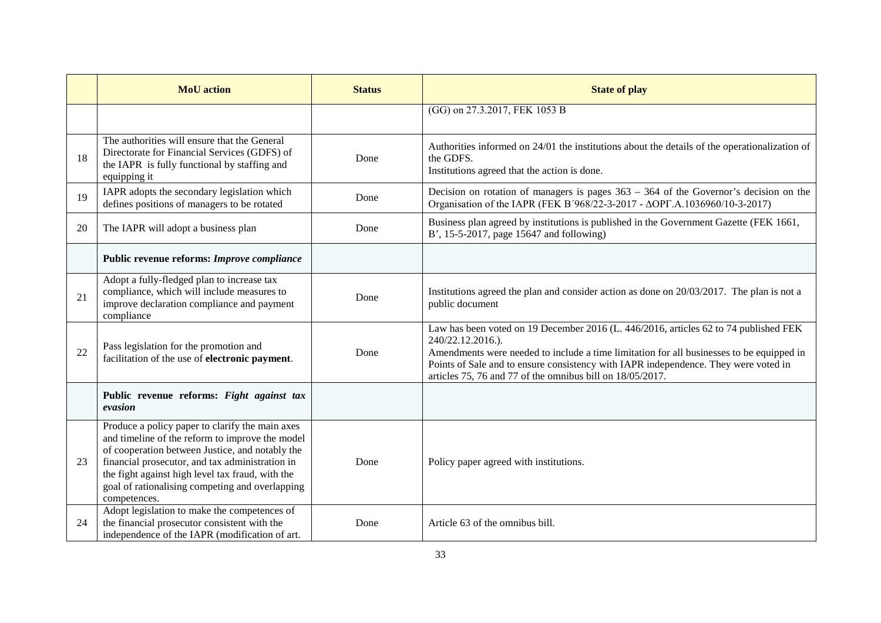| | MoU action | Status | State of play |
|---|---|---|---|
| | | | (GG) on 27.3.2017, FEK 1053 B |
| 18 | The authorities will ensure that the General Directorate for Financial Services (GDFS) of the IAPR is fully functional by staffing and equipping it | Done | Authorities informed on 24/01 the institutions about the details of the operationalization of the GDFS.<br>Institutions agreed that the action is done. |
| 19 | IAPR adopts the secondary legislation which defines positions of managers to be rotated | Done | Decision on rotation of managers is pages 363 – 364 of the Governor's decision on the Organisation of the IAPR (FEK B΄968/22-3-2017 - ΔΟΡΓ.Α.1036960/10-3-2017) |
| 20 | The IAPR will adopt a business plan | Done | Business plan agreed by institutions is published in the Government Gazette (FEK 1661, B', 15-5-2017, page 15647 and following) |
| | **Public revenue reforms: *Improve compliance*** | | |
| 21 | Adopt a fully-fledged plan to increase tax compliance, which will include measures to improve declaration compliance and payment compliance | Done | Institutions agreed the plan and consider action as done on 20/03/2017. The plan is not a public document |
| 22 | Pass legislation for the promotion and facilitation of the use of **electronic payment**. | Done | Law has been voted on 19 December 2016 (L. 446/2016, articles 62 to 74 published FEK 240/22.12.2016.).<br>Amendments were needed to include a time limitation for all businesses to be equipped in Points of Sale and to ensure consistency with IAPR independence. They were voted in articles 75, 76 and 77 of the omnibus bill on 18/05/2017. |
| | **Public revenue reforms: *Fight against tax evasion*** | | |
| 23 | Produce a policy paper to clarify the main axes and timeline of the reform to improve the model of cooperation between Justice, and notably the financial prosecutor, and tax administration in the fight against high level tax fraud, with the goal of rationalising competing and overlapping competences. | Done | Policy paper agreed with institutions. |
| 24 | Adopt legislation to make the competences of the financial prosecutor consistent with the independence of the IAPR (modification of art. | Done | Article 63 of the omnibus bill. |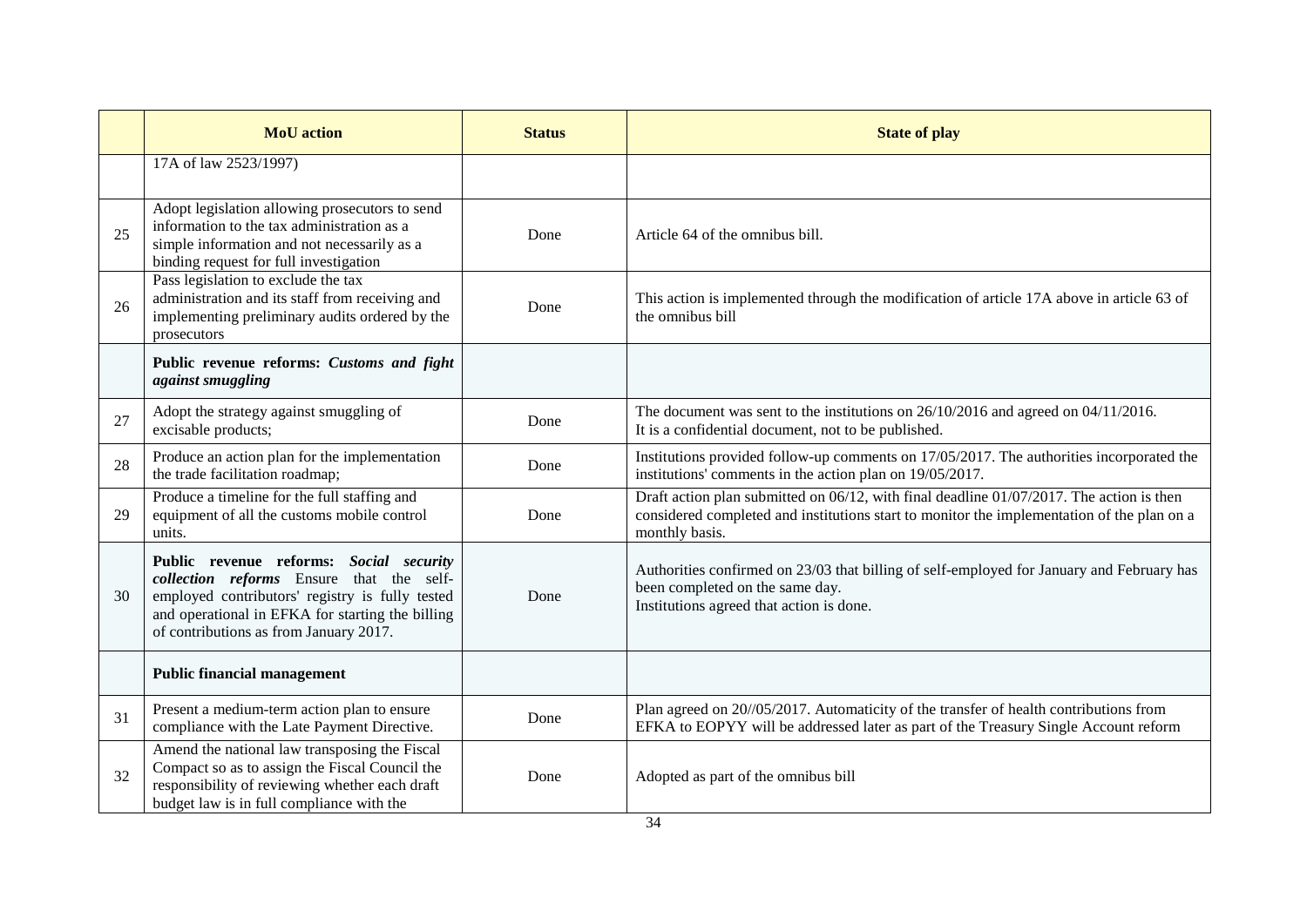|  | MoU action | Status | State of play |
|---|---|---|---|
|  | 17A of law 2523/1997) |  |  |
| 25 | Adopt legislation allowing prosecutors to send information to the tax administration as a simple information and not necessarily as a binding request for full investigation | Done | Article 64 of the omnibus bill. |
| 26 | Pass legislation to exclude the tax administration and its staff from receiving and implementing preliminary audits ordered by the prosecutors | Done | This action is implemented through the modification of article 17A above in article 63 of the omnibus bill |
|  | **Public revenue reforms: *Customs and fight against smuggling*** |  |  |
| 27 | Adopt the strategy against smuggling of excisable products; | Done | The document was sent to the institutions on 26/10/2016 and agreed on 04/11/2016. It is a confidential document, not to be published. |
| 28 | Produce an action plan for the implementation the trade facilitation roadmap; | Done | Institutions provided follow-up comments on 17/05/2017. The authorities incorporated the institutions' comments in the action plan on 19/05/2017. |
| 29 | Produce a timeline for the full staffing and equipment of all the customs mobile control units. | Done | Draft action plan submitted on 06/12, with final deadline 01/07/2017. The action is then considered completed and institutions start to monitor the implementation of the plan on a monthly basis. |
| 30 | **Public revenue reforms: *Social security collection reforms*** Ensure that the self-employed contributors' registry is fully tested and operational in EFKA for starting the billing of contributions as from January 2017. | Done | Authorities confirmed on 23/03 that billing of self-employed for January and February has been completed on the same day. Institutions agreed that action is done. |
|  | **Public financial management** |  |  |
| 31 | Present a medium-term action plan to ensure compliance with the Late Payment Directive. | Done | Plan agreed on 20//05/2017. Automaticity of the transfer of health contributions from EFKA to EOPYY will be addressed later as part of the Treasury Single Account reform |
| 32 | Amend the national law transposing the Fiscal Compact so as to assign the Fiscal Council the responsibility of reviewing whether each draft budget law is in full compliance with the | Done | Adopted as part of the omnibus bill |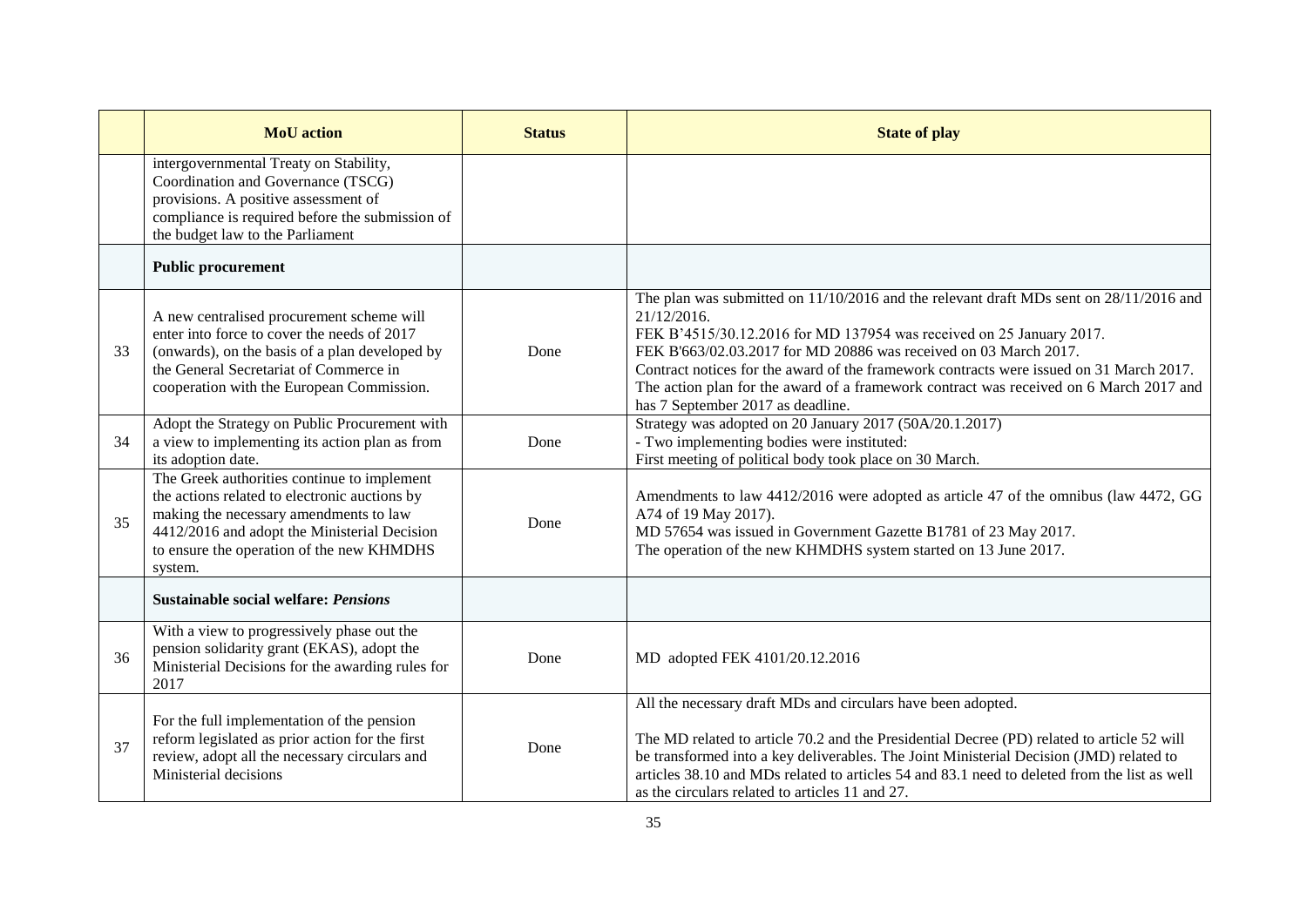|  | **MoU action** | **Status** | **State of play** |
|---|---|---|---|
|  | intergovernmental Treaty on Stability, Coordination and Governance (TSCG) provisions. A positive assessment of compliance is required before the submission of the budget law to the Parliament |  |  |
|  | **Public procurement** |  |  |
| 33 | A new centralised procurement scheme will enter into force to cover the needs of 2017 (onwards), on the basis of a plan developed by the General Secretariat of Commerce in cooperation with the European Commission. | Done | The plan was submitted on 11/10/2016 and the relevant draft MDs sent on 28/11/2016 and 21/12/2016.<br>FEK B'4515/30.12.2016 for MD 137954 was received on 25 January 2017.<br>FEK B'663/02.03.2017 for MD 20886 was received on 03 March 2017.<br>Contract notices for the award of the framework contracts were issued on 31 March 2017.<br>The action plan for the award of a framework contract was received on 6 March 2017 and has 7 September 2017 as deadline. |
| 34 | Adopt the Strategy on Public Procurement with a view to implementing its action plan as from its adoption date. | Done | Strategy was adopted on 20 January 2017 (50A/20.1.2017)<br>- Two implementing bodies were instituted:<br>First meeting of political body took place on 30 March. |
| 35 | The Greek authorities continue to implement the actions related to electronic auctions by making the necessary amendments to law 4412/2016 and adopt the Ministerial Decision to ensure the operation of the new KHMDHS system. | Done | Amendments to law 4412/2016 were adopted as article 47 of the omnibus (law 4472, GG A74 of 19 May 2017).<br>MD 57654 was issued in Government Gazette B1781 of 23 May 2017.<br>The operation of the new KHMDHS system started on 13 June 2017. |
|  | **Sustainable social welfare: *Pensions*** |  |  |
| 36 | With a view to progressively phase out the pension solidarity grant (EKAS), adopt the Ministerial Decisions for the awarding rules for 2017 | Done | MD adopted FEK 4101/20.12.2016 |
| 37 | For the full implementation of the pension reform legislated as prior action for the first review, adopt all the necessary circulars and Ministerial decisions | Done | All the necessary draft MDs and circulars have been adopted.<br><br>The MD related to article 70.2 and the Presidential Decree (PD) related to article 52 will be transformed into a key deliverables. The Joint Ministerial Decision (JMD) related to articles 38.10 and MDs related to articles 54 and 83.1 need to deleted from the list as well as the circulars related to articles 11 and 27. |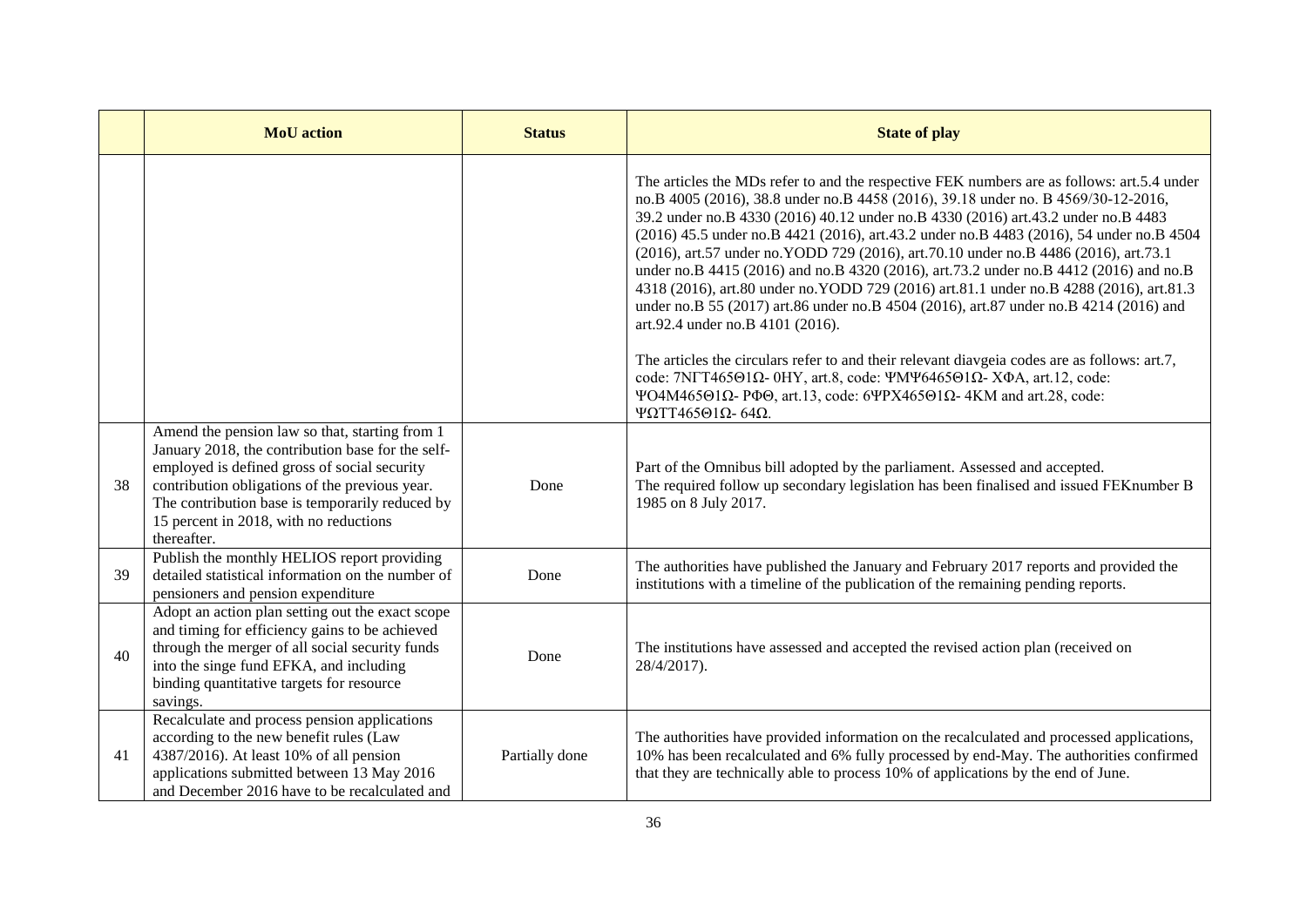|  | MoU action | Status | State of play |
|---|---|---|---|
|  |  |  | The articles the MDs refer to and the respective FEK numbers are as follows: art.5.4 under no.B 4005 (2016), 38.8 under no.B 4458 (2016), 39.18 under no. B 4569/30-12-2016, 39.2 under no.B 4330 (2016) 40.12 under no.B 4330 (2016) art.43.2 under no.B 4483 (2016) 45.5 under no.B 4421 (2016), art.43.2 under no.B 4483 (2016), 54 under no.B 4504 (2016), art.57 under no.YODD 729 (2016), art.70.10 under no.B 4486 (2016), art.73.1 under no.B 4415 (2016) and no.B 4320 (2016), art.73.2 under no.B 4412 (2016) and no.B 4318 (2016), art.80 under no.YODD 729 (2016) art.81.1 under no.B 4288 (2016), art.81.3 under no.B 55 (2017) art.86 under no.B 4504 (2016), art.87 under no.B 4214 (2016) and art.92.4 under no.B 4101 (2016).<br><br>The articles the circulars refer to and their relevant diavgeia codes are as follows: art.7, code: 7ΝΓΤ465Θ1Ω- 0ΗΥ, art.8, code: ΨΜΨ6465Θ1Ω- ΧΦΑ, art.12, code: ΨΟ4Μ465Θ1Ω- ΡΦΘ, art.13, code: 6ΨΡΧ465Θ1Ω- 4ΚΜ and art.28, code: ΨΩΤΤ465Θ1Ω- 64Ω. |
| 38 | Amend the pension law so that, starting from 1 January 2018, the contribution base for the self-employed is defined gross of social security contribution obligations of the previous year. The contribution base is temporarily reduced by 15 percent in 2018, with no reductions thereafter. | Done | Part of the Omnibus bill adopted by the parliament. Assessed and accepted.<br>The required follow up secondary legislation has been finalised and issued FEKnumber B 1985 on 8 July 2017. |
| 39 | Publish the monthly HELIOS report providing detailed statistical information on the number of pensioners and pension expenditure | Done | The authorities have published the January and February 2017 reports and provided the institutions with a timeline of the publication of the remaining pending reports. |
| 40 | Adopt an action plan setting out the exact scope and timing for efficiency gains to be achieved through the merger of all social security funds into the singe fund EFKA, and including binding quantitative targets for resource savings. | Done | The institutions have assessed and accepted the revised action plan (received on 28/4/2017). |
| 41 | Recalculate and process pension applications according to the new benefit rules (Law 4387/2016). At least 10% of all pension applications submitted between 13 May 2016 and December 2016 have to be recalculated and | Partially done | The authorities have provided information on the recalculated and processed applications, 10% has been recalculated and 6% fully processed by end-May. The authorities confirmed that they are technically able to process 10% of applications by the end of June. |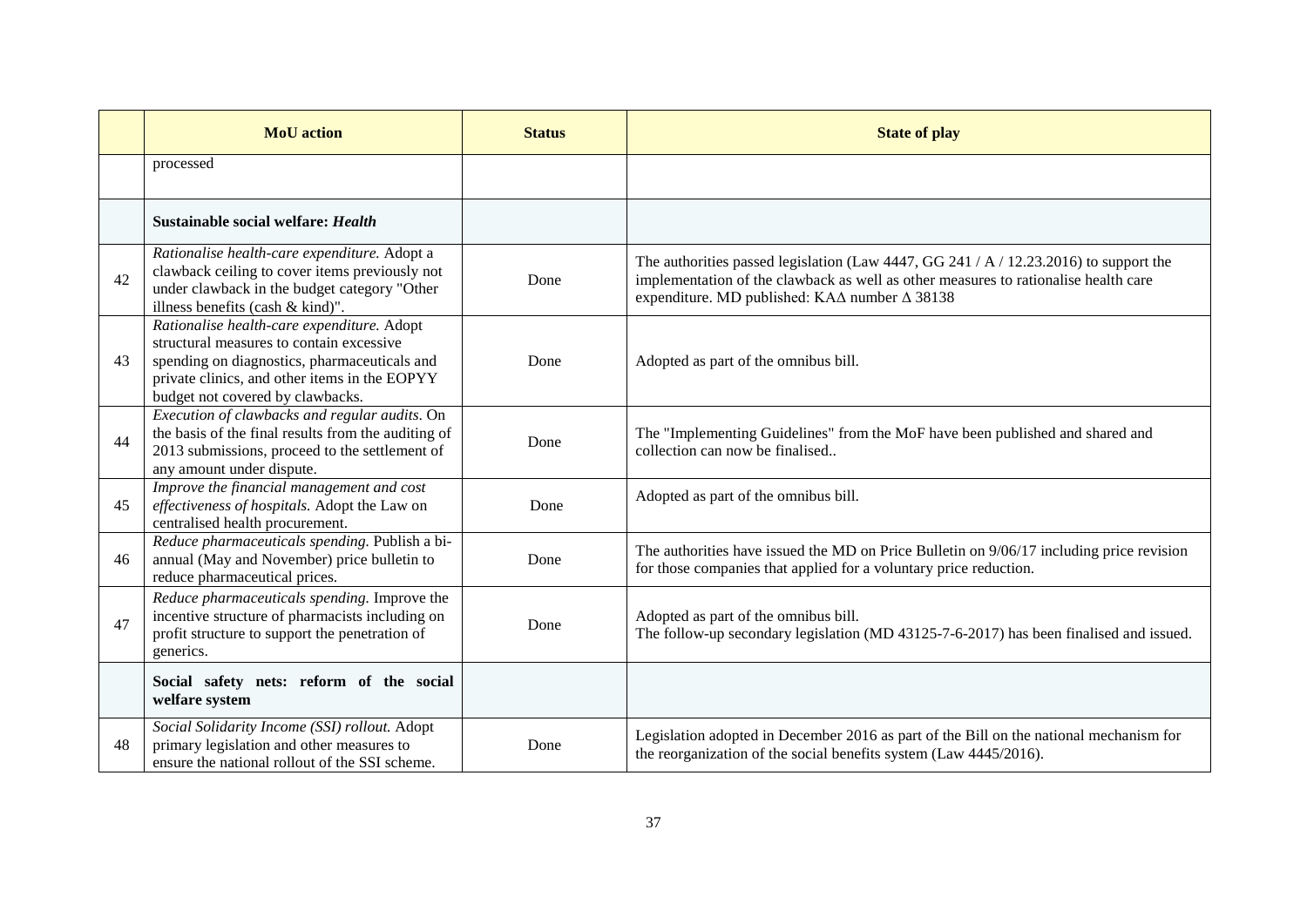| | MoU action | Status | State of play |
|---|---|---|---|
| | processed | | |
| | **Sustainable social welfare: *Health*** | | |
| 42 | *Rationalise health-care expenditure.* Adopt a clawback ceiling to cover items previously not under clawback in the budget category "Other illness benefits (cash & kind)". | Done | The authorities passed legislation (Law 4447, GG 241 / A / 12.23.2016) to support the implementation of the clawback as well as other measures to rationalise health care expenditure. MD published: ΚΑΔ number Δ 38138 |
| 43 | *Rationalise health-care expenditure.* Adopt structural measures to contain excessive spending on diagnostics, pharmaceuticals and private clinics, and other items in the EOPYY budget not covered by clawbacks. | Done | Adopted as part of the omnibus bill. |
| 44 | *Execution of clawbacks and regular audits.* On the basis of the final results from the auditing of 2013 submissions, proceed to the settlement of any amount under dispute. | Done | The "Implementing Guidelines" from the MoF have been published and shared and collection can now be finalised.. |
| 45 | *Improve the financial management and cost effectiveness of hospitals.* Adopt the Law on centralised health procurement. | Done | Adopted as part of the omnibus bill. |
| 46 | *Reduce pharmaceuticals spending.* Publish a bi-annual (May and November) price bulletin to reduce pharmaceutical prices. | Done | The authorities have issued the MD on Price Bulletin on 9/06/17 including price revision for those companies that applied for a voluntary price reduction. |
| 47 | *Reduce pharmaceuticals spending.* Improve the incentive structure of pharmacists including on profit structure to support the penetration of generics. | Done | Adopted as part of the omnibus bill.<br>The follow-up secondary legislation (MD 43125-7-6-2017) has been finalised and issued. |
| | **Social safety nets: reform of the social welfare system** | | |
| 48 | *Social Solidarity Income (SSI) rollout.* Adopt primary legislation and other measures to ensure the national rollout of the SSI scheme. | Done | Legislation adopted in December 2016 as part of the Bill on the national mechanism for the reorganization of the social benefits system (Law 4445/2016). |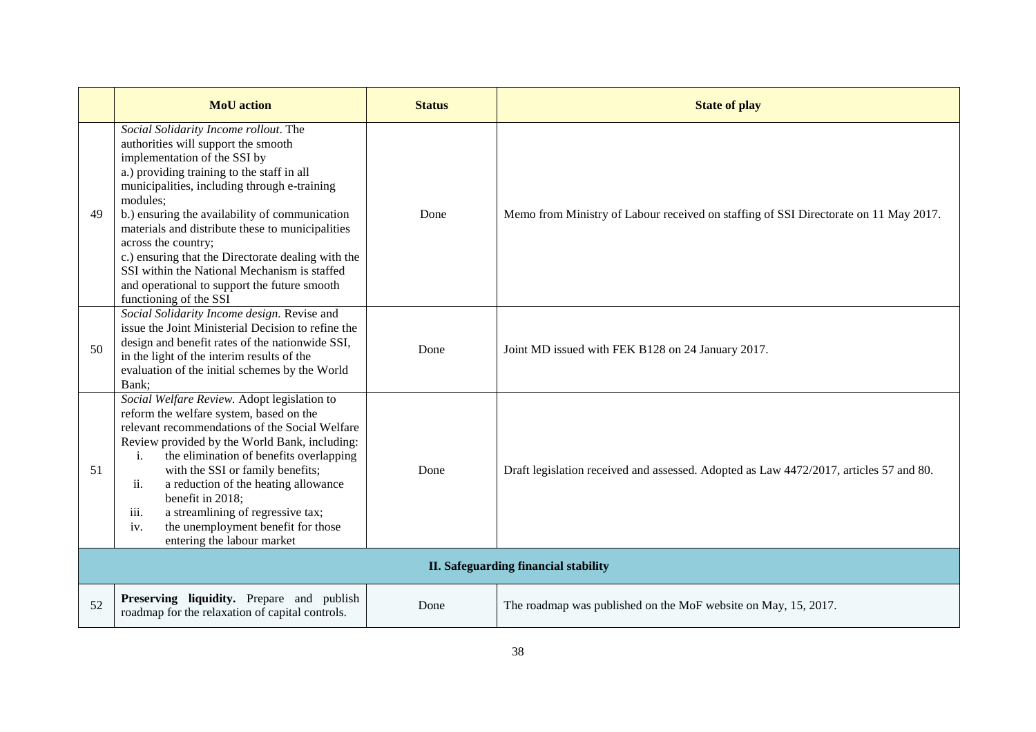|  | MoU action | Status | State of play |
|---|---|---|---|
| 49 | *Social Solidarity Income rollout*. The authorities will support the smooth implementation of the SSI by<br>a.) providing training to the staff in all municipalities, including through e-training modules;<br>b.) ensuring the availability of communication materials and distribute these to municipalities across the country;<br>c.) ensuring that the Directorate dealing with the SSI within the National Mechanism is staffed and operational to support the future smooth functioning of the SSI | Done | Memo from Ministry of Labour received on staffing of SSI Directorate on 11 May 2017. |
| 50 | *Social Solidarity Income design.* Revise and issue the Joint Ministerial Decision to refine the design and benefit rates of the nationwide SSI, in the light of the interim results of the evaluation of the initial schemes by the World Bank; | Done | Joint MD issued with FEK B128 on 24 January 2017. |
| 51 | *Social Welfare Review.* Adopt legislation to reform the welfare system, based on the relevant recommendations of the Social Welfare Review provided by the World Bank, including:<br>i. the elimination of benefits overlapping with the SSI or family benefits;<br>ii. a reduction of the heating allowance benefit in 2018;<br>iii. a streamlining of regressive tax;<br>iv. the unemployment benefit for those entering the labour market | Done | Draft legislation received and assessed. Adopted as Law 4472/2017, articles 57 and 80. |
| **II. Safeguarding financial stability** | | | |
| 52 | **Preserving liquidity.** Prepare and publish roadmap for the relaxation of capital controls. | Done | The roadmap was published on the MoF website on May, 15, 2017. |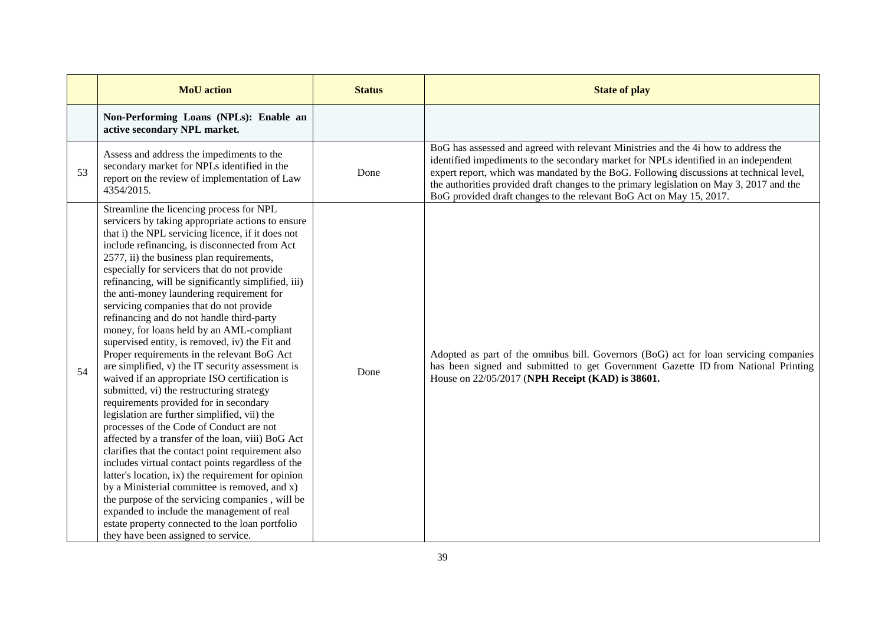| | MoU action | Status | State of play |
|---|---|---|---|
| | **Non-Performing Loans (NPLs): Enable an active secondary NPL market.** | | |
| 53 | Assess and address the impediments to the secondary market for NPLs identified in the report on the review of implementation of Law 4354/2015. | Done | BoG has assessed and agreed with relevant Ministries and the 4i how to address the identified impediments to the secondary market for NPLs identified in an independent expert report, which was mandated by the BoG. Following discussions at technical level, the authorities provided draft changes to the primary legislation on May 3, 2017 and the BoG provided draft changes to the relevant BoG Act on May 15, 2017. |
| 54 | Streamline the licencing process for NPL servicers by taking appropriate actions to ensure that i) the NPL servicing licence, if it does not include refinancing, is disconnected from Act 2577, ii) the business plan requirements, especially for servicers that do not provide refinancing, will be significantly simplified, iii) the anti-money laundering requirement for servicing companies that do not provide refinancing and do not handle third-party money, for loans held by an AML-compliant supervised entity, is removed, iv) the Fit and Proper requirements in the relevant BoG Act are simplified, v) the IT security assessment is waived if an appropriate ISO certification is submitted, vi) the restructuring strategy requirements provided for in secondary legislation are further simplified, vii) the processes of the Code of Conduct are not affected by a transfer of the loan, viii) BoG Act clarifies that the contact point requirement also includes virtual contact points regardless of the latter's location, ix) the requirement for opinion by a Ministerial committee is removed, and x) the purpose of the servicing companies , will be expanded to include the management of real estate property connected to the loan portfolio they have been assigned to service. | Done | Adopted as part of the omnibus bill. Governors (BoG) act for loan servicing companies has been signed and submitted to get Government Gazette ID from National Printing House on 22/05/2017 (**NPH Receipt (KAD) is 38601.** |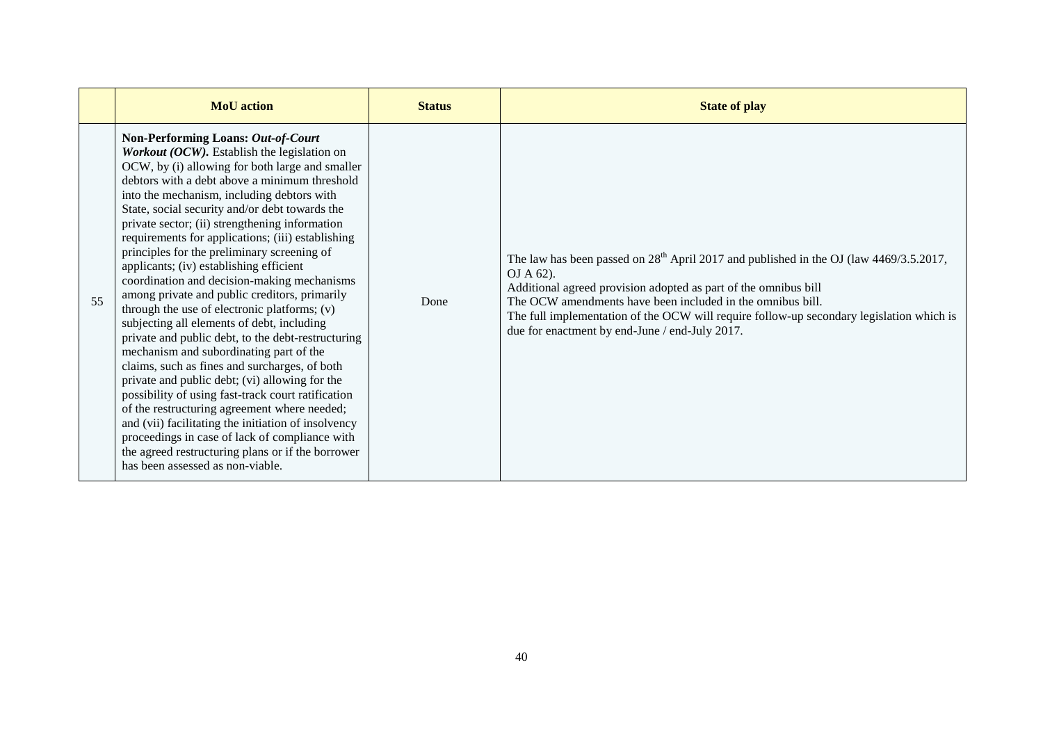| | MoU action | Status | State of play |
|---|---|---|---|
| 55 | **Non-Performing Loans: *Out-of-Court Workout (OCW)*.** Establish the legislation on OCW, by (i) allowing for both large and smaller debtors with a debt above a minimum threshold into the mechanism, including debtors with State, social security and/or debt towards the private sector; (ii) strengthening information requirements for applications; (iii) establishing principles for the preliminary screening of applicants; (iv) establishing efficient coordination and decision-making mechanisms among private and public creditors, primarily through the use of electronic platforms; (v) subjecting all elements of debt, including private and public debt, to the debt-restructuring mechanism and subordinating part of the claims, such as fines and surcharges, of both private and public debt; (vi) allowing for the possibility of using fast-track court ratification of the restructuring agreement where needed; and (vii) facilitating the initiation of insolvency proceedings in case of lack of compliance with the agreed restructuring plans or if the borrower has been assessed as non-viable. | Done | The law has been passed on 28th April 2017 and published in the OJ (law 4469/3.5.2017, OJ A 62).<br>Additional agreed provision adopted as part of the omnibus bill<br>The OCW amendments have been included in the omnibus bill.<br>The full implementation of the OCW will require follow-up secondary legislation which is due for enactment by end-June / end-July 2017. |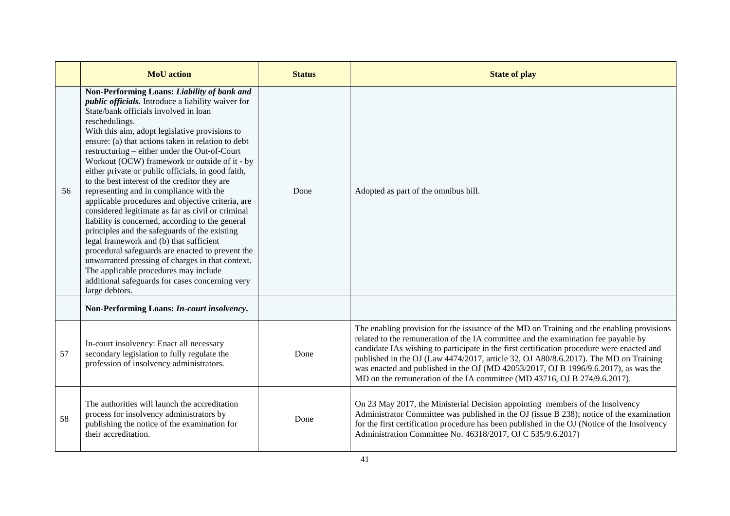| | MoU action | Status | State of play |
|---|---|---|---|
| 56 | **Non-Performing Loans: *Liability of bank and public officials.*** Introduce a liability waiver for State/bank officials involved in loan reschedulings. With this aim, adopt legislative provisions to ensure: (a) that actions taken in relation to debt restructuring – either under the Out-of-Court Workout (OCW) framework or outside of it - by either private or public officials, in good faith, to the best interest of the creditor they are representing and in compliance with the applicable procedures and objective criteria, are considered legitimate as far as civil or criminal liability is concerned, according to the general principles and the safeguards of the existing legal framework and (b) that sufficient procedural safeguards are enacted to prevent the unwarranted pressing of charges in that context. The applicable procedures may include additional safeguards for cases concerning very large debtors. | Done | Adopted as part of the omnibus bill. |
| | **Non-Performing Loans: *In-court insolvency*.** | | |
| 57 | In-court insolvency: Enact all necessary secondary legislation to fully regulate the profession of insolvency administrators. | Done | The enabling provision for the issuance of the MD on Training and the enabling provisions related to the remuneration of the IA committee and the examination fee payable by candidate IAs wishing to participate in the first certification procedure were enacted and published in the OJ (Law 4474/2017, article 32, OJ A80/8.6.2017). The MD on Training was enacted and published in the OJ (MD 42053/2017, OJ B 1996/9.6.2017), as was the MD on the remuneration of the IA committee (MD 43716, OJ B 274/9.6.2017). |
| 58 | The authorities will launch the accreditation process for insolvency administrators by publishing the notice of the examination for their accreditation. | Done | On 23 May 2017, the Ministerial Decision appointing members of the Insolvency Administrator Committee was published in the OJ (issue B 238); notice of the examination for the first certification procedure has been published in the OJ (Notice of the Insolvency Administration Committee No. 46318/2017, OJ C 535/9.6.2017) |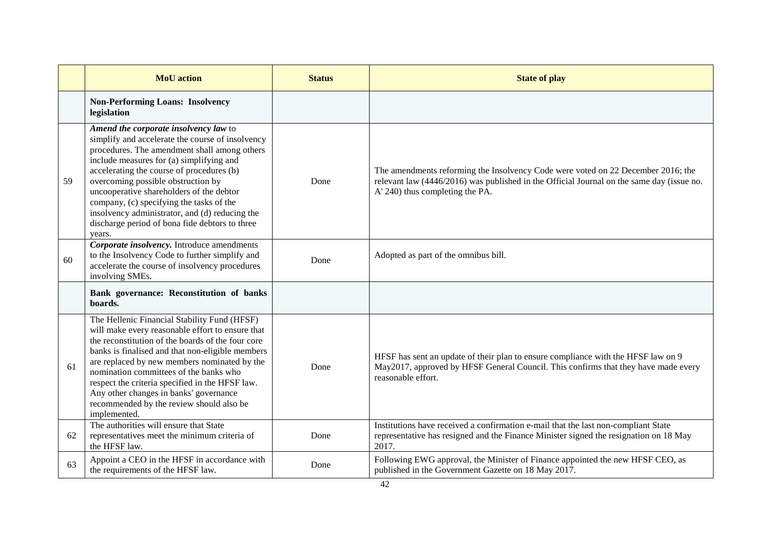| | **MoU action** | **Status** | **State of play** |
|---|---|---|---|
| | **Non-Performing Loans: Insolvency legislation** | | |
| 59 | ***Amend the corporate insolvency law*** to simplify and accelerate the course of insolvency procedures. The amendment shall among others include measures for (a) simplifying and accelerating the course of procedures (b) overcoming possible obstruction by uncooperative shareholders of the debtor company, (c) specifying the tasks of the insolvency administrator, and (d) reducing the discharge period of bona fide debtors to three years. | Done | The amendments reforming the Insolvency Code were voted on 22 December 2016; the relevant law (4446/2016) was published in the Official Journal on the same day (issue no. A' 240) thus completing the PA. |
| 60 | ***Corporate insolvency.*** Introduce amendments to the Insolvency Code to further simplify and accelerate the course of insolvency procedures involving SMEs. | Done | Adopted as part of the omnibus bill. |
| | **Bank governance: Reconstitution of banks boards.** | | |
| 61 | The Hellenic Financial Stability Fund (HFSF) will make every reasonable effort to ensure that the reconstitution of the boards of the four core banks is finalised and that non-eligible members are replaced by new members nominated by the nomination committees of the banks who respect the criteria specified in the HFSF law. Any other changes in banks' governance recommended by the review should also be implemented. | Done | HFSF has sent an update of their plan to ensure compliance with the HFSF law on 9 May2017, approved by HFSF General Council. This confirms that they have made every reasonable effort. |
| 62 | The authorities will ensure that State representatives meet the minimum criteria of the HFSF law. | Done | Institutions have received a confirmation e-mail that the last non-compliant State representative has resigned and the Finance Minister signed the resignation on 18 May 2017. |
| 63 | Appoint a CEO in the HFSF in accordance with the requirements of the HFSF law. | Done | Following EWG approval, the Minister of Finance appointed the new HFSF CEO, as published in the Government Gazette on 18 May 2017. |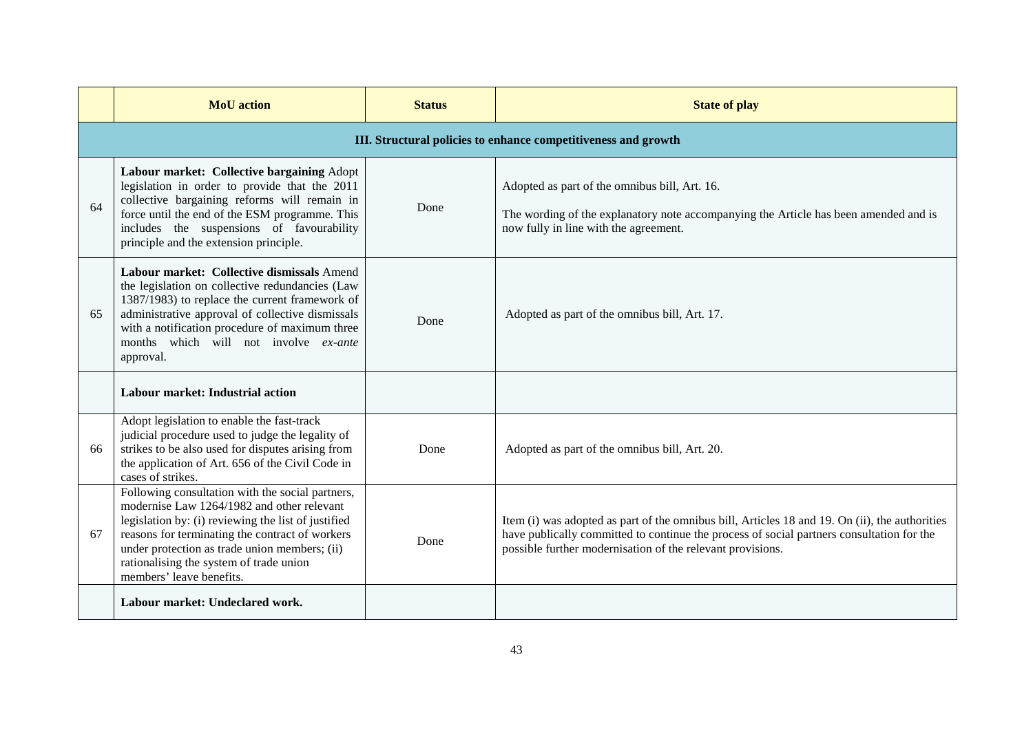|  | MoU action | Status | State of play |
|---|---|---|---|
| | **III. Structural policies to enhance competitiveness and growth** | | |
| 64 | **Labour market: Collective bargaining** Adopt legislation in order to provide that the 2011 collective bargaining reforms will remain in force until the end of the ESM programme. This includes the suspensions of favourability principle and the extension principle. | Done | Adopted as part of the omnibus bill, Art. 16. The wording of the explanatory note accompanying the Article has been amended and is now fully in line with the agreement. |
| 65 | **Labour market: Collective dismissals** Amend the legislation on collective redundancies (Law 1387/1983) to replace the current framework of administrative approval of collective dismissals with a notification procedure of maximum three months which will not involve *ex-ante* approval. | Done | Adopted as part of the omnibus bill, Art. 17. |
| | **Labour market: Industrial action** | | |
| 66 | Adopt legislation to enable the fast-track judicial procedure used to judge the legality of strikes to be also used for disputes arising from the application of Art. 656 of the Civil Code in cases of strikes. | Done | Adopted as part of the omnibus bill, Art. 20. |
| 67 | Following consultation with the social partners, modernise Law 1264/1982 and other relevant legislation by: (i) reviewing the list of justified reasons for terminating the contract of workers under protection as trade union members; (ii) rationalising the system of trade union members' leave benefits. | Done | Item (i) was adopted as part of the omnibus bill, Articles 18 and 19. On (ii), the authorities have publically committed to continue the process of social partners consultation for the possible further modernisation of the relevant provisions. |
| | **Labour market: Undeclared work.** | | |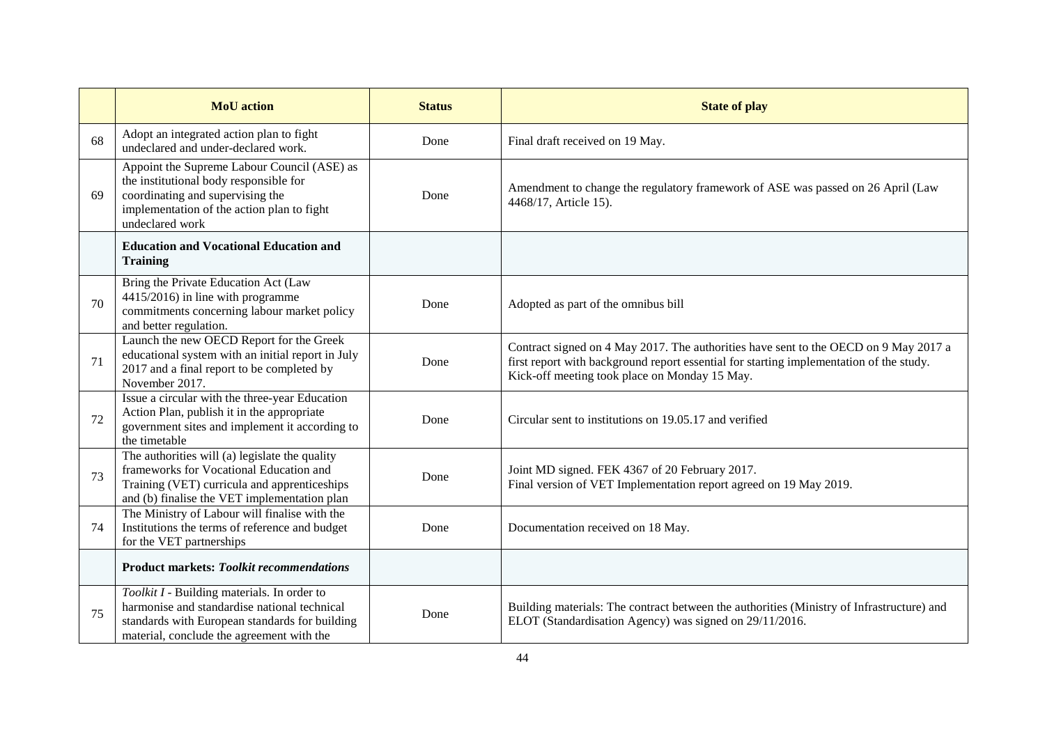| | MoU action | Status | State of play |
|---|---|---|---|
| 68 | Adopt an integrated action plan to fight undeclared and under-declared work. | Done | Final draft received on 19 May. |
| 69 | Appoint the Supreme Labour Council (ASE) as the institutional body responsible for coordinating and supervising the implementation of the action plan to fight undeclared work | Done | Amendment to change the regulatory framework of ASE was passed on 26 April (Law 4468/17, Article 15). |
| | **Education and Vocational Education and Training** | | |
| 70 | Bring the Private Education Act (Law 4415/2016) in line with programme commitments concerning labour market policy and better regulation. | Done | Adopted as part of the omnibus bill |
| 71 | Launch the new OECD Report for the Greek educational system with an initial report in July 2017 and a final report to be completed by November 2017. | Done | Contract signed on 4 May 2017. The authorities have sent to the OECD on 9 May 2017 a first report with background report essential for starting implementation of the study. Kick-off meeting took place on Monday 15 May. |
| 72 | Issue a circular with the three-year Education Action Plan, publish it in the appropriate government sites and implement it according to the timetable | Done | Circular sent to institutions on 19.05.17 and verified |
| 73 | The authorities will (a) legislate the quality frameworks for Vocational Education and Training (VET) curricula and apprenticeships and (b) finalise the VET implementation plan | Done | Joint MD signed. FEK 4367 of 20 February 2017.<br>Final version of VET Implementation report agreed on 19 May 2019. |
| 74 | The Ministry of Labour will finalise with the Institutions the terms of reference and budget for the VET partnerships | Done | Documentation received on 18 May. |
| | **Product markets: *Toolkit recommendations*** | | |
| 75 | *Toolkit I* - Building materials. In order to harmonise and standardise national technical standards with European standards for building material, conclude the agreement with the | Done | Building materials: The contract between the authorities (Ministry of Infrastructure) and ELOT (Standardisation Agency) was signed on 29/11/2016. |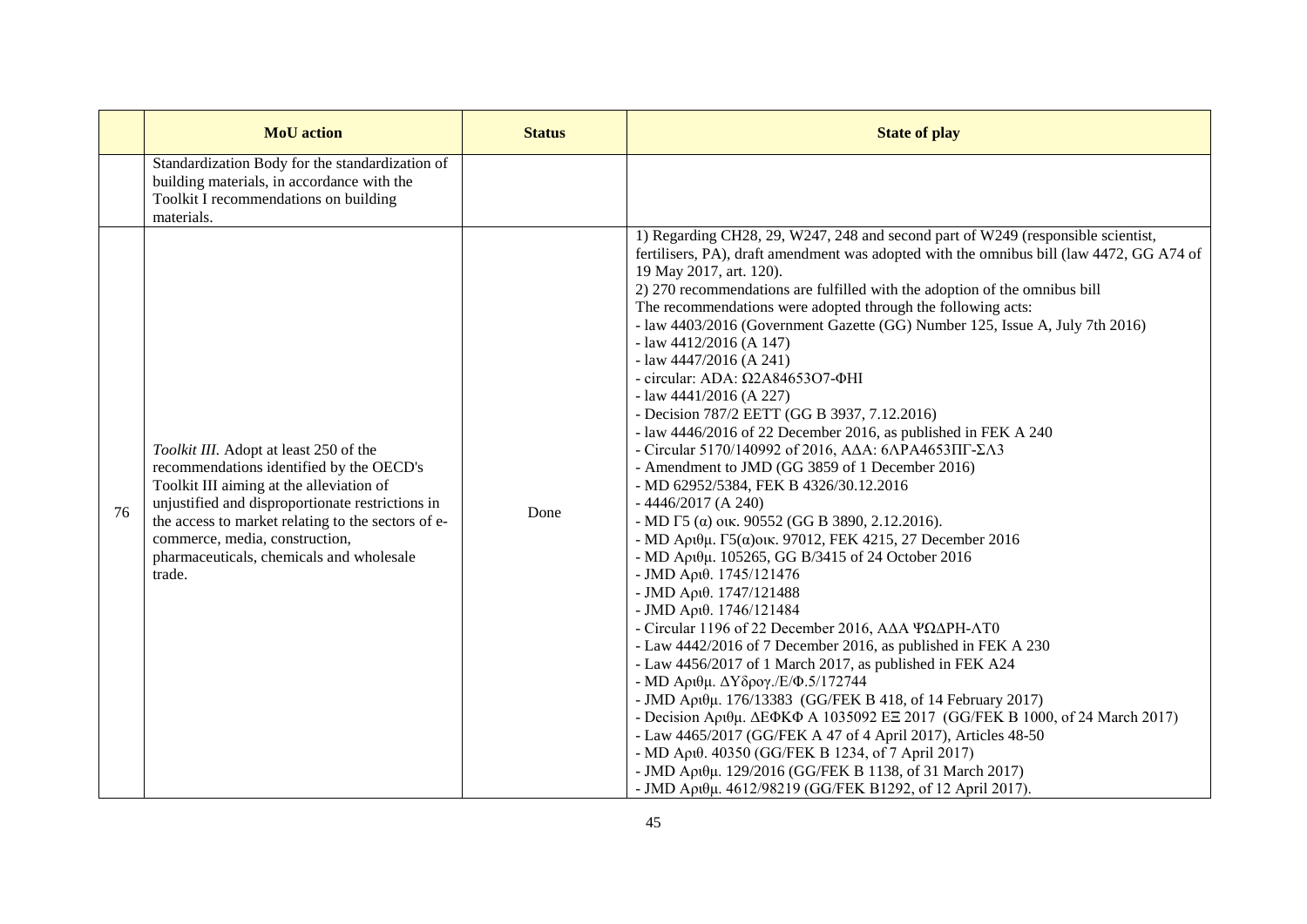|  | **MoU action** | **Status** | **State of play** |
|---|---|---|---|
|  | Standardization Body for the standardization of building materials, in accordance with the Toolkit I recommendations on building materials. |  |  |
| 76 | *Toolkit III.* Adopt at least 250 of the recommendations identified by the OECD's Toolkit III aiming at the alleviation of unjustified and disproportionate restrictions in the access to market relating to the sectors of e-commerce, media, construction, pharmaceuticals, chemicals and wholesale trade. | Done | 1) Regarding CH28, 29, W247, 248 and second part of W249 (responsible scientist, fertilisers, PA), draft amendment was adopted with the omnibus bill (law 4472, GG A74 of 19 May 2017, art. 120).<br>2) 270 recommendations are fulfilled with the adoption of the omnibus bill<br>The recommendations were adopted through the following acts:<br>- law 4403/2016 (Government Gazette (GG) Number 125, Issue A, July 7th 2016)<br>- law 4412/2016 (A 147)<br>- law 4447/2016 (A 241)<br>- circular: ADA: Ω2Α84653Ο7-ΦΗΙ<br>- law 4441/2016 (A 227)<br>- Decision 787/2 EETT (GG B 3937, 7.12.2016)<br>- law 4446/2016 of 22 December 2016, as published in FEK A 240<br>- Circular 5170/140992 of 2016, ΑΔΑ: 6ΛΡΑ4653ΠΓ-ΣΛ3<br>- Amendment to JMD (GG 3859 of 1 December 2016)<br>- MD 62952/5384, FEK B 4326/30.12.2016<br>- 4446/2017 (A 240)<br>- MD Γ5 (α) οικ. 90552 (GG B 3890, 2.12.2016).<br>- MD Αριθμ. Γ5(α)οικ. 97012, FEK 4215, 27 December 2016<br>- MD Αριθμ. 105265, GG B/3415 of 24 October 2016<br>- JMD Αριθ. 1745/121476<br>- JMD Αριθ. 1747/121488<br>- JMD Αριθ. 1746/121484<br>- Circular 1196 of 22 December 2016, ΑΔΑ ΨΩΔΡΗ-ΛΤ0<br>- Law 4442/2016 of 7 December 2016, as published in FEK A 230<br>- Law 4456/2017 of 1 March 2017, as published in FEK A24<br>- MD Αριθμ. ΔΥδρογ./Ε/Φ.5/172744<br>- JMD Αριθμ. 176/13383 (GG/FEK B 418, of 14 February 2017)<br>- Decision Αριθμ. ΔΕΦΚΦ Α 1035092 ΕΞ 2017 (GG/FEK B 1000, of 24 March 2017)<br>- Law 4465/2017 (GG/FEK A 47 of 4 April 2017), Articles 48-50<br>- MD Αριθ. 40350 (GG/FEK B 1234, of 7 April 2017)<br>- JMD Αριθμ. 129/2016 (GG/FEK B 1138, of 31 March 2017)<br>- JMD Αριθμ. 4612/98219 (GG/FEK B1292, of 12 April 2017). |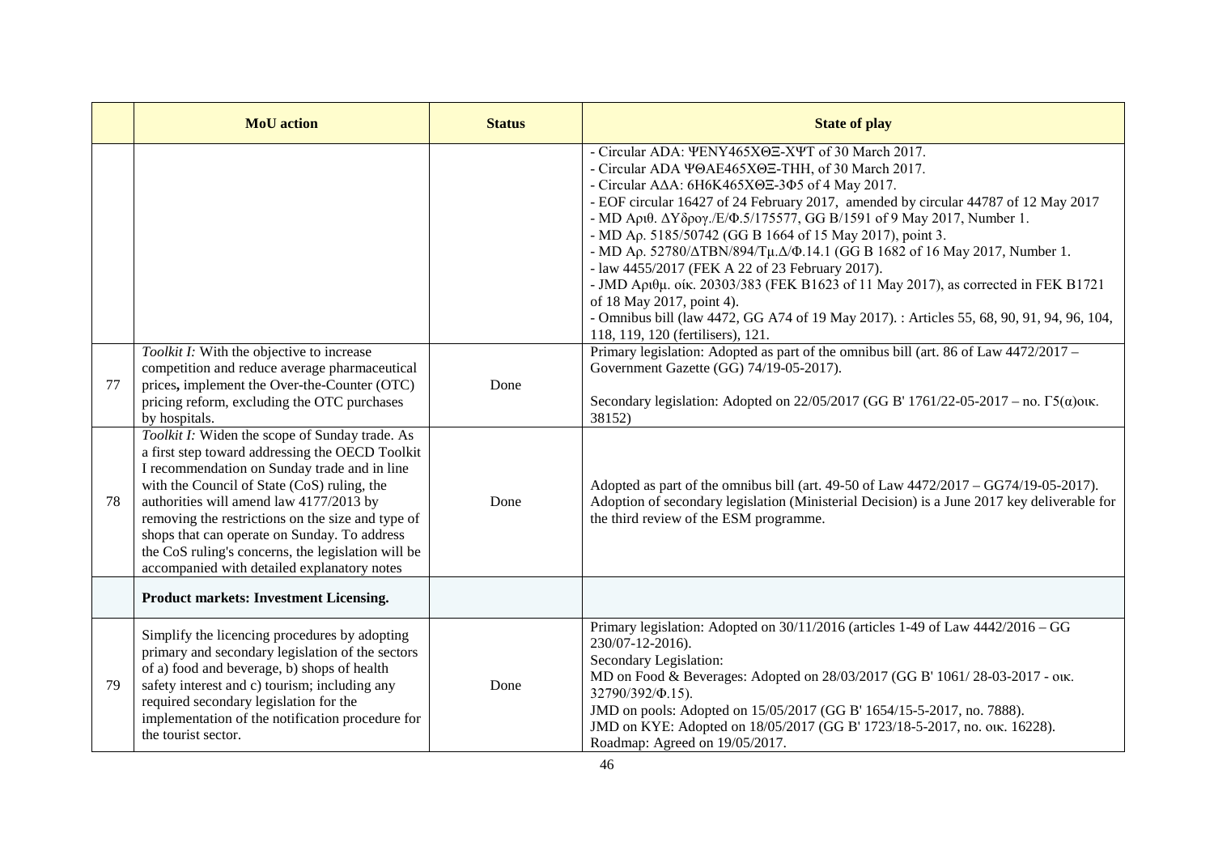| | MoU action | Status | State of play |
|---|---|---|---|
| | | | - Circular ADA: ΨΕΝΥ465ΧΘΞ-ΧΨΤ of 30 March 2017.<br>- Circular ADA ΨΘΑΕ465ΧΘΞ-ΤΗΗ, of 30 March 2017.<br>- Circular ΑΔΑ: 6Η6Κ465ΧΘΞ-3Φ5 of 4 May 2017.<br>- EOF circular 16427 of 24 February 2017, amended by circular 44787 of 12 May 2017<br>- MD Αριθ. ΔΥδρογ./Ε/Φ.5/175577, GG B/1591 of 9 May 2017, Number 1.<br>- MD Αρ. 5185/50742 (GG B 1664 of 15 May 2017), point 3.<br>- MD Αρ. 52780/ΔΤΒΝ/894/Τμ.Δ/Φ.14.1 (GG B 1682 of 16 May 2017, Number 1.<br>- law 4455/2017 (FEK A 22 of 23 February 2017).<br>- JMD Αριθμ. οίκ. 20303/383 (FEK B1623 of 11 May 2017), as corrected in FEK B1721 of 18 May 2017, point 4).<br>- Omnibus bill (law 4472, GG A74 of 19 May 2017). : Articles 55, 68, 90, 91, 94, 96, 104, 118, 119, 120 (fertilisers), 121. |
| 77 | *Toolkit I:* With the objective to increase competition and reduce average pharmaceutical prices**,** implement the Over-the-Counter (OTC) pricing reform, excluding the OTC purchases by hospitals. | Done | Primary legislation: Adopted as part of the omnibus bill (art. 86 of Law 4472/2017 – Government Gazette (GG) 74/19-05-2017).<br><br>Secondary legislation: Adopted on 22/05/2017 (GG B' 1761/22-05-2017 – no. Γ5(α)οικ. 38152) |
| 78 | *Toolkit I:* Widen the scope of Sunday trade. As a first step toward addressing the OECD Toolkit I recommendation on Sunday trade and in line with the Council of State (CoS) ruling, the authorities will amend law 4177/2013 by removing the restrictions on the size and type of shops that can operate on Sunday. To address the CoS ruling's concerns, the legislation will be accompanied with detailed explanatory notes | Done | Adopted as part of the omnibus bill (art. 49-50 of Law 4472/2017 – GG74/19-05-2017).<br>Adoption of secondary legislation (Ministerial Decision) is a June 2017 key deliverable for the third review of the ESM programme. |
| | **Product markets: Investment Licensing.** | | |
| 79 | Simplify the licencing procedures by adopting primary and secondary legislation of the sectors of a) food and beverage, b) shops of health safety interest and c) tourism; including any required secondary legislation for the implementation of the notification procedure for the tourist sector. | Done | Primary legislation: Adopted on 30/11/2016 (articles 1-49 of Law 4442/2016 – GG 230/07-12-2016).<br>Secondary Legislation:<br>MD on Food & Beverages: Adopted on 28/03/2017 (GG B' 1061/ 28-03-2017 - οικ. 32790/392/Φ.15).<br>JMD on pools: Adopted on 15/05/2017 (GG B' 1654/15-5-2017, no. 7888).<br>JMD on KYE: Adopted on 18/05/2017 (GG B' 1723/18-5-2017, no. οικ. 16228).<br>Roadmap: Agreed on 19/05/2017. |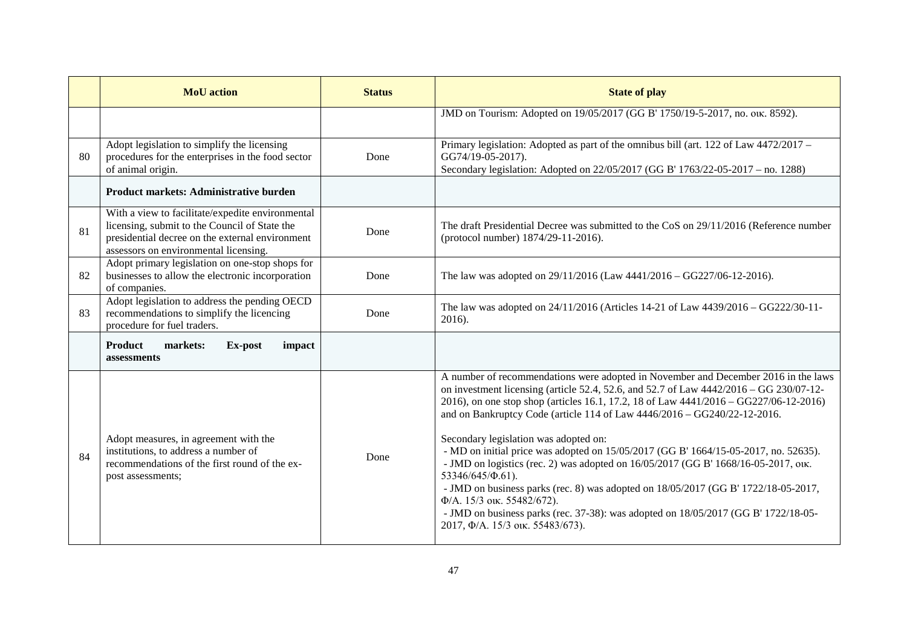|  | MoU action | Status | State of play |
|---|---|---|---|
|  |  |  | JMD on Tourism: Adopted on 19/05/2017 (GG B' 1750/19-5-2017, no. οικ. 8592). |
| 80 | Adopt legislation to simplify the licensing procedures for the enterprises in the food sector of animal origin. | Done | Primary legislation: Adopted as part of the omnibus bill (art. 122 of Law 4472/2017 – GG74/19-05-2017).<br>Secondary legislation: Adopted on 22/05/2017 (GG B' 1763/22-05-2017 – no. 1288) |
|  | **Product markets: Administrative burden** |  |  |
| 81 | With a view to facilitate/expedite environmental licensing, submit to the Council of State the presidential decree on the external environment assessors on environmental licensing. | Done | The draft Presidential Decree was submitted to the CoS on 29/11/2016 (Reference number (protocol number) 1874/29-11-2016). |
| 82 | Adopt primary legislation on one-stop shops for businesses to allow the electronic incorporation of companies. | Done | The law was adopted on 29/11/2016 (Law 4441/2016 – GG227/06-12-2016). |
| 83 | Adopt legislation to address the pending OECD recommendations to simplify the licencing procedure for fuel traders. | Done | The law was adopted on 24/11/2016 (Articles 14-21 of Law 4439/2016 – GG222/30-11-2016). |
|  | **Product markets: Ex-post impact assessments** |  |  |
| 84 | Adopt measures, in agreement with the institutions, to address a number of recommendations of the first round of the ex-post assessments; | Done | A number of recommendations were adopted in November and December 2016 in the laws on investment licensing (article 52.4, 52.6, and 52.7 of Law 4442/2016 – GG 230/07-12-2016), on one stop shop (articles 16.1, 17.2, 18 of Law 4441/2016 – GG227/06-12-2016) and on Bankruptcy Code (article 114 of Law 4446/2016 – GG240/22-12-2016.<br><br>Secondary legislation was adopted on:<br>- MD on initial price was adopted on 15/05/2017 (GG B' 1664/15-05-2017, no. 52635).<br>- JMD on logistics (rec. 2) was adopted on 16/05/2017 (GG B' 1668/16-05-2017, οικ. 53346/645/Φ.61).<br>- JMD on business parks (rec. 8) was adopted on 18/05/2017 (GG B' 1722/18-05-2017, Φ/Α. 15/3 οικ. 55482/672).<br>- JMD on business parks (rec. 37-38): was adopted on 18/05/2017 (GG B' 1722/18-05-2017, Φ/Α. 15/3 οικ. 55483/673). |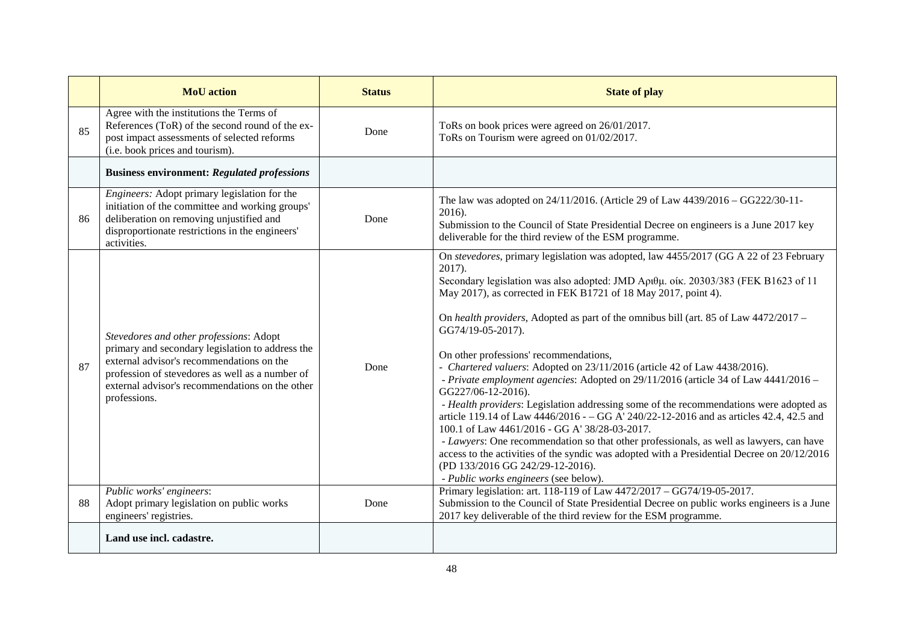| | MoU action | Status | State of play |
|---|---|---|---|
| 85 | Agree with the institutions the Terms of References (ToR) of the second round of the ex-post impact assessments of selected reforms (i.e. book prices and tourism). | Done | ToRs on book prices were agreed on 26/01/2017.<br>ToRs on Tourism were agreed on 01/02/2017. |
| | **Business environment: *Regulated professions*** | | |
| 86 | *Engineers:* Adopt primary legislation for the initiation of the committee and working groups' deliberation on removing unjustified and disproportionate restrictions in the engineers' activities. | Done | The law was adopted on 24/11/2016. (Article 29 of Law 4439/2016 – GG222/30-11-2016).<br>Submission to the Council of State Presidential Decree on engineers is a June 2017 key deliverable for the third review of the ESM programme. |
| 87 | *Stevedores and other professions*: Adopt primary and secondary legislation to address the external advisor's recommendations on the profession of stevedores as well as a number of external advisor's recommendations on the other professions. | Done | On *stevedores*, primary legislation was adopted, law 4455/2017 (GG A 22 of 23 February 2017).<br>Secondary legislation was also adopted: JMD Αριθμ. οίκ. 20303/383 (FEK B1623 of 11 May 2017), as corrected in FEK B1721 of 18 May 2017, point 4).<br><br>On *health providers*, Adopted as part of the omnibus bill (art. 85 of Law 4472/2017 – GG74/19-05-2017).<br><br>On other professions' recommendations,<br>- *Chartered valuers*: Adopted on 23/11/2016 (article 42 of Law 4438/2016).<br>- *Private employment agencies*: Adopted on 29/11/2016 (article 34 of Law 4441/2016 – GG227/06-12-2016).<br>- *Health providers*: Legislation addressing some of the recommendations were adopted as article 119.14 of Law 4446/2016 - – GG A' 240/22-12-2016 and as articles 42.4, 42.5 and 100.1 of Law 4461/2016 - GG A' 38/28-03-2017.<br>- *Lawyers*: One recommendation so that other professionals, as well as lawyers, can have access to the activities of the syndic was adopted with a Presidential Decree on 20/12/2016 (PD 133/2016 GG 242/29-12-2016).<br>- *Public works engineers* (see below). |
| 88 | *Public works' engineers*:<br>Adopt primary legislation on public works engineers' registries. | Done | Primary legislation: art. 118-119 of Law 4472/2017 – GG74/19-05-2017.<br>Submission to the Council of State Presidential Decree on public works engineers is a June 2017 key deliverable of the third review for the ESM programme. |
| | **Land use incl. cadastre.** | | |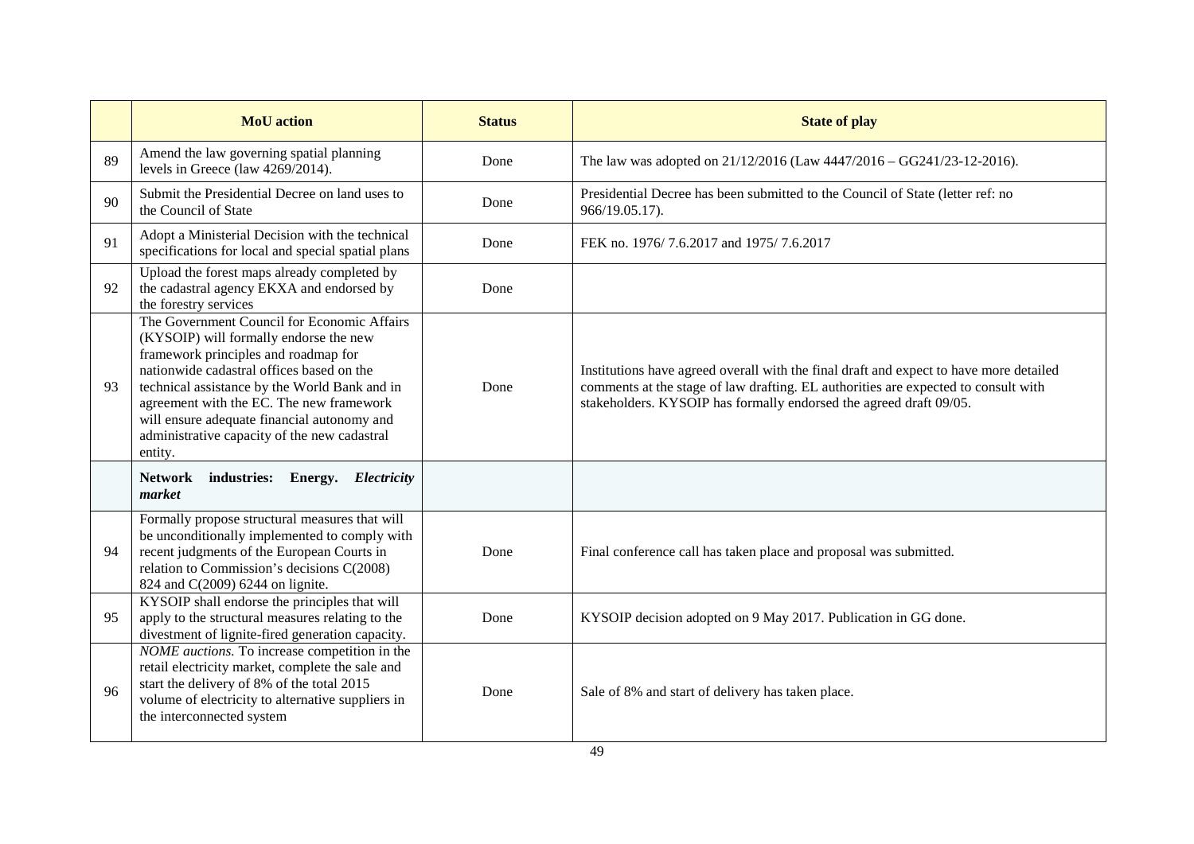| | MoU action | Status | State of play |
|---|---|---|---|
| 89 | Amend the law governing spatial planning levels in Greece (law 4269/2014). | Done | The law was adopted on 21/12/2016 (Law 4447/2016 – GG241/23-12-2016). |
| 90 | Submit the Presidential Decree on land uses to the Council of State | Done | Presidential Decree has been submitted to the Council of State (letter ref: no 966/19.05.17). |
| 91 | Adopt a Ministerial Decision with the technical specifications for local and special spatial plans | Done | FEK no. 1976/ 7.6.2017 and 1975/ 7.6.2017 |
| 92 | Upload the forest maps already completed by the cadastral agency EKXA and endorsed by the forestry services | Done | |
| 93 | The Government Council for Economic Affairs (KYSOIP) will formally endorse the new framework principles and roadmap for nationwide cadastral offices based on the technical assistance by the World Bank and in agreement with the EC. The new framework will ensure adequate financial autonomy and administrative capacity of the new cadastral entity. | Done | Institutions have agreed overall with the final draft and expect to have more detailed comments at the stage of law drafting. EL authorities are expected to consult with stakeholders. KYSOIP has formally endorsed the agreed draft 09/05. |
| | **Network industries: Energy. *Electricity market*** | | |
| 94 | Formally propose structural measures that will be unconditionally implemented to comply with recent judgments of the European Courts in relation to Commission's decisions C(2008) 824 and C(2009) 6244 on lignite. | Done | Final conference call has taken place and proposal was submitted. |
| 95 | KYSOIP shall endorse the principles that will apply to the structural measures relating to the divestment of lignite-fired generation capacity. | Done | KYSOIP decision adopted on 9 May 2017. Publication in GG done. |
| 96 | *NOME auctions.* To increase competition in the retail electricity market, complete the sale and start the delivery of 8% of the total 2015 volume of electricity to alternative suppliers in the interconnected system | Done | Sale of 8% and start of delivery has taken place. |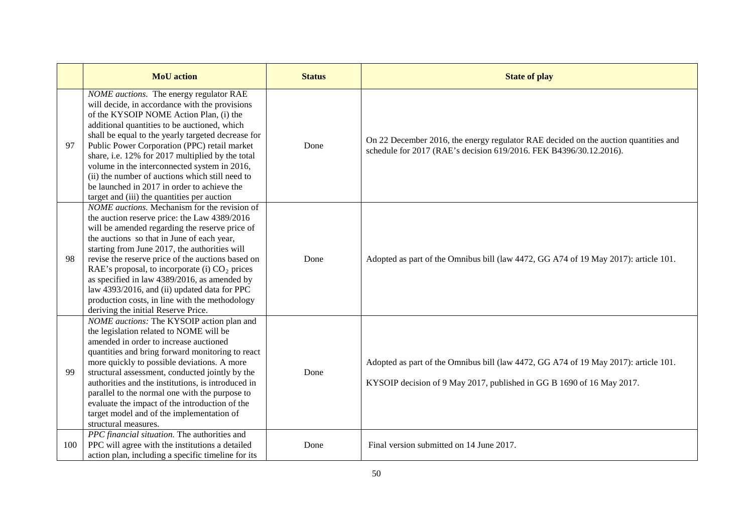| | MoU action | Status | State of play |
|---|---|---|---|
| 97 | *NOME auctions.* The energy regulator RAE will decide, in accordance with the provisions of the KYSOIP NOME Action Plan, (i) the additional quantities to be auctioned, which shall be equal to the yearly targeted decrease for Public Power Corporation (PPC) retail market share, i.e. 12% for 2017 multiplied by the total volume in the interconnected system in 2016, (ii) the number of auctions which still need to be launched in 2017 in order to achieve the target and (iii) the quantities per auction | Done | On 22 December 2016, the energy regulator RAE decided on the auction quantities and schedule for 2017 (RAE's decision 619/2016. FEK B4396/30.12.2016). |
| 98 | *NOME auctions.* Mechanism for the revision of the auction reserve price: the Law 4389/2016 will be amended regarding the reserve price of the auctions so that in June of each year, starting from June 2017, the authorities will revise the reserve price of the auctions based on RAE's proposal, to incorporate (i) $CO_2$ prices as specified in law 4389/2016, as amended by law 4393/2016, and (ii) updated data for PPC production costs, in line with the methodology deriving the initial Reserve Price. | Done | Adopted as part of the Omnibus bill (law 4472, GG A74 of 19 May 2017): article 101. |
| 99 | *NOME auctions:* The KYSOIP action plan and the legislation related to NOME will be amended in order to increase auctioned quantities and bring forward monitoring to react more quickly to possible deviations. A more structural assessment, conducted jointly by the authorities and the institutions, is introduced in parallel to the normal one with the purpose to evaluate the impact of the introduction of the target model and of the implementation of structural measures. | Done | Adopted as part of the Omnibus bill (law 4472, GG A74 of 19 May 2017): article 101.<br><br>KYSOIP decision of 9 May 2017, published in GG B 1690 of 16 May 2017. |
| 100 | *PPC financial situation.* The authorities and PPC will agree with the institutions a detailed action plan, including a specific timeline for its | Done | Final version submitted on 14 June 2017. |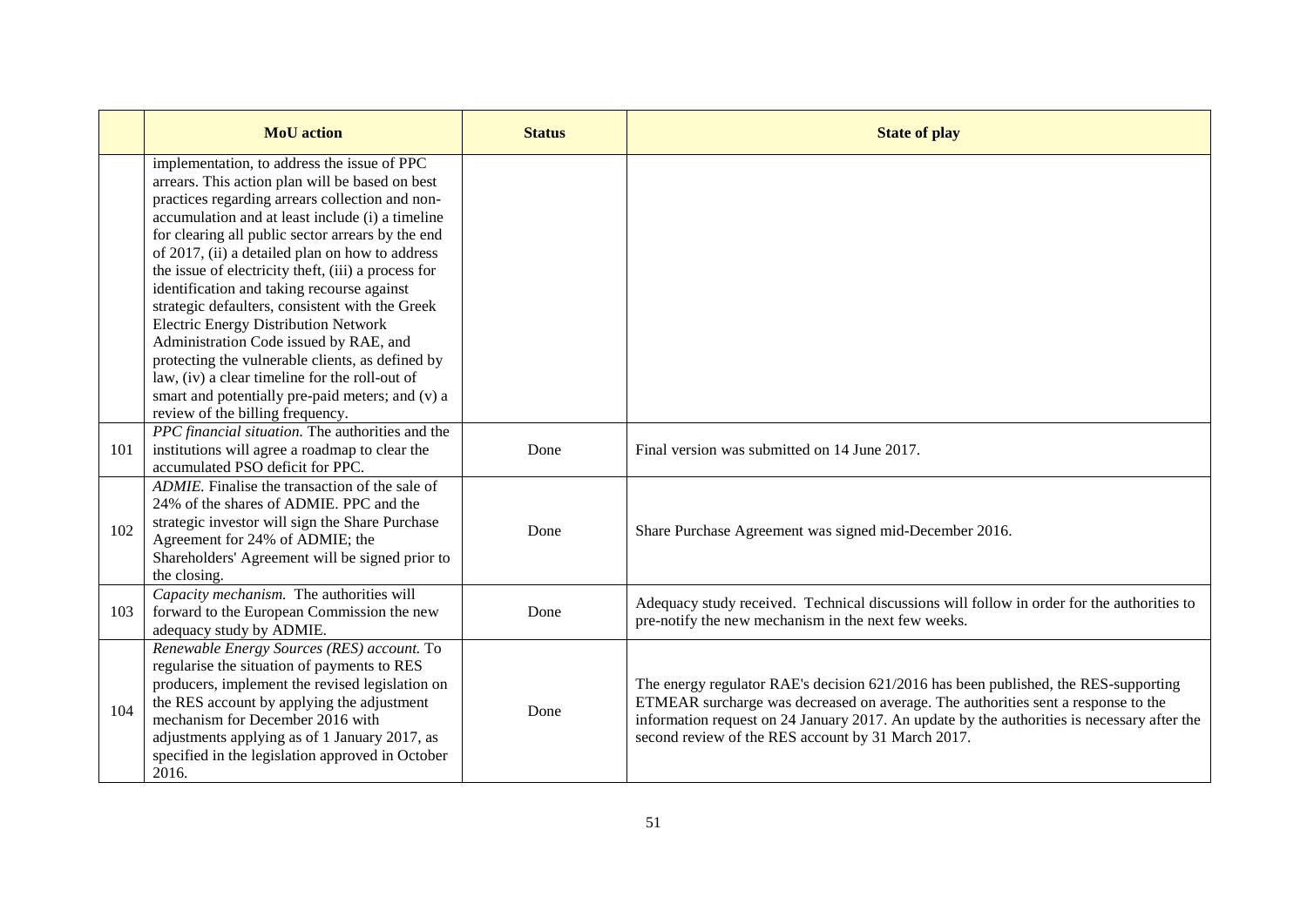| | MoU action | Status | State of play |
|---|---|---|---|
| | implementation, to address the issue of PPC arrears. This action plan will be based on best practices regarding arrears collection and non-accumulation and at least include (i) a timeline for clearing all public sector arrears by the end of 2017, (ii) a detailed plan on how to address the issue of electricity theft, (iii) a process for identification and taking recourse against strategic defaulters, consistent with the Greek Electric Energy Distribution Network Administration Code issued by RAE, and protecting the vulnerable clients, as defined by law, (iv) a clear timeline for the roll-out of smart and potentially pre-paid meters; and (v) a review of the billing frequency. | | |
| 101 | *PPC financial situation.* The authorities and the institutions will agree a roadmap to clear the accumulated PSO deficit for PPC. | Done | Final version was submitted on 14 June 2017. |
| 102 | *ADMIE.* Finalise the transaction of the sale of 24% of the shares of ADMIE. PPC and the strategic investor will sign the Share Purchase Agreement for 24% of ADMIE; the Shareholders' Agreement will be signed prior to the closing. | Done | Share Purchase Agreement was signed mid-December 2016. |
| 103 | *Capacity mechanism.* The authorities will forward to the European Commission the new adequacy study by ADMIE. | Done | Adequacy study received. Technical discussions will follow in order for the authorities to pre-notify the new mechanism in the next few weeks. |
| 104 | *Renewable Energy Sources (RES) account.* To regularise the situation of payments to RES producers, implement the revised legislation on the RES account by applying the adjustment mechanism for December 2016 with adjustments applying as of 1 January 2017, as specified in the legislation approved in October 2016. | Done | The energy regulator RAE's decision 621/2016 has been published, the RES-supporting ETMEAR surcharge was decreased on average. The authorities sent a response to the information request on 24 January 2017. An update by the authorities is necessary after the second review of the RES account by 31 March 2017. |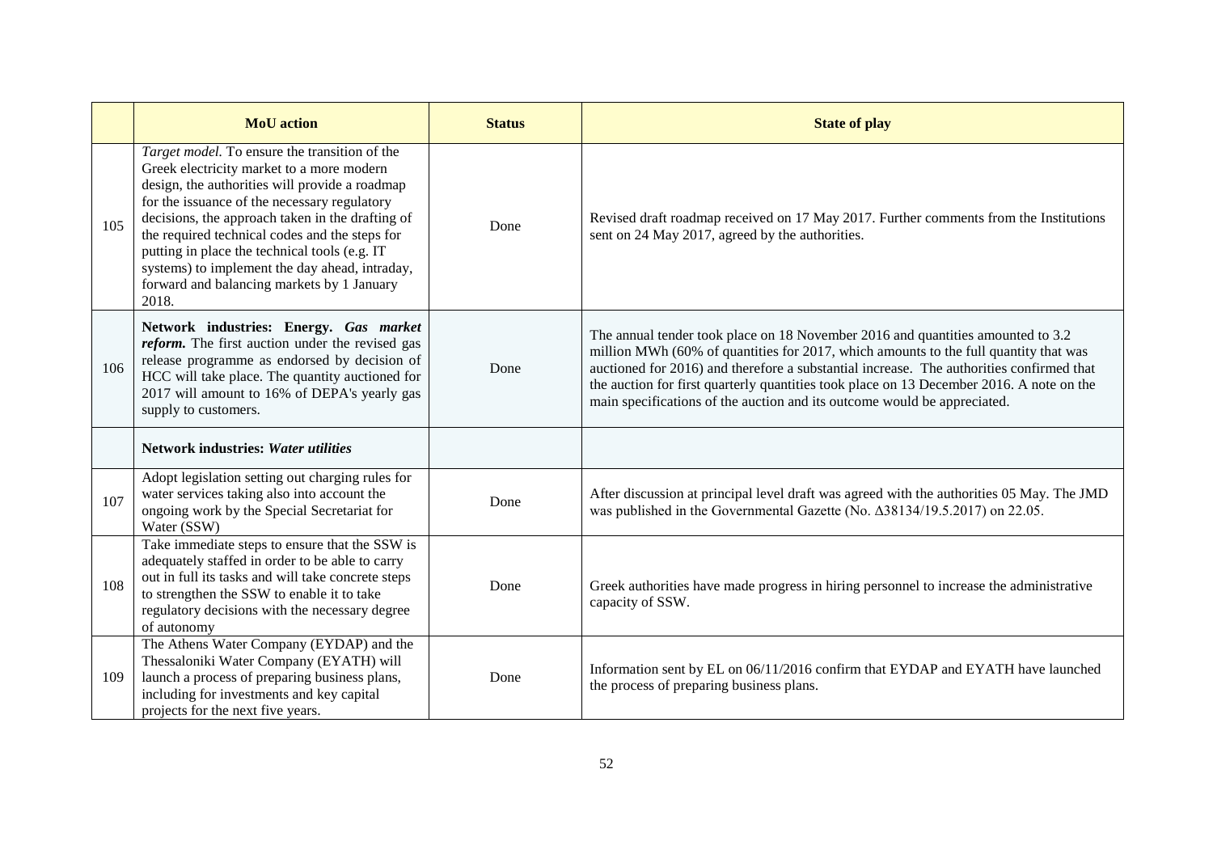| | MoU action | Status | State of play |
|---|---|---|---|
| 105 | *Target model.* To ensure the transition of the Greek electricity market to a more modern design, the authorities will provide a roadmap for the issuance of the necessary regulatory decisions, the approach taken in the drafting of the required technical codes and the steps for putting in place the technical tools (e.g. IT systems) to implement the day ahead, intraday, forward and balancing markets by 1 January 2018. | Done | Revised draft roadmap received on 17 May 2017. Further comments from the Institutions sent on 24 May 2017, agreed by the authorities. |
| 106 | **Network industries: Energy. *Gas market reform.*** The first auction under the revised gas release programme as endorsed by decision of HCC will take place. The quantity auctioned for 2017 will amount to 16% of DEPA's yearly gas supply to customers. | Done | The annual tender took place on 18 November 2016 and quantities amounted to 3.2 million MWh (60% of quantities for 2017, which amounts to the full quantity that was auctioned for 2016) and therefore a substantial increase. The authorities confirmed that the auction for first quarterly quantities took place on 13 December 2016. A note on the main specifications of the auction and its outcome would be appreciated. |
| | **Network industries: *Water utilities*** | | |
| 107 | Adopt legislation setting out charging rules for water services taking also into account the ongoing work by the Special Secretariat for Water (SSW) | Done | After discussion at principal level draft was agreed with the authorities 05 May. The JMD was published in the Governmental Gazette (No. Δ38134/19.5.2017) on 22.05. |
| 108 | Take immediate steps to ensure that the SSW is adequately staffed in order to be able to carry out in full its tasks and will take concrete steps to strengthen the SSW to enable it to take regulatory decisions with the necessary degree of autonomy | Done | Greek authorities have made progress in hiring personnel to increase the administrative capacity of SSW. |
| 109 | The Athens Water Company (EYDAP) and the Thessaloniki Water Company (EYATH) will launch a process of preparing business plans, including for investments and key capital projects for the next five years. | Done | Information sent by EL on 06/11/2016 confirm that EYDAP and EYATH have launched the process of preparing business plans. |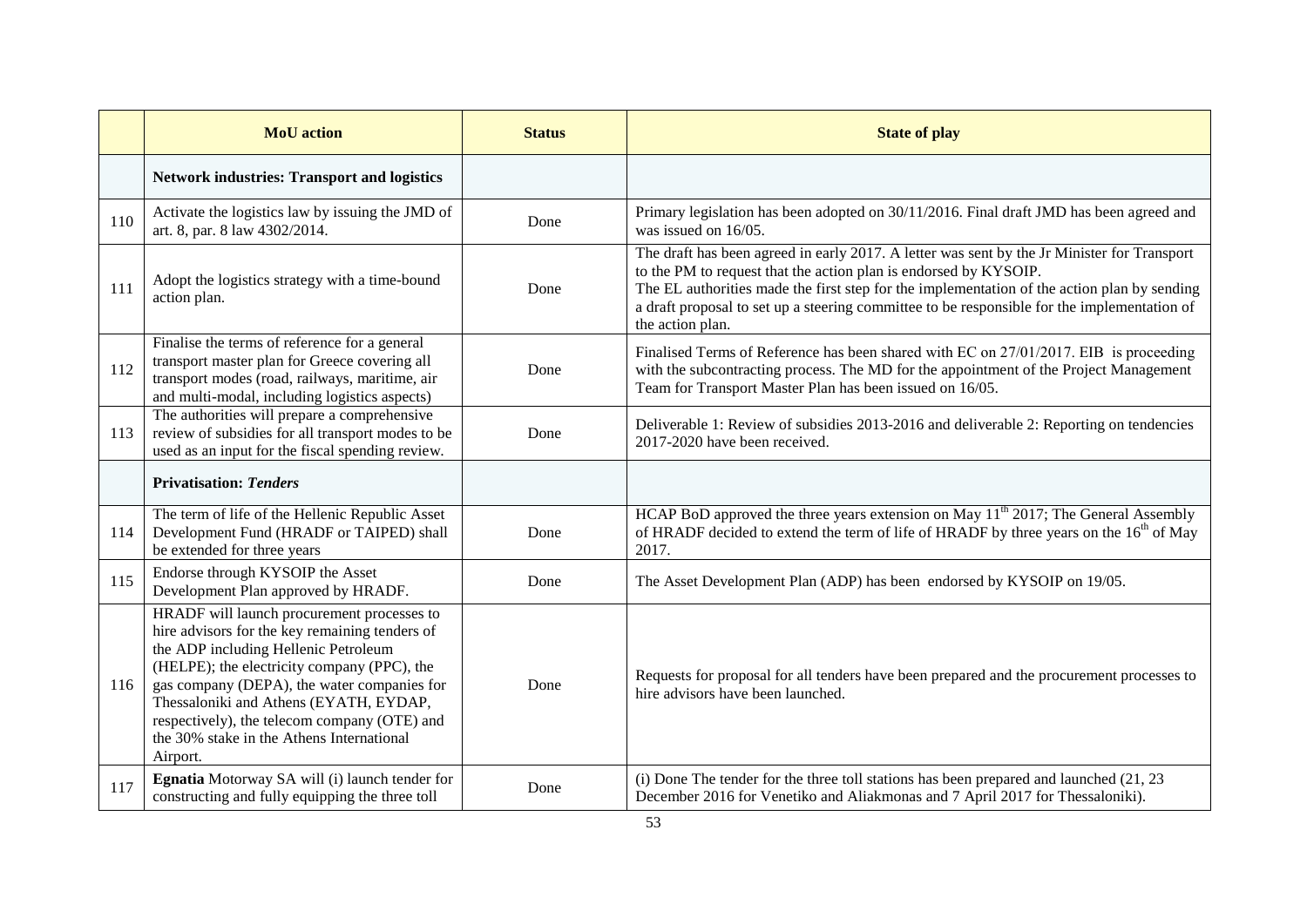| | MoU action | Status | State of play |
|---|---|---|---|
| | **Network industries: Transport and logistics** | | |
| 110 | Activate the logistics law by issuing the JMD of art. 8, par. 8 law 4302/2014. | Done | Primary legislation has been adopted on 30/11/2016. Final draft JMD has been agreed and was issued on 16/05. |
| 111 | Adopt the logistics strategy with a time-bound action plan. | Done | The draft has been agreed in early 2017. A letter was sent by the Jr Minister for Transport to the PM to request that the action plan is endorsed by KYSOIP.<br>The EL authorities made the first step for the implementation of the action plan by sending a draft proposal to set up a steering committee to be responsible for the implementation of the action plan. |
| 112 | Finalise the terms of reference for a general transport master plan for Greece covering all transport modes (road, railways, maritime, air and multi-modal, including logistics aspects) | Done | Finalised Terms of Reference has been shared with EC on 27/01/2017. EIB is proceeding with the subcontracting process. The MD for the appointment of the Project Management Team for Transport Master Plan has been issued on 16/05. |
| 113 | The authorities will prepare a comprehensive review of subsidies for all transport modes to be used as an input for the fiscal spending review. | Done | Deliverable 1: Review of subsidies 2013-2016 and deliverable 2: Reporting on tendencies 2017-2020 have been received. |
| | **Privatisation: *Tenders*** | | |
| 114 | The term of life of the Hellenic Republic Asset Development Fund (HRADF or TAIPED) shall be extended for three years | Done | HCAP BoD approved the three years extension on May 11th 2017; The General Assembly of HRADF decided to extend the term of life of HRADF by three years on the 16th of May 2017. |
| 115 | Endorse through KYSOIP the Asset Development Plan approved by HRADF. | Done | The Asset Development Plan (ADP) has been endorsed by KYSOIP on 19/05. |
| 116 | HRADF will launch procurement processes to hire advisors for the key remaining tenders of the ADP including Hellenic Petroleum (HELPE); the electricity company (PPC), the gas company (DEPA), the water companies for Thessaloniki and Athens (EYATH, EYDAP, respectively), the telecom company (OTE) and the 30% stake in the Athens International Airport. | Done | Requests for proposal for all tenders have been prepared and the procurement processes to hire advisors have been launched. |
| 117 | **Egnatia** Motorway SA will (i) launch tender for constructing and fully equipping the three toll | Done | (i) Done The tender for the three toll stations has been prepared and launched (21, 23 December 2016 for Venetiko and Aliakmonas and 7 April 2017 for Thessaloniki). |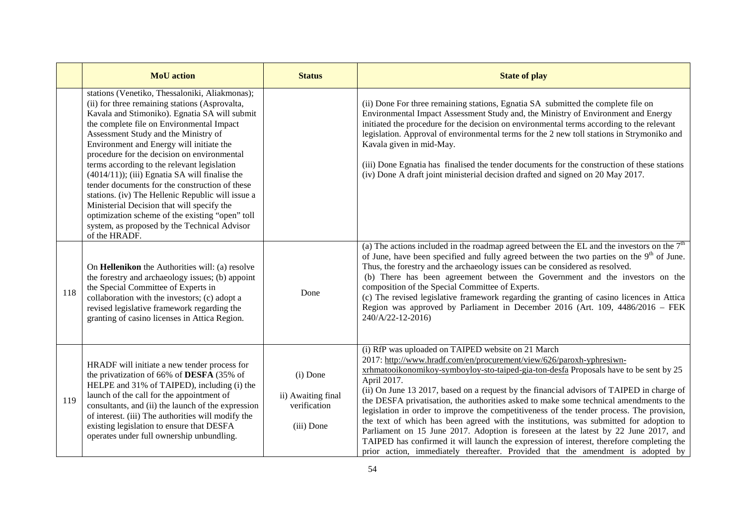| | MoU action | Status | State of play |
|---|---|---|---|
| | stations (Venetiko, Thessaloniki, Aliakmonas); (ii) for three remaining stations (Asprovalta, Kavala and Stimoniko). Egnatia SA will submit the complete file on Environmental Impact Assessment Study and the Ministry of Environment and Energy will initiate the procedure for the decision on environmental terms according to the relevant legislation (4014/11)); (iii) Egnatia SA will finalise the tender documents for the construction of these stations. (iv) The Hellenic Republic will issue a Ministerial Decision that will specify the optimization scheme of the existing "open" toll system, as proposed by the Technical Advisor of the HRADF. | | (ii) Done For three remaining stations, Egnatia SA submitted the complete file on Environmental Impact Assessment Study and, the Ministry of Environment and Energy initiated the procedure for the decision on environmental terms according to the relevant legislation. Approval of environmental terms for the 2 new toll stations in Strymoniko and Kavala given in mid-May.<br><br>(iii) Done Egnatia has finalised the tender documents for the construction of these stations<br>(iv) Done A draft joint ministerial decision drafted and signed on 20 May 2017. |
| 118 | On **Hellenikon** the Authorities will: (a) resolve the forestry and archaeology issues; (b) appoint the Special Committee of Experts in collaboration with the investors; (c) adopt a revised legislative framework regarding the granting of casino licenses in Attica Region. | Done | (a) The actions included in the roadmap agreed between the EL and the investors on the 7th of June, have been specified and fully agreed between the two parties on the 9th of June. Thus, the forestry and the archaeology issues can be considered as resolved.<br>(b) There has been agreement between the Government and the investors on the composition of the Special Committee of Experts.<br>(c) The revised legislative framework regarding the granting of casino licences in Attica Region was approved by Parliament in December 2016 (Art. 109, 4486/2016 – FEK 240/A/22-12-2016) |
| 119 | HRADF will initiate a new tender process for the privatization of 66% of **DESFA** (35% of HELPE and 31% of TAIPED), including (i) the launch of the call for the appointment of consultants, and (ii) the launch of the expression of interest. (iii) The authorities will modify the existing legislation to ensure that DESFA operates under full ownership unbundling. | (i) Done<br><br>ii) Awaiting final verification<br><br>(iii) Done | (i) RfP was uploaded on TAIPED website on 21 March 2017: http://www.hradf.com/en/procurement/view/626/paroxh-yphresiwn-xrhmatooikonomikoy-symboyloy-sto-taiped-gia-ton-desfa Proposals have to be sent by 25 April 2017.<br>(ii) On June 13 2017, based on a request by the financial advisors of TAIPED in charge of the DESFA privatisation, the authorities asked to make some technical amendments to the legislation in order to improve the competitiveness of the tender process. The provision, the text of which has been agreed with the institutions, was submitted for adoption to Parliament on 15 June 2017. Adoption is foreseen at the latest by 22 June 2017, and TAIPED has confirmed it will launch the expression of interest, therefore completing the prior action, immediately thereafter. Provided that the amendment is adopted by |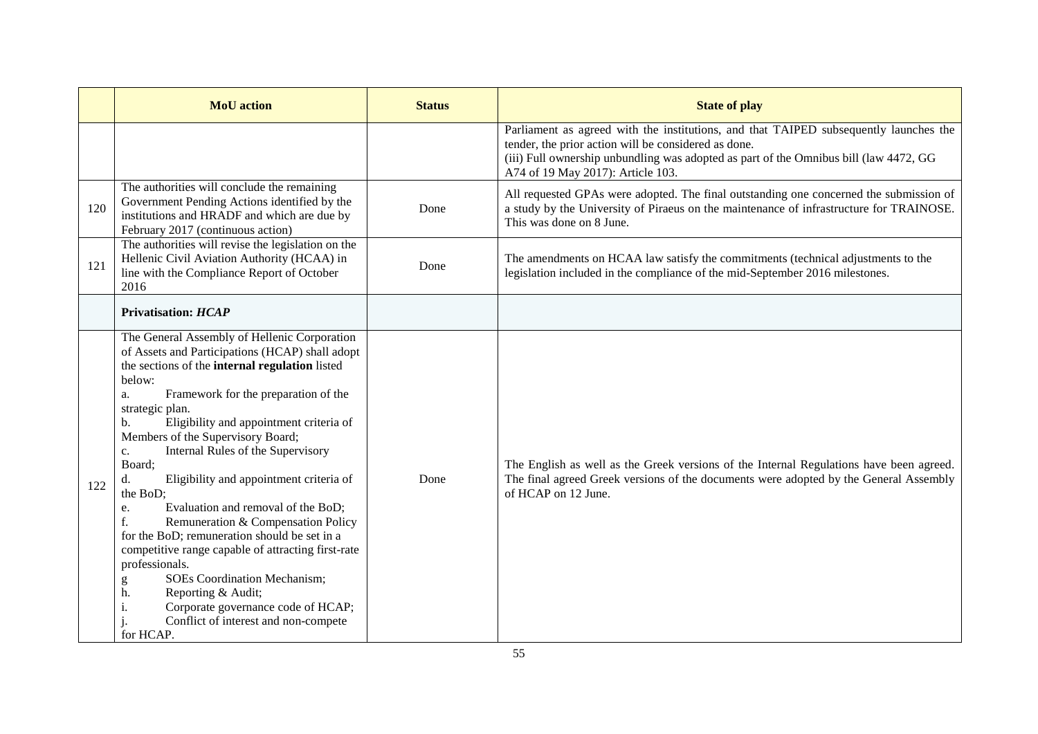| | MoU action | Status | State of play |
|---|---|---|---|
| | | | Parliament as agreed with the institutions, and that TAIPED subsequently launches the tender, the prior action will be considered as done.<br>(iii) Full ownership unbundling was adopted as part of the Omnibus bill (law 4472, GG A74 of 19 May 2017): Article 103. |
| 120 | The authorities will conclude the remaining Government Pending Actions identified by the institutions and HRADF and which are due by February 2017 (continuous action) | Done | All requested GPAs were adopted. The final outstanding one concerned the submission of a study by the University of Piraeus on the maintenance of infrastructure for TRAINOSE. This was done on 8 June. |
| 121 | The authorities will revise the legislation on the Hellenic Civil Aviation Authority (HCAA) in line with the Compliance Report of October 2016 | Done | The amendments on HCAA law satisfy the commitments (technical adjustments to the legislation included in the compliance of the mid-September 2016 milestones. |
| | **Privatisation: *HCAP*** | | |
| 122 | The General Assembly of Hellenic Corporation of Assets and Participations (HCAP) shall adopt the sections of the **internal regulation** listed below:<br>a. Framework for the preparation of the strategic plan.<br>b. Eligibility and appointment criteria of Members of the Supervisory Board;<br>c. Internal Rules of the Supervisory Board;<br>d. Eligibility and appointment criteria of the BoD;<br>e. Evaluation and removal of the BoD;<br>f. Remuneration & Compensation Policy for the BoD; remuneration should be set in a competitive range capable of attracting first-rate professionals.<br>g SOEs Coordination Mechanism;<br>h. Reporting & Audit;<br>i. Corporate governance code of HCAP;<br>j. Conflict of interest and non-compete for HCAP. | Done | The English as well as the Greek versions of the Internal Regulations have been agreed. The final agreed Greek versions of the documents were adopted by the General Assembly of HCAP on 12 June. |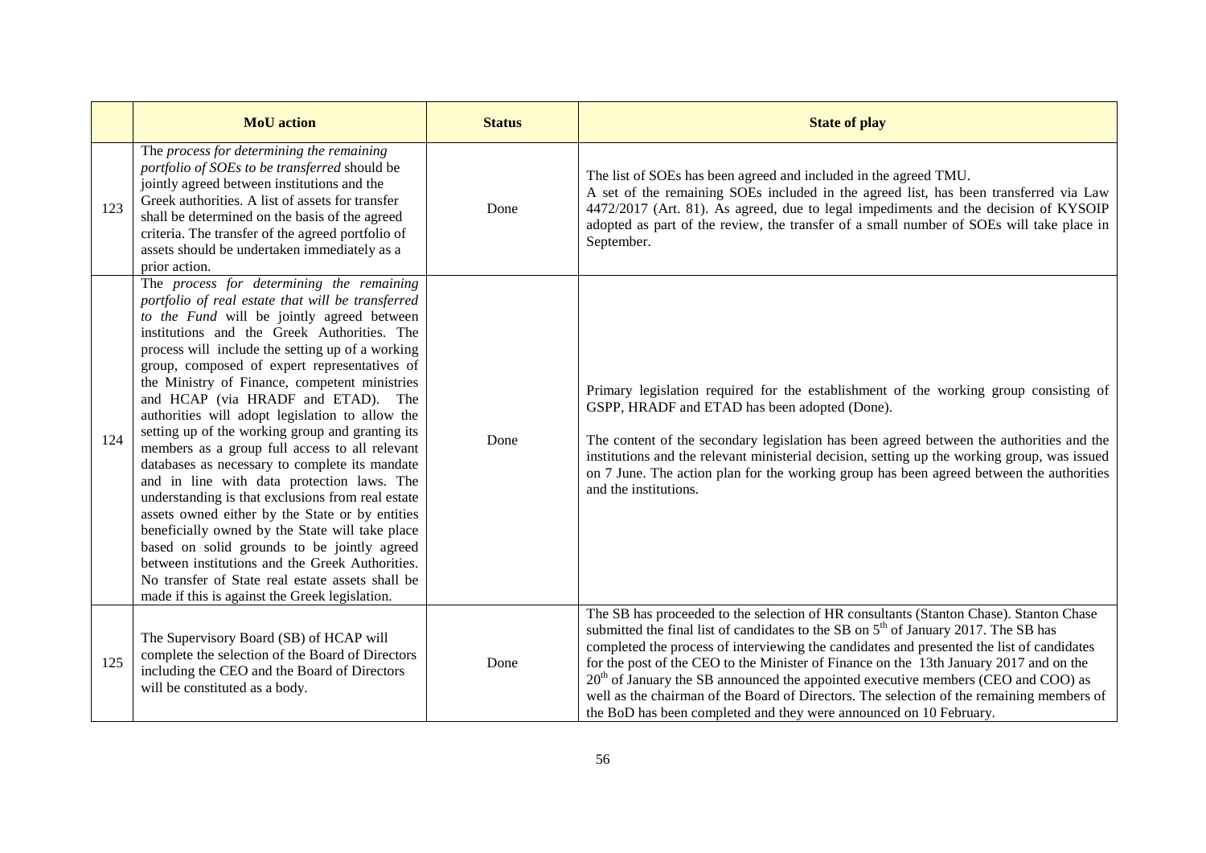| | MoU action | Status | State of play |
|---|---|---|---|
| 123 | The *process for determining the remaining portfolio of SOEs to be transferred* should be jointly agreed between institutions and the Greek authorities. A list of assets for transfer shall be determined on the basis of the agreed criteria. The transfer of the agreed portfolio of assets should be undertaken immediately as a prior action. | Done | The list of SOEs has been agreed and included in the agreed TMU. A set of the remaining SOEs included in the agreed list, has been transferred via Law 4472/2017 (Art. 81). As agreed, due to legal impediments and the decision of KYSOIP adopted as part of the review, the transfer of a small number of SOEs will take place in September. |
| 124 | The *process for determining the remaining portfolio of real estate that will be transferred to the Fund* will be jointly agreed between institutions and the Greek Authorities. The process will include the setting up of a working group, composed of expert representatives of the Ministry of Finance, competent ministries and HCAP (via HRADF and ETAD). The authorities will adopt legislation to allow the setting up of the working group and granting its members as a group full access to all relevant databases as necessary to complete its mandate and in line with data protection laws. The understanding is that exclusions from real estate assets owned either by the State or by entities beneficially owned by the State will take place based on solid grounds to be jointly agreed between institutions and the Greek Authorities. No transfer of State real estate assets shall be made if this is against the Greek legislation. | Done | Primary legislation required for the establishment of the working group consisting of GSPP, HRADF and ETAD has been adopted (Done). The content of the secondary legislation has been agreed between the authorities and the institutions and the relevant ministerial decision, setting up the working group, was issued on 7 June. The action plan for the working group has been agreed between the authorities and the institutions. |
| 125 | The Supervisory Board (SB) of HCAP will complete the selection of the Board of Directors including the CEO and the Board of Directors will be constituted as a body. | Done | The SB has proceeded to the selection of HR consultants (Stanton Chase). Stanton Chase submitted the final list of candidates to the SB on 5th of January 2017. The SB has completed the process of interviewing the candidates and presented the list of candidates for the post of the CEO to the Minister of Finance on the 13th January 2017 and on the 20th of January the SB announced the appointed executive members (CEO and COO) as well as the chairman of the Board of Directors. The selection of the remaining members of the BoD has been completed and they were announced on 10 February. |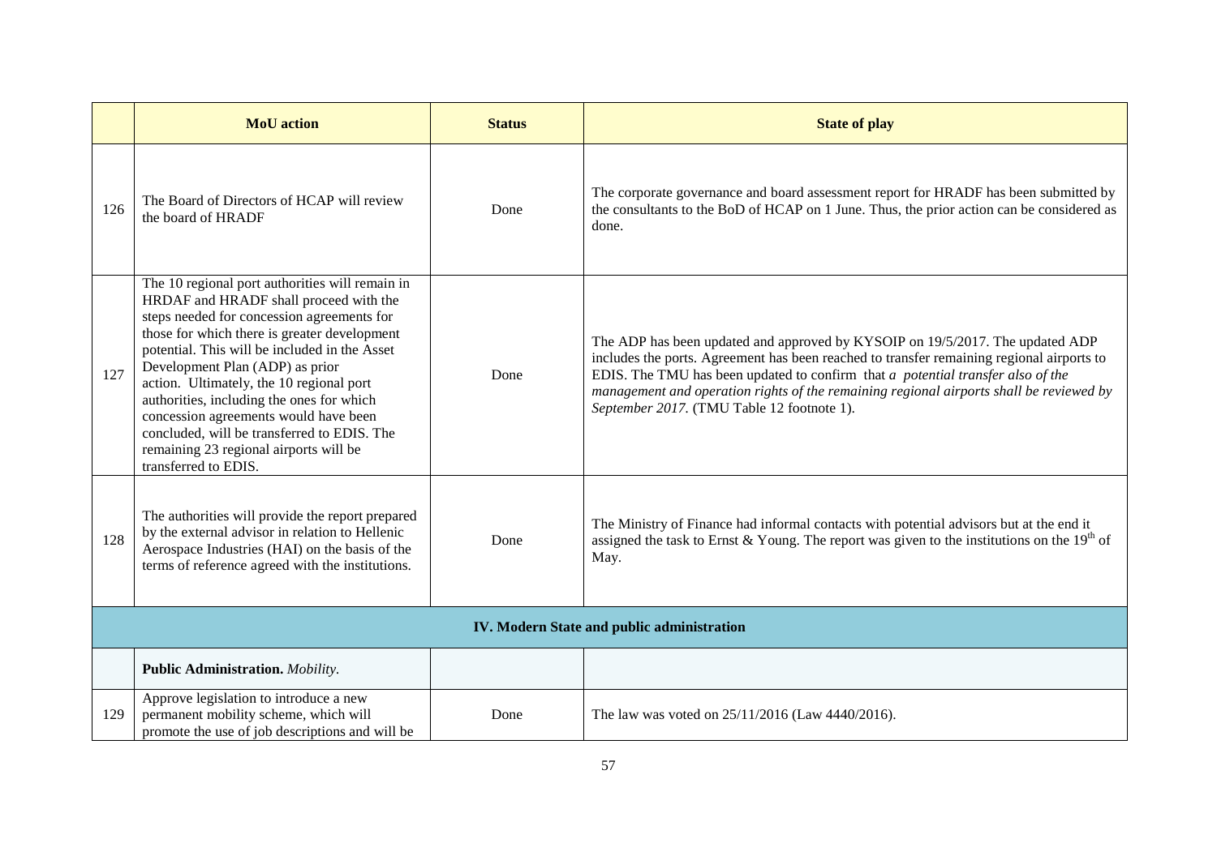| | MoU action | Status | State of play |
|---|---|---|---|
| 126 | The Board of Directors of HCAP will review the board of HRADF | Done | The corporate governance and board assessment report for HRADF has been submitted by the consultants to the BoD of HCAP on 1 June. Thus, the prior action can be considered as done. |
| 127 | The 10 regional port authorities will remain in HRDAF and HRADF shall proceed with the steps needed for concession agreements for those for which there is greater development potential. This will be included in the Asset Development Plan (ADP) as prior action. Ultimately, the 10 regional port authorities, including the ones for which concession agreements would have been concluded, will be transferred to EDIS. The remaining 23 regional airports will be transferred to EDIS. | Done | The ADP has been updated and approved by KYSOIP on 19/5/2017. The updated ADP includes the ports. Agreement has been reached to transfer remaining regional airports to EDIS. The TMU has been updated to confirm that *a potential transfer also of the management and operation rights of the remaining regional airports shall be reviewed by September 2017.* (TMU Table 12 footnote 1). |
| 128 | The authorities will provide the report prepared by the external advisor in relation to Hellenic Aerospace Industries (HAI) on the basis of the terms of reference agreed with the institutions. | Done | The Ministry of Finance had informal contacts with potential advisors but at the end it assigned the task to Ernst & Young. The report was given to the institutions on the 19th of May. |
| | **IV. Modern State and public administration** | | |
| | **Public Administration.** *Mobility.* | | |
| 129 | Approve legislation to introduce a new permanent mobility scheme, which will promote the use of job descriptions and will be | Done | The law was voted on 25/11/2016 (Law 4440/2016). |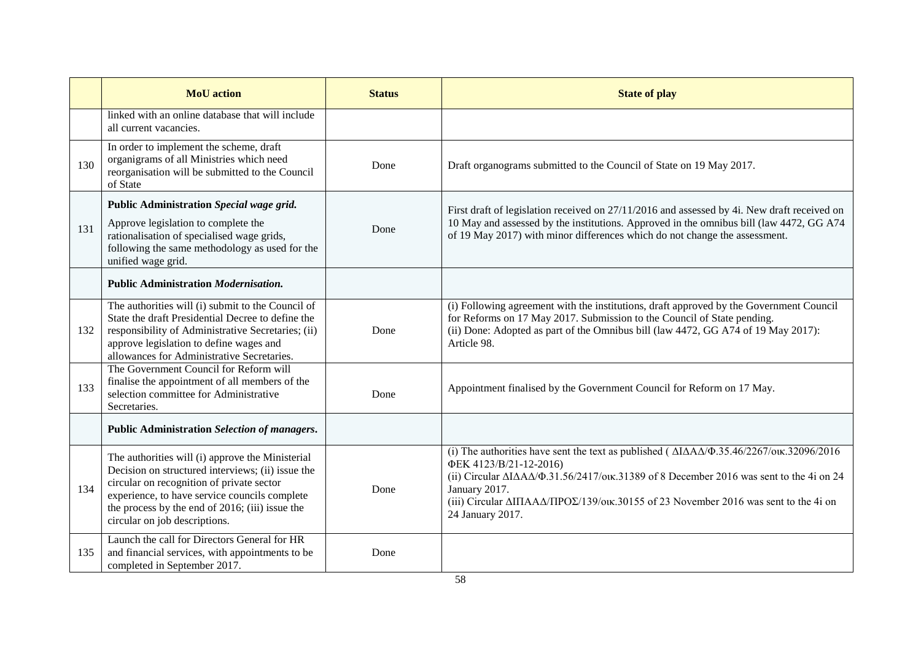| | MoU action | Status | State of play |
|---|---|---|---|
| | linked with an online database that will include all current vacancies. | | |
| 130 | In order to implement the scheme, draft organigrams of all Ministries which need reorganisation will be submitted to the Council of State | Done | Draft organograms submitted to the Council of State on 19 May 2017. |
| 131 | **Public Administration *Special wage grid.***<br>Approve legislation to complete the rationalisation of specialised wage grids, following the same methodology as used for the unified wage grid. | Done | First draft of legislation received on 27/11/2016 and assessed by 4i. New draft received on 10 May and assessed by the institutions. Approved in the omnibus bill (law 4472, GG A74 of 19 May 2017) with minor differences which do not change the assessment. |
| | **Public Administration *Modernisation.*** | | |
| 132 | The authorities will (i) submit to the Council of State the draft Presidential Decree to define the responsibility of Administrative Secretaries; (ii) approve legislation to define wages and allowances for Administrative Secretaries. | Done | (i) Following agreement with the institutions, draft approved by the Government Council for Reforms on 17 May 2017. Submission to the Council of State pending.<br>(ii) Done: Adopted as part of the Omnibus bill (law 4472, GG A74 of 19 May 2017): Article 98. |
| 133 | The Government Council for Reform will finalise the appointment of all members of the selection committee for Administrative Secretaries. | Done | Appointment finalised by the Government Council for Reform on 17 May. |
| | **Public Administration *Selection of managers.*** | | |
| 134 | The authorities will (i) approve the Ministerial Decision on structured interviews; (ii) issue the circular on recognition of private sector experience, to have service councils complete the process by the end of 2016; (iii) issue the circular on job descriptions. | Done | (i) The authorities have sent the text as published ( ΔΙΔΑΔ/Φ.35.46/2267/οικ.32096/2016 ΦΕΚ 4123/Β/21-12-2016)<br>(ii) Circular ΔΙΔΑΔ/Φ.31.56/2417/οικ.31389 of 8 December 2016 was sent to the 4i on 24 January 2017.<br>(iii) Circular ΔΙΠΑΑΔ/ΠΡΟΣ/139/οικ.30155 of 23 November 2016 was sent to the 4i on 24 January 2017. |
| 135 | Launch the call for Directors General for HR and financial services, with appointments to be completed in September 2017. | Done | |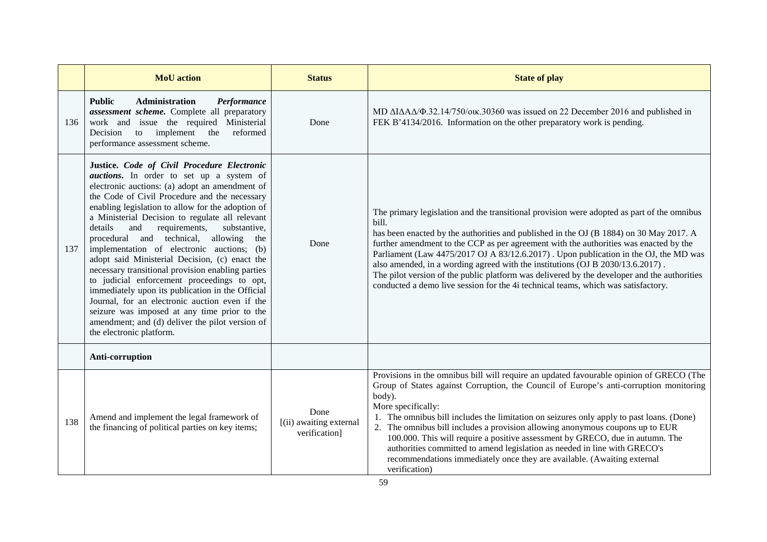|  | **MoU action** | **Status** | **State of play** |
|---|---|---|---|
| 136 | **Public Administration *Performance assessment scheme.*** Complete all preparatory work and issue the required Ministerial Decision to implement the reformed performance assessment scheme. | Done | MD ΔΙΔΑΔ/Φ.32.14/750/οικ.30360 was issued on 22 December 2016 and published in FEK B'4134/2016. Information on the other preparatory work is pending. |
| 137 | **Justice. *Code of Civil Procedure Electronic auctions*.** In order to set up a system of electronic auctions: (a) adopt an amendment of the Code of Civil Procedure and the necessary enabling legislation to allow for the adoption of a Ministerial Decision to regulate all relevant details and requirements, substantive, procedural and technical, allowing the implementation of electronic auctions; (b) adopt said Ministerial Decision, (c) enact the necessary transitional provision enabling parties to judicial enforcement proceedings to opt, immediately upon its publication in the Official Journal, for an electronic auction even if the seizure was imposed at any time prior to the amendment; and (d) deliver the pilot version of the electronic platform. | Done | The primary legislation and the transitional provision were adopted as part of the omnibus bill.<br>has been enacted by the authorities and published in the OJ (B 1884) on 30 May 2017. A further amendment to the CCP as per agreement with the authorities was enacted by the Parliament (Law 4475/2017 OJ A 83/12.6.2017) . Upon publication in the OJ, the MD was also amended, in a wording agreed with the institutions (OJ B 2030/13.6.2017) .<br>The pilot version of the public platform was delivered by the developer and the authorities conducted a demo live session for the 4i technical teams, which was satisfactory. |
|  | **Anti-corruption** |  |  |
| 138 | Amend and implement the legal framework of the financing of political parties on key items; | Done<br>[(ii) awaiting external verification] | Provisions in the omnibus bill will require an updated favourable opinion of GRECO (The Group of States against Corruption, the Council of Europe's anti-corruption monitoring body).<br>More specifically:<br>1. The omnibus bill includes the limitation on seizures only apply to past loans. (Done)<br>2. The omnibus bill includes a provision allowing anonymous coupons up to EUR 100.000. This will require a positive assessment by GRECO, due in autumn. The authorities committed to amend legislation as needed in line with GRECO's recommendations immediately once they are available. (Awaiting external verification) |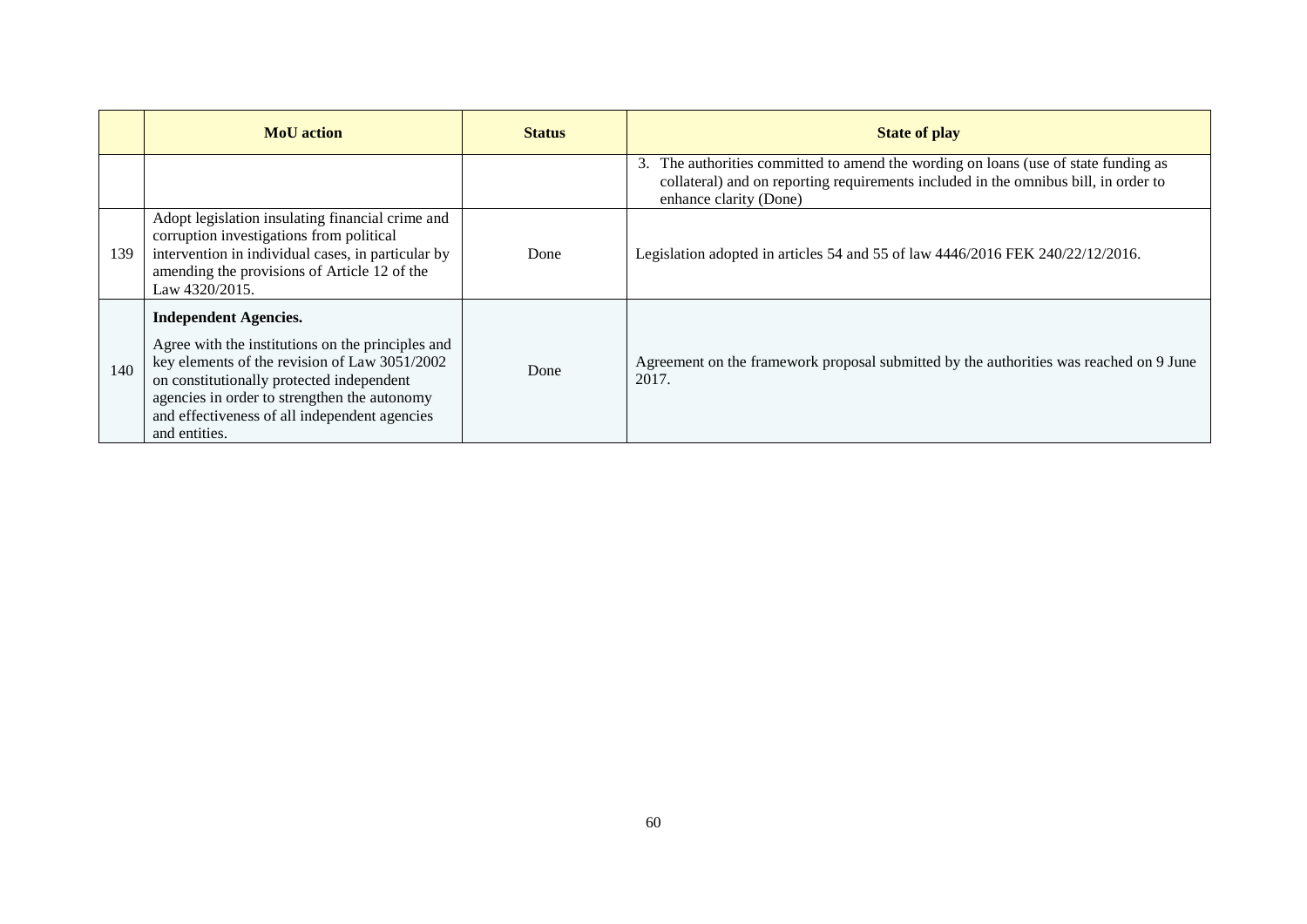|  | MoU action | Status | State of play |
|---|---|---|---|
|  |  |  | 3. The authorities committed to amend the wording on loans (use of state funding as collateral) and on reporting requirements included in the omnibus bill, in order to enhance clarity (Done) |
| 139 | Adopt legislation insulating financial crime and corruption investigations from political intervention in individual cases, in particular by amending the provisions of Article 12 of the Law 4320/2015. | Done | Legislation adopted in articles 54 and 55 of law 4446/2016 FEK 240/22/12/2016. |
| 140 | **Independent Agencies.**<br><br>Agree with the institutions on the principles and key elements of the revision of Law 3051/2002 on constitutionally protected independent agencies in order to strengthen the autonomy and effectiveness of all independent agencies and entities. | Done | Agreement on the framework proposal submitted by the authorities was reached on 9 June 2017. |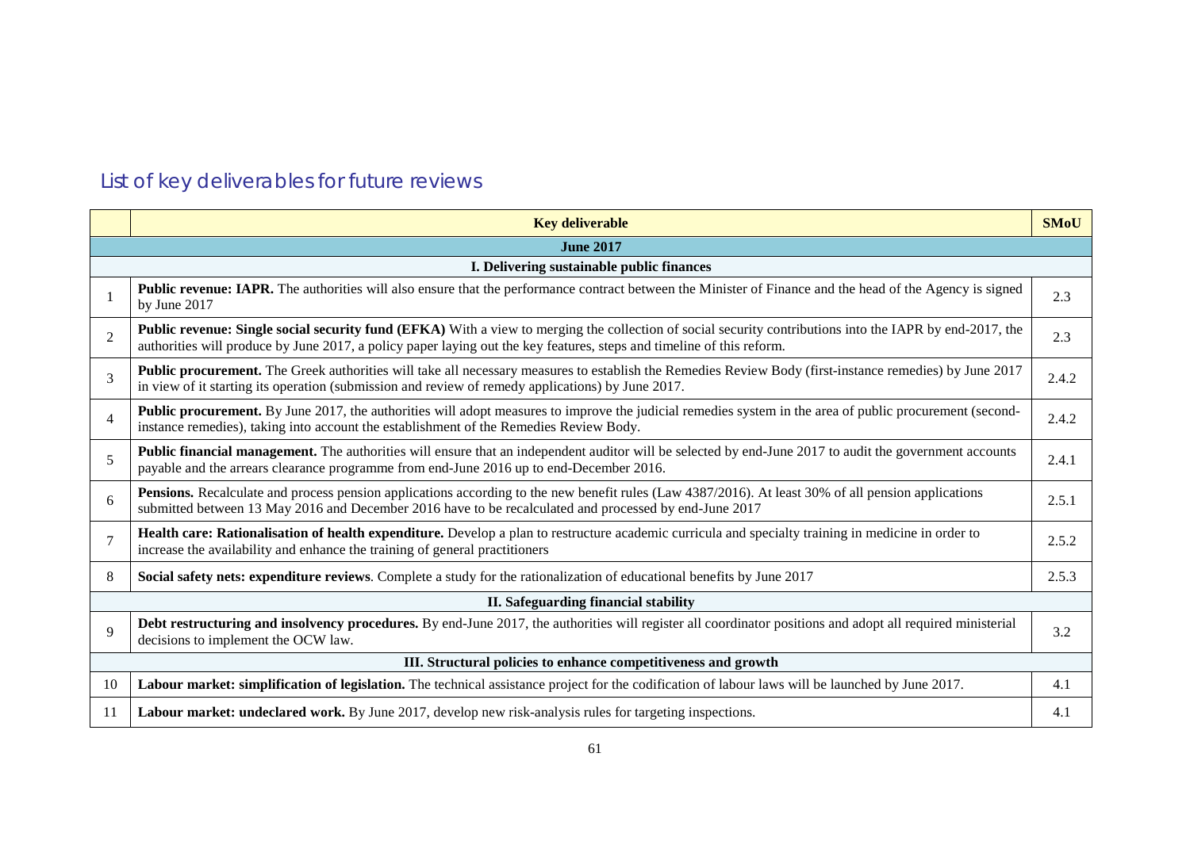## List of key deliverables for future reviews

| | Key deliverable | SMoU |
|---|---|---|
| | **June 2017** | |
| | **I. Delivering sustainable public finances** | |
| 1 | **Public revenue: IAPR.** The authorities will also ensure that the performance contract between the Minister of Finance and the head of the Agency is signed by June 2017 | 2.3 |
| 2 | **Public revenue: Single social security fund (EFKA)** With a view to merging the collection of social security contributions into the IAPR by end-2017, the authorities will produce by June 2017, a policy paper laying out the key features, steps and timeline of this reform. | 2.3 |
| 3 | **Public procurement.** The Greek authorities will take all necessary measures to establish the Remedies Review Body (first-instance remedies) by June 2017 in view of it starting its operation (submission and review of remedy applications) by June 2017. | 2.4.2 |
| 4 | **Public procurement.** By June 2017, the authorities will adopt measures to improve the judicial remedies system in the area of public procurement (second-instance remedies), taking into account the establishment of the Remedies Review Body. | 2.4.2 |
| 5 | **Public financial management.** The authorities will ensure that an independent auditor will be selected by end-June 2017 to audit the government accounts payable and the arrears clearance programme from end-June 2016 up to end-December 2016. | 2.4.1 |
| 6 | **Pensions.** Recalculate and process pension applications according to the new benefit rules (Law 4387/2016). At least 30% of all pension applications submitted between 13 May 2016 and December 2016 have to be recalculated and processed by end-June 2017 | 2.5.1 |
| 7 | **Health care: Rationalisation of health expenditure.** Develop a plan to restructure academic curricula and specialty training in medicine in order to increase the availability and enhance the training of general practitioners | 2.5.2 |
| 8 | **Social safety nets: expenditure reviews**. Complete a study for the rationalization of educational benefits by June 2017 | 2.5.3 |
| | **II. Safeguarding financial stability** | |
| 9 | **Debt restructuring and insolvency procedures.** By end-June 2017, the authorities will register all coordinator positions and adopt all required ministerial decisions to implement the OCW law. | 3.2 |
| | **III. Structural policies to enhance competitiveness and growth** | |
| 10 | **Labour market: simplification of legislation.** The technical assistance project for the codification of labour laws will be launched by June 2017. | 4.1 |
| 11 | **Labour market: undeclared work.** By June 2017, develop new risk-analysis rules for targeting inspections. | 4.1 |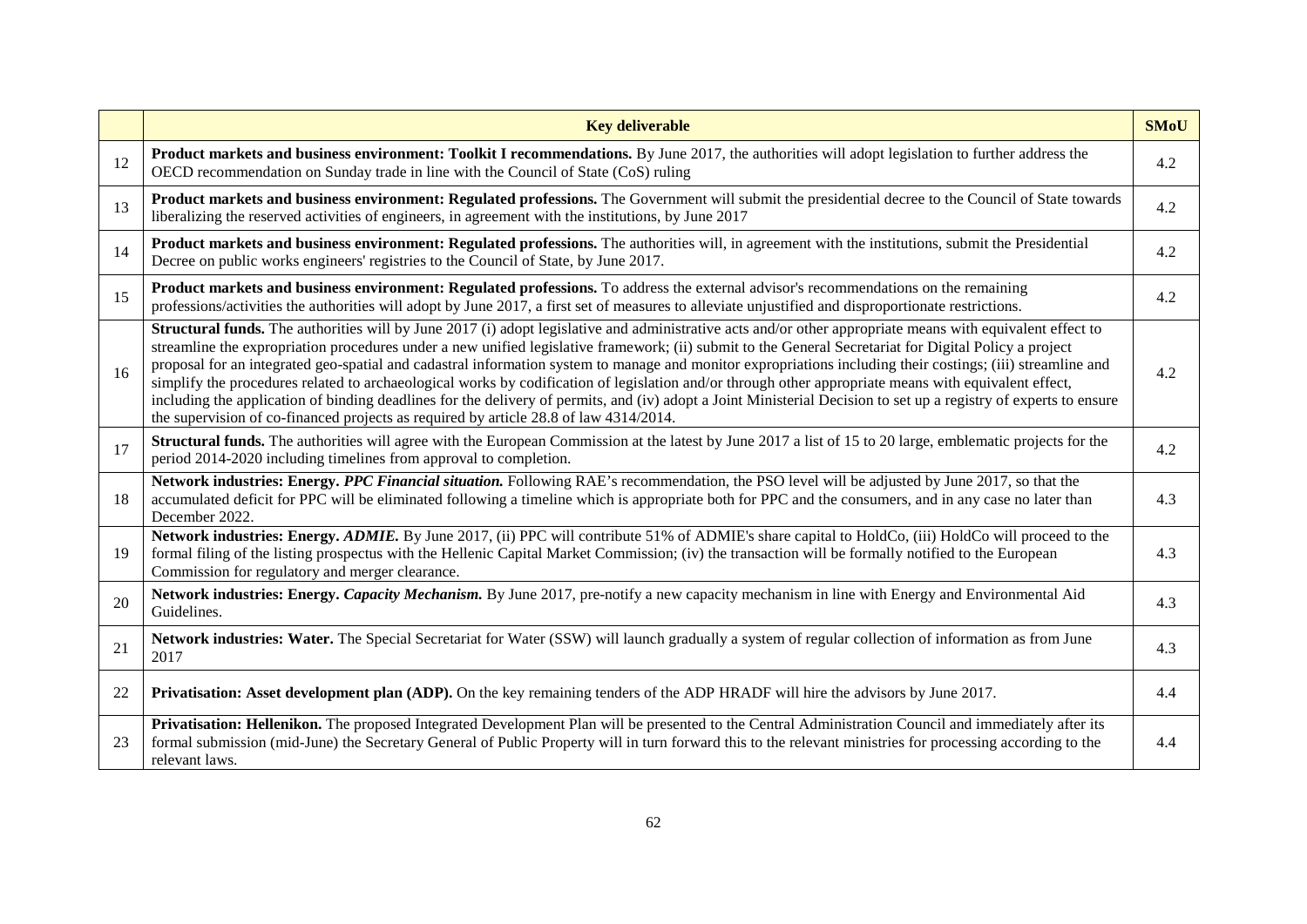| | Key deliverable | SMoU |
|---|---|---|
| 12 | **Product markets and business environment: Toolkit I recommendations.** By June 2017, the authorities will adopt legislation to further address the OECD recommendation on Sunday trade in line with the Council of State (CoS) ruling | 4.2 |
| 13 | **Product markets and business environment: Regulated professions.** The Government will submit the presidential decree to the Council of State towards liberalizing the reserved activities of engineers, in agreement with the institutions, by June 2017 | 4.2 |
| 14 | **Product markets and business environment: Regulated professions.** The authorities will, in agreement with the institutions, submit the Presidential Decree on public works engineers' registries to the Council of State, by June 2017. | 4.2 |
| 15 | **Product markets and business environment: Regulated professions.** To address the external advisor's recommendations on the remaining professions/activities the authorities will adopt by June 2017, a first set of measures to alleviate unjustified and disproportionate restrictions. | 4.2 |
| 16 | **Structural funds.** The authorities will by June 2017 (i) adopt legislative and administrative acts and/or other appropriate means with equivalent effect to streamline the expropriation procedures under a new unified legislative framework; (ii) submit to the General Secretariat for Digital Policy a project proposal for an integrated geo-spatial and cadastral information system to manage and monitor expropriations including their costings; (iii) streamline and simplify the procedures related to archaeological works by codification of legislation and/or through other appropriate means with equivalent effect, including the application of binding deadlines for the delivery of permits, and (iv) adopt a Joint Ministerial Decision to set up a registry of experts to ensure the supervision of co-financed projects as required by article 28.8 of law 4314/2014. | 4.2 |
| 17 | **Structural funds.** The authorities will agree with the European Commission at the latest by June 2017 a list of 15 to 20 large, emblematic projects for the period 2014-2020 including timelines from approval to completion. | 4.2 |
| 18 | **Network industries: Energy.** ***PPC Financial situation.*** Following RAE's recommendation, the PSO level will be adjusted by June 2017, so that the accumulated deficit for PPC will be eliminated following a timeline which is appropriate both for PPC and the consumers, and in any case no later than December 2022. | 4.3 |
| 19 | **Network industries: Energy.** ***ADMIE.*** By June 2017, (ii) PPC will contribute 51% of ADMIE's share capital to HoldCo, (iii) HoldCo will proceed to the formal filing of the listing prospectus with the Hellenic Capital Market Commission; (iv) the transaction will be formally notified to the European Commission for regulatory and merger clearance. | 4.3 |
| 20 | **Network industries: Energy.** ***Capacity Mechanism.*** By June 2017, pre-notify a new capacity mechanism in line with Energy and Environmental Aid Guidelines. | 4.3 |
| 21 | **Network industries: Water.** The Special Secretariat for Water (SSW) will launch gradually a system of regular collection of information as from June 2017 | 4.3 |
| 22 | **Privatisation: Asset development plan (ADP).** On the key remaining tenders of the ADP HRADF will hire the advisors by June 2017. | 4.4 |
| 23 | **Privatisation: Hellenikon.** The proposed Integrated Development Plan will be presented to the Central Administration Council and immediately after its formal submission (mid-June) the Secretary General of Public Property will in turn forward this to the relevant ministries for processing according to the relevant laws. | 4.4 |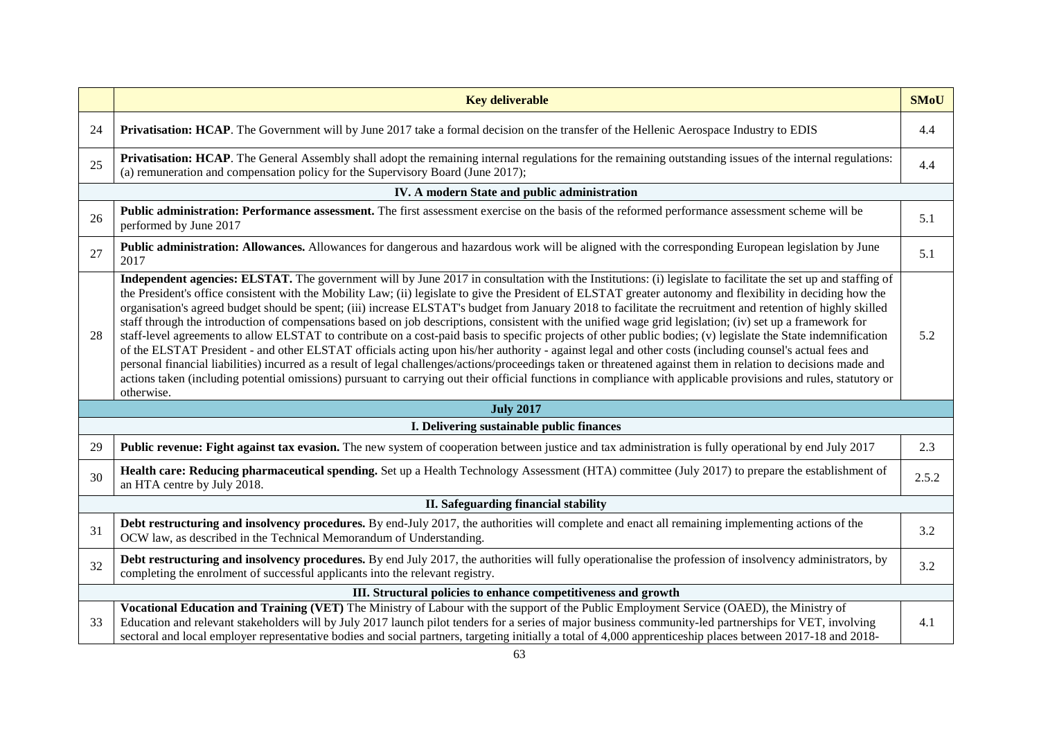| | Key deliverable | SMoU |
|---|---|---|
| 24 | **Privatisation: HCAP**. The Government will by June 2017 take a formal decision on the transfer of the Hellenic Aerospace Industry to EDIS | 4.4 |
| 25 | **Privatisation: HCAP**. The General Assembly shall adopt the remaining internal regulations for the remaining outstanding issues of the internal regulations: (a) remuneration and compensation policy for the Supervisory Board (June 2017); | 4.4 |
| | **IV. A modern State and public administration** | |
| 26 | **Public administration: Performance assessment.** The first assessment exercise on the basis of the reformed performance assessment scheme will be performed by June 2017 | 5.1 |
| 27 | **Public administration: Allowances.** Allowances for dangerous and hazardous work will be aligned with the corresponding European legislation by June 2017 | 5.1 |
| 28 | **Independent agencies: ELSTAT.** The government will by June 2017 in consultation with the Institutions: (i) legislate to facilitate the set up and staffing of the President's office consistent with the Mobility Law; (ii) legislate to give the President of ELSTAT greater autonomy and flexibility in deciding how the organisation's agreed budget should be spent; (iii) increase ELSTAT's budget from January 2018 to facilitate the recruitment and retention of highly skilled staff through the introduction of compensations based on job descriptions, consistent with the unified wage grid legislation; (iv) set up a framework for staff-level agreements to allow ELSTAT to contribute on a cost-paid basis to specific projects of other public bodies; (v) legislate the State indemnification of the ELSTAT President - and other ELSTAT officials acting upon his/her authority - against legal and other costs (including counsel's actual fees and personal financial liabilities) incurred as a result of legal challenges/actions/proceedings taken or threatened against them in relation to decisions made and actions taken (including potential omissions) pursuant to carrying out their official functions in compliance with applicable provisions and rules, statutory or otherwise. | 5.2 |
| | **July 2017** | |
| | **I. Delivering sustainable public finances** | |
| 29 | **Public revenue: Fight against tax evasion.** The new system of cooperation between justice and tax administration is fully operational by end July 2017 | 2.3 |
| 30 | **Health care: Reducing pharmaceutical spending.** Set up a Health Technology Assessment (HTA) committee (July 2017) to prepare the establishment of an HTA centre by July 2018. | 2.5.2 |
| | **II. Safeguarding financial stability** | |
| 31 | **Debt restructuring and insolvency procedures.** By end-July 2017, the authorities will complete and enact all remaining implementing actions of the OCW law, as described in the Technical Memorandum of Understanding. | 3.2 |
| 32 | **Debt restructuring and insolvency procedures.** By end July 2017, the authorities will fully operationalise the profession of insolvency administrators, by completing the enrolment of successful applicants into the relevant registry. | 3.2 |
| | **III. Structural policies to enhance competitiveness and growth** | |
| 33 | **Vocational Education and Training (VET)** The Ministry of Labour with the support of the Public Employment Service (OAED), the Ministry of Education and relevant stakeholders will by July 2017 launch pilot tenders for a series of major business community-led partnerships for VET, involving sectoral and local employer representative bodies and social partners, targeting initially a total of 4,000 apprenticeship places between 2017-18 and 2018- | 4.1 |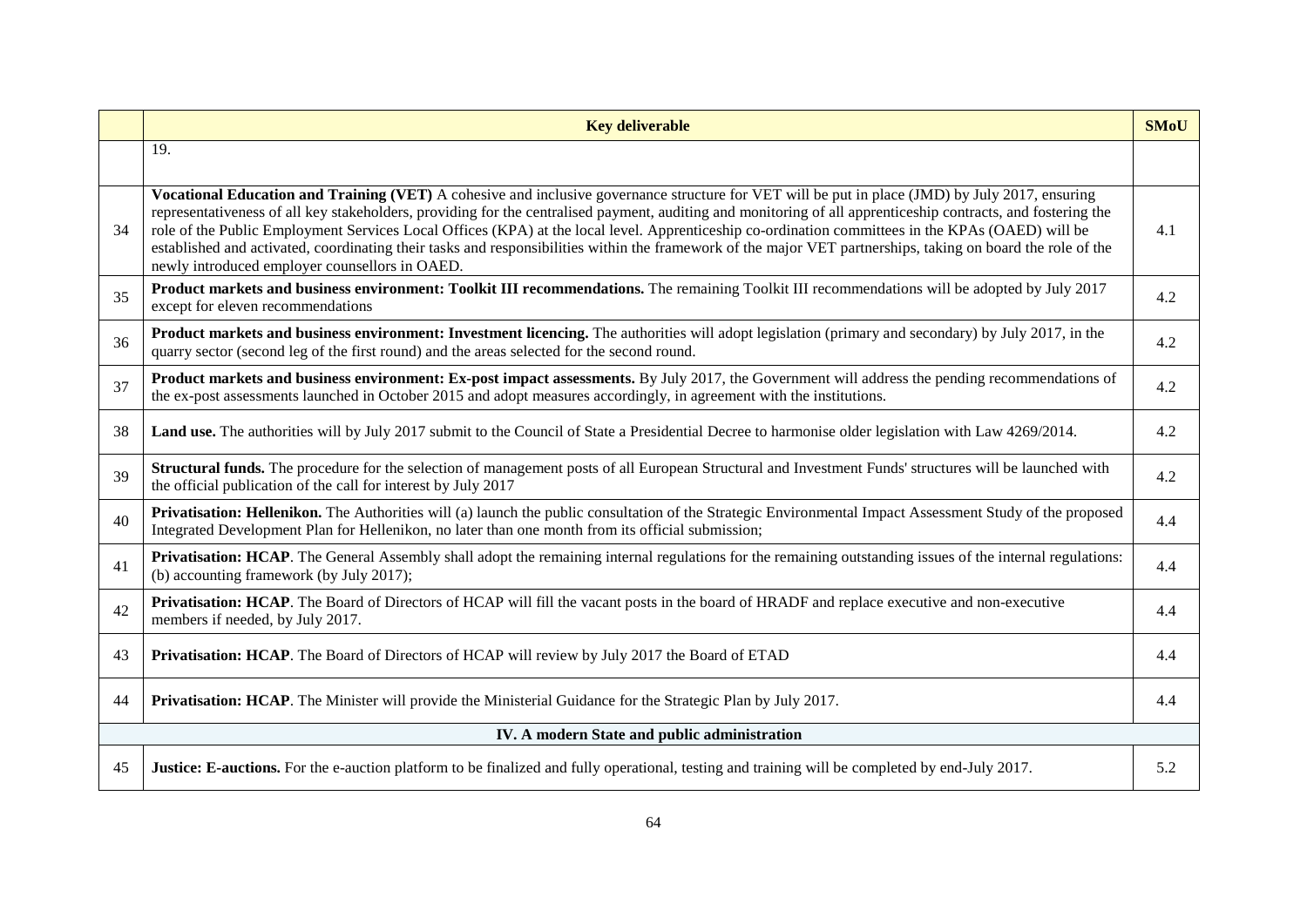| | Key deliverable | SMoU |
|---|---|---|
| | 19. | |
| 34 | **Vocational Education and Training (VET)** A cohesive and inclusive governance structure for VET will be put in place (JMD) by July 2017, ensuring representativeness of all key stakeholders, providing for the centralised payment, auditing and monitoring of all apprenticeship contracts, and fostering the role of the Public Employment Services Local Offices (KPA) at the local level. Apprenticeship co-ordination committees in the KPAs (OAED) will be established and activated, coordinating their tasks and responsibilities within the framework of the major VET partnerships, taking on board the role of the newly introduced employer counsellors in OAED. | 4.1 |
| 35 | **Product markets and business environment: Toolkit III recommendations.** The remaining Toolkit III recommendations will be adopted by July 2017 except for eleven recommendations | 4.2 |
| 36 | **Product markets and business environment: Investment licencing.** The authorities will adopt legislation (primary and secondary) by July 2017, in the quarry sector (second leg of the first round) and the areas selected for the second round. | 4.2 |
| 37 | **Product markets and business environment: Ex-post impact assessments.** By July 2017, the Government will address the pending recommendations of the ex-post assessments launched in October 2015 and adopt measures accordingly, in agreement with the institutions. | 4.2 |
| 38 | **Land use.** The authorities will by July 2017 submit to the Council of State a Presidential Decree to harmonise older legislation with Law 4269/2014. | 4.2 |
| 39 | **Structural funds.** The procedure for the selection of management posts of all European Structural and Investment Funds' structures will be launched with the official publication of the call for interest by July 2017 | 4.2 |
| 40 | **Privatisation: Hellenikon.** The Authorities will (a) launch the public consultation of the Strategic Environmental Impact Assessment Study of the proposed Integrated Development Plan for Hellenikon, no later than one month from its official submission; | 4.4 |
| 41 | **Privatisation: HCAP**. The General Assembly shall adopt the remaining internal regulations for the remaining outstanding issues of the internal regulations: (b) accounting framework (by July 2017); | 4.4 |
| 42 | **Privatisation: HCAP**. The Board of Directors of HCAP will fill the vacant posts in the board of HRADF and replace executive and non-executive members if needed, by July 2017. | 4.4 |
| 43 | **Privatisation: HCAP**. The Board of Directors of HCAP will review by July 2017 the Board of ETAD | 4.4 |
| 44 | **Privatisation: HCAP**. The Minister will provide the Ministerial Guidance for the Strategic Plan by July 2017. | 4.4 |
| | **IV. A modern State and public administration** | |
| 45 | **Justice: E-auctions.** For the e-auction platform to be finalized and fully operational, testing and training will be completed by end-July 2017. | 5.2 |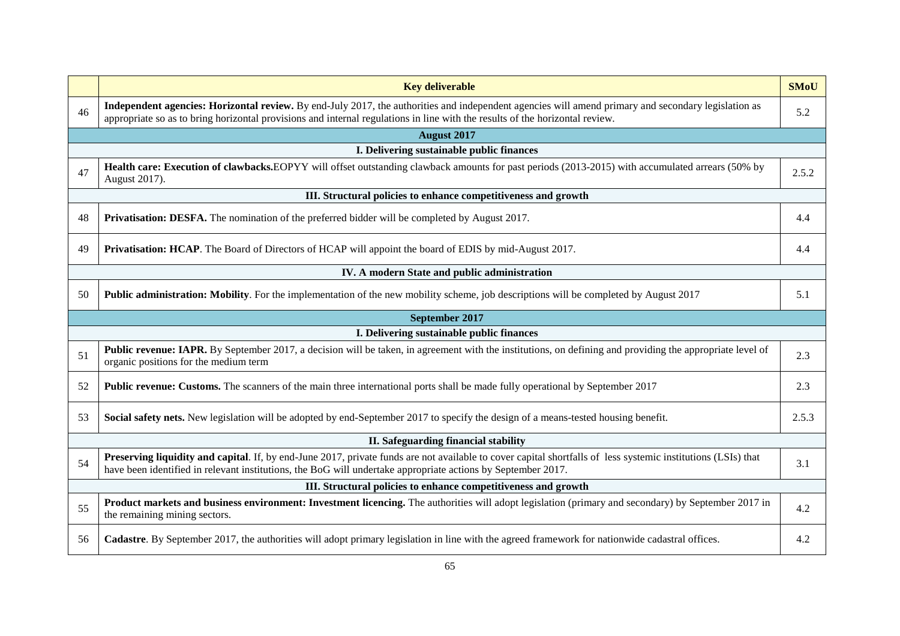| | Key deliverable | SMoU |
|---|---|---|
| 46 | **Independent agencies: Horizontal review.** By end-July 2017, the authorities and independent agencies will amend primary and secondary legislation as appropriate so as to bring horizontal provisions and internal regulations in line with the results of the horizontal review. | 5.2 |
| | **August 2017** | |
| | **I. Delivering sustainable public finances** | |
| 47 | **Health care: Execution of clawbacks.**EOPYY will offset outstanding clawback amounts for past periods (2013-2015) with accumulated arrears (50% by August 2017). | 2.5.2 |
| | **III. Structural policies to enhance competitiveness and growth** | |
| 48 | **Privatisation: DESFA.** The nomination of the preferred bidder will be completed by August 2017. | 4.4 |
| 49 | **Privatisation: HCAP**. The Board of Directors of HCAP will appoint the board of EDIS by mid-August 2017. | 4.4 |
| | **IV. A modern State and public administration** | |
| 50 | **Public administration: Mobility**. For the implementation of the new mobility scheme, job descriptions will be completed by August 2017 | 5.1 |
| | **September 2017** | |
| | **I. Delivering sustainable public finances** | |
| 51 | **Public revenue: IAPR.** By September 2017, a decision will be taken, in agreement with the institutions, on defining and providing the appropriate level of organic positions for the medium term | 2.3 |
| 52 | **Public revenue: Customs.** The scanners of the main three international ports shall be made fully operational by September 2017 | 2.3 |
| 53 | **Social safety nets.** New legislation will be adopted by end-September 2017 to specify the design of a means-tested housing benefit. | 2.5.3 |
| | **II. Safeguarding financial stability** | |
| 54 | **Preserving liquidity and capital**. If, by end-June 2017, private funds are not available to cover capital shortfalls of less systemic institutions (LSIs) that have been identified in relevant institutions, the BoG will undertake appropriate actions by September 2017. | 3.1 |
| | **III. Structural policies to enhance competitiveness and growth** | |
| 55 | **Product markets and business environment: Investment licencing.** The authorities will adopt legislation (primary and secondary) by September 2017 in the remaining mining sectors. | 4.2 |
| 56 | **Cadastre**. By September 2017, the authorities will adopt primary legislation in line with the agreed framework for nationwide cadastral offices. | 4.2 |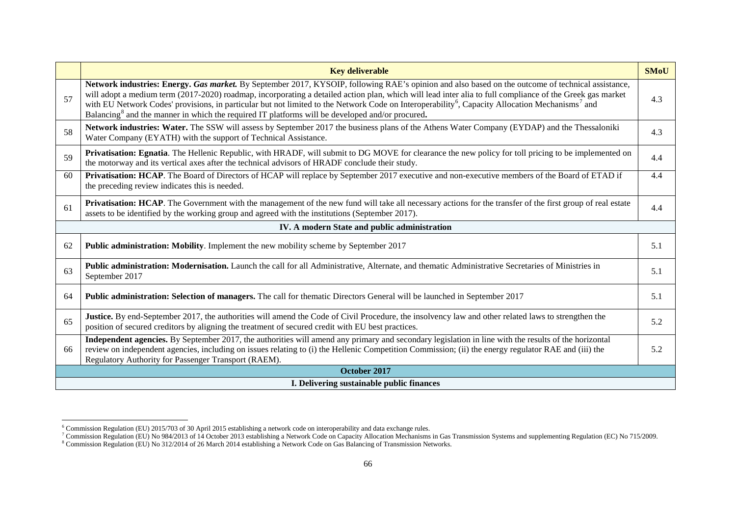| | Key deliverable | SMoU |
|---|---|---|
| 57 | **Network industries: Energy.** ***Gas market.*** By September 2017, KYSOIP, following RAE's opinion and also based on the outcome of technical assistance, will adopt a medium term (2017-2020) roadmap, incorporating a detailed action plan, which will lead inter alia to full compliance of the Greek gas market with EU Network Codes' provisions, in particular but not limited to the Network Code on Interoperability[6], Capacity Allocation Mechanisms[7] and Balancing[8] and the manner in which the required IT platforms will be developed and/or procured**.** | 4.3 |
| 58 | **Network industries: Water.** The SSW will assess by September 2017 the business plans of the Athens Water Company (EYDAP) and the Thessaloniki Water Company (EYATH) with the support of Technical Assistance. | 4.3 |
| 59 | **Privatisation: Egnatia**. The Hellenic Republic, with HRADF, will submit to DG MOVE for clearance the new policy for toll pricing to be implemented on the motorway and its vertical axes after the technical advisors of HRADF conclude their study. | 4.4 |
| 60 | **Privatisation: HCAP**. The Board of Directors of HCAP will replace by September 2017 executive and non-executive members of the Board of ETAD if the preceding review indicates this is needed. | 4.4 |
| 61 | **Privatisation: HCAP**. The Government with the management of the new fund will take all necessary actions for the transfer of the first group of real estate assets to be identified by the working group and agreed with the institutions (September 2017). | 4.4 |
| | **IV. A modern State and public administration** | |
| 62 | **Public administration: Mobility**. Implement the new mobility scheme by September 2017 | 5.1 |
| 63 | **Public administration: Modernisation.** Launch the call for all Administrative, Alternate, and thematic Administrative Secretaries of Ministries in September 2017 | 5.1 |
| 64 | **Public administration: Selection of managers.** The call for thematic Directors General will be launched in September 2017 | 5.1 |
| 65 | **Justice.** By end-September 2017, the authorities will amend the Code of Civil Procedure, the insolvency law and other related laws to strengthen the position of secured creditors by aligning the treatment of secured credit with EU best practices. | 5.2 |
| 66 | **Independent agencies.** By September 2017, the authorities will amend any primary and secondary legislation in line with the results of the horizontal review on independent agencies, including on issues relating to (i) the Hellenic Competition Commission; (ii) the energy regulator RAE and (iii) the Regulatory Authority for Passenger Transport (RAEM). | 5.2 |
| | **October 2017** | |
| | **I. Delivering sustainable public finances** | |

[6] Commission Regulation (EU) 2015/703 of 30 April 2015 establishing a network code on interoperability and data exchange rules.

[7] Commission Regulation (EU) No 984/2013 of 14 October 2013 establishing a Network Code on Capacity Allocation Mechanisms in Gas Transmission Systems and supplementing Regulation (EC) No 715/2009.

[8] Commission Regulation (EU) No 312/2014 of 26 March 2014 establishing a Network Code on Gas Balancing of Transmission Networks.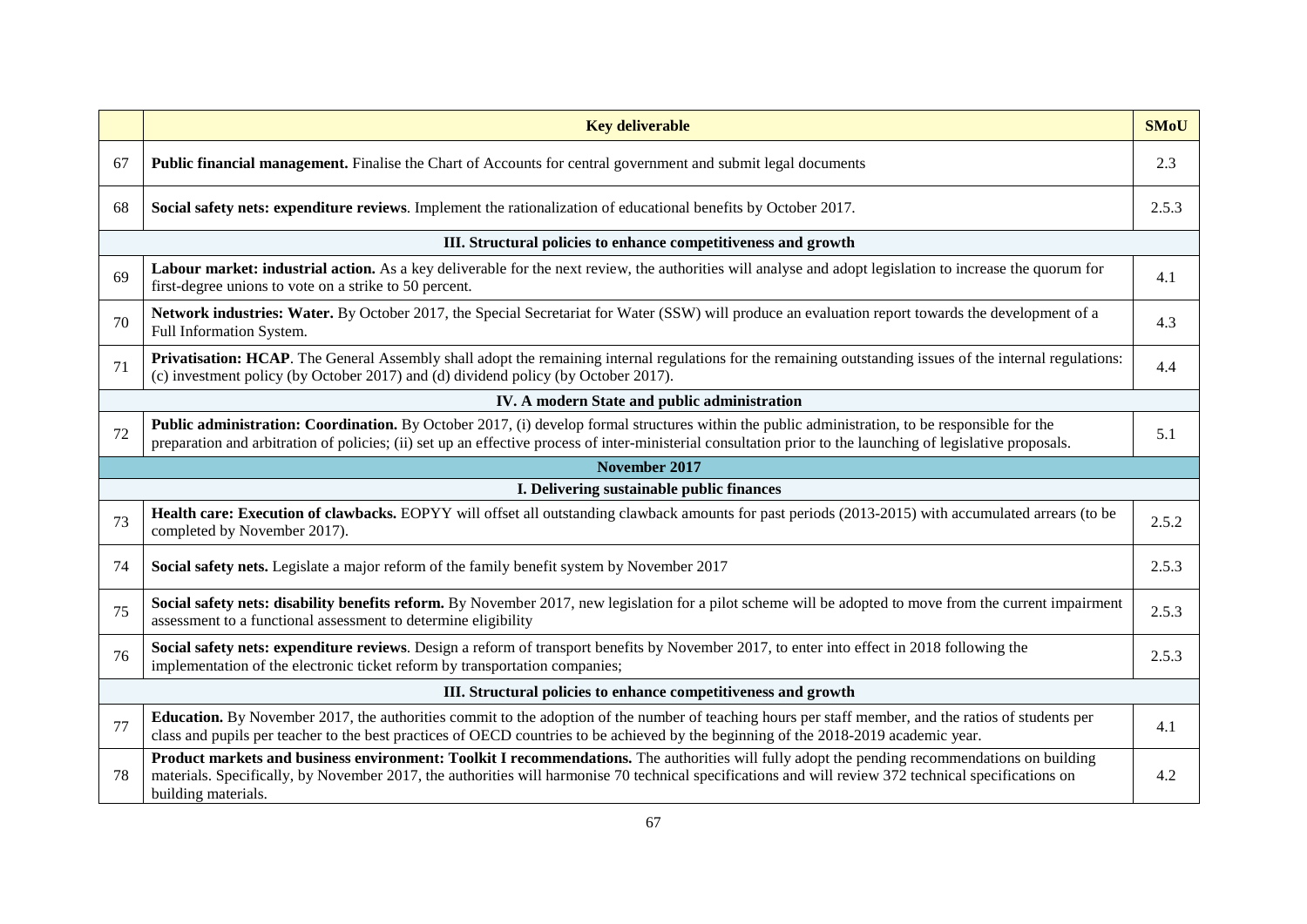| | Key deliverable | SMoU |
|---|---|---|
| 67 | **Public financial management.** Finalise the Chart of Accounts for central government and submit legal documents | 2.3 |
| 68 | **Social safety nets: expenditure reviews**. Implement the rationalization of educational benefits by October 2017. | 2.5.3 |
| | **III. Structural policies to enhance competitiveness and growth** | |
| 69 | **Labour market: industrial action.** As a key deliverable for the next review, the authorities will analyse and adopt legislation to increase the quorum for first-degree unions to vote on a strike to 50 percent. | 4.1 |
| 70 | **Network industries: Water.** By October 2017, the Special Secretariat for Water (SSW) will produce an evaluation report towards the development of a Full Information System. | 4.3 |
| 71 | **Privatisation: HCAP**. The General Assembly shall adopt the remaining internal regulations for the remaining outstanding issues of the internal regulations: (c) investment policy (by October 2017) and (d) dividend policy (by October 2017). | 4.4 |
| | **IV. A modern State and public administration** | |
| 72 | **Public administration: Coordination.** By October 2017, (i) develop formal structures within the public administration, to be responsible for the preparation and arbitration of policies; (ii) set up an effective process of inter-ministerial consultation prior to the launching of legislative proposals. | 5.1 |
| | **November 2017** | |
| | **I. Delivering sustainable public finances** | |
| 73 | **Health care: Execution of clawbacks.** EOPYY will offset all outstanding clawback amounts for past periods (2013-2015) with accumulated arrears (to be completed by November 2017). | 2.5.2 |
| 74 | **Social safety nets.** Legislate a major reform of the family benefit system by November 2017 | 2.5.3 |
| 75 | **Social safety nets: disability benefits reform.** By November 2017, new legislation for a pilot scheme will be adopted to move from the current impairment assessment to a functional assessment to determine eligibility | 2.5.3 |
| 76 | **Social safety nets: expenditure reviews**. Design a reform of transport benefits by November 2017, to enter into effect in 2018 following the implementation of the electronic ticket reform by transportation companies; | 2.5.3 |
| | **III. Structural policies to enhance competitiveness and growth** | |
| 77 | **Education.** By November 2017, the authorities commit to the adoption of the number of teaching hours per staff member, and the ratios of students per class and pupils per teacher to the best practices of OECD countries to be achieved by the beginning of the 2018-2019 academic year. | 4.1 |
| 78 | **Product markets and business environment: Toolkit I recommendations.** The authorities will fully adopt the pending recommendations on building materials. Specifically, by November 2017, the authorities will harmonise 70 technical specifications and will review 372 technical specifications on building materials. | 4.2 |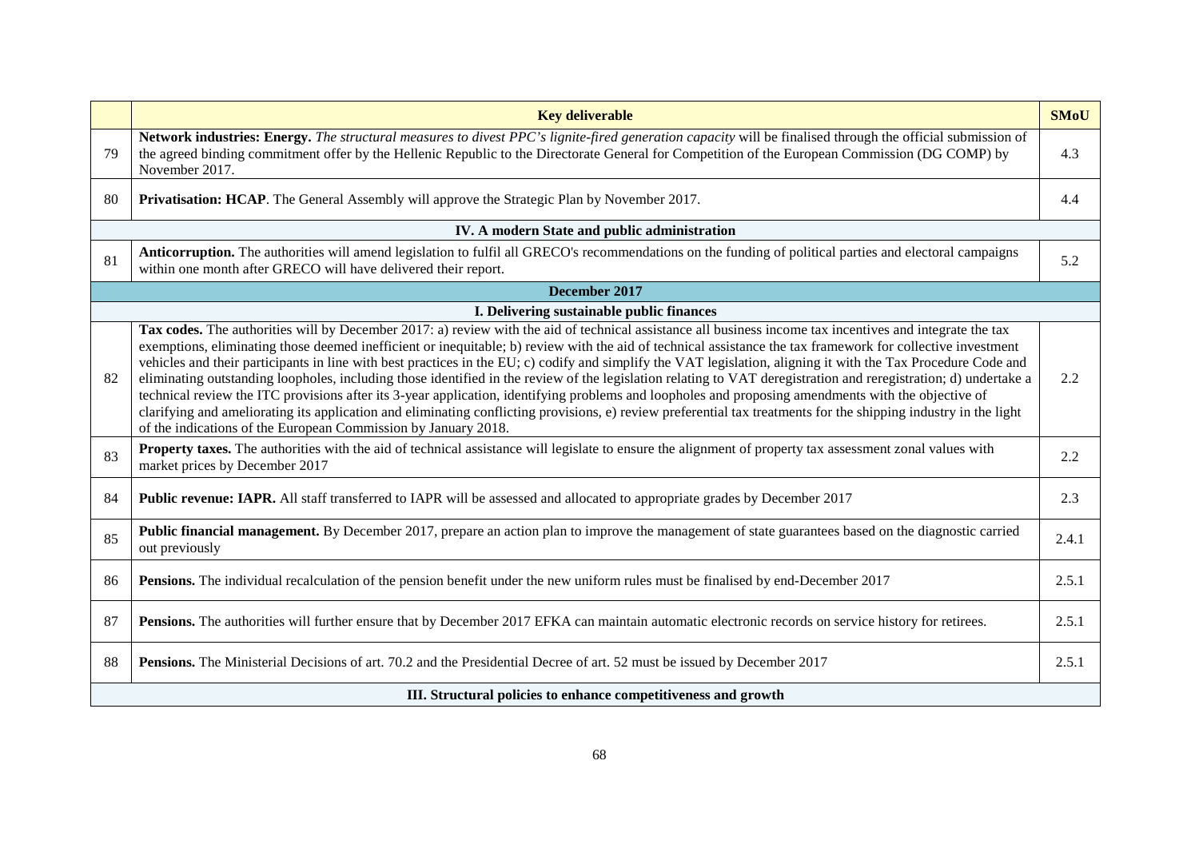| | Key deliverable | SMoU |
|---|---|---|
| 79 | **Network industries: Energy.** *The structural measures to divest PPC's lignite-fired generation capacity* will be finalised through the official submission of the agreed binding commitment offer by the Hellenic Republic to the Directorate General for Competition of the European Commission (DG COMP) by November 2017. | 4.3 |
| 80 | **Privatisation: HCAP**. The General Assembly will approve the Strategic Plan by November 2017. | 4.4 |
| | **IV. A modern State and public administration** | |
| 81 | **Anticorruption.** The authorities will amend legislation to fulfil all GRECO's recommendations on the funding of political parties and electoral campaigns within one month after GRECO will have delivered their report. | 5.2 |
| | **December 2017** | |
| | **I. Delivering sustainable public finances** | |
| 82 | **Tax codes.** The authorities will by December 2017: a) review with the aid of technical assistance all business income tax incentives and integrate the tax exemptions, eliminating those deemed inefficient or inequitable; b) review with the aid of technical assistance the tax framework for collective investment vehicles and their participants in line with best practices in the EU; c) codify and simplify the VAT legislation, aligning it with the Tax Procedure Code and eliminating outstanding loopholes, including those identified in the review of the legislation relating to VAT deregistration and reregistration; d) undertake a technical review the ITC provisions after its 3-year application, identifying problems and loopholes and proposing amendments with the objective of clarifying and ameliorating its application and eliminating conflicting provisions, e) review preferential tax treatments for the shipping industry in the light of the indications of the European Commission by January 2018. | 2.2 |
| 83 | **Property taxes.** The authorities with the aid of technical assistance will legislate to ensure the alignment of property tax assessment zonal values with market prices by December 2017 | 2.2 |
| 84 | **Public revenue: IAPR.** All staff transferred to IAPR will be assessed and allocated to appropriate grades by December 2017 | 2.3 |
| 85 | **Public financial management.** By December 2017, prepare an action plan to improve the management of state guarantees based on the diagnostic carried out previously | 2.4.1 |
| 86 | **Pensions.** The individual recalculation of the pension benefit under the new uniform rules must be finalised by end-December 2017 | 2.5.1 |
| 87 | **Pensions.** The authorities will further ensure that by December 2017 EFKA can maintain automatic electronic records on service history for retirees. | 2.5.1 |
| 88 | **Pensions.** The Ministerial Decisions of art. 70.2 and the Presidential Decree of art. 52 must be issued by December 2017 | 2.5.1 |
| | **III. Structural policies to enhance competitiveness and growth** | |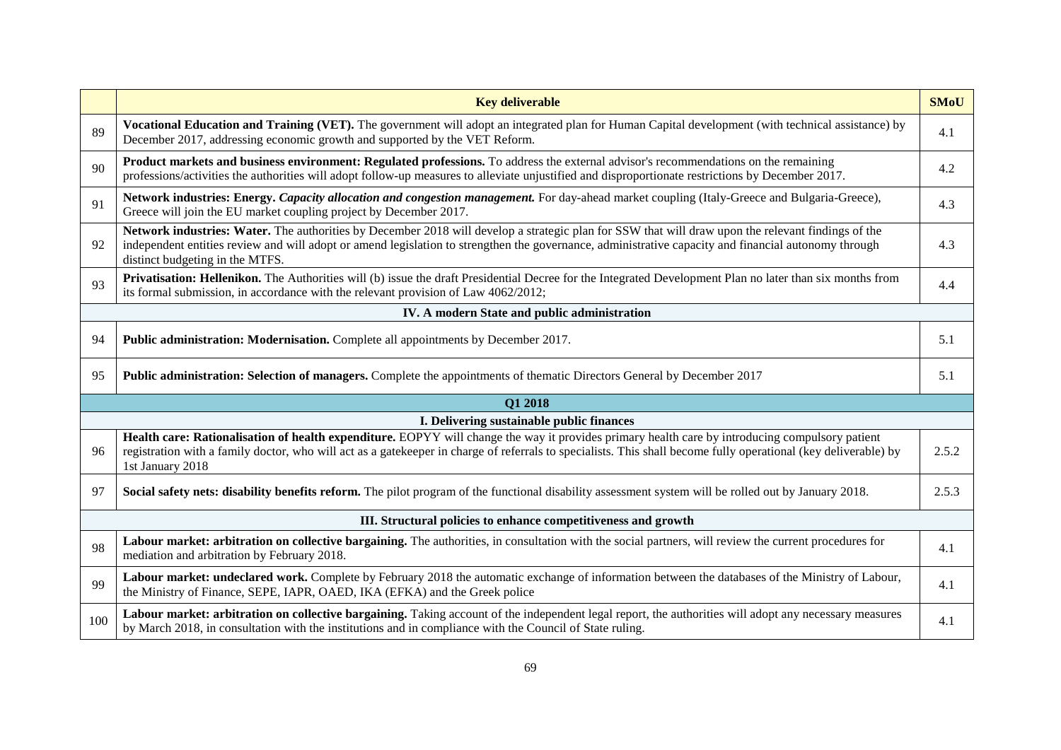| | Key deliverable | SMoU |
|---|---|---|
| 89 | **Vocational Education and Training (VET).** The government will adopt an integrated plan for Human Capital development (with technical assistance) by December 2017, addressing economic growth and supported by the VET Reform. | 4.1 |
| 90 | **Product markets and business environment: Regulated professions.** To address the external advisor's recommendations on the remaining professions/activities the authorities will adopt follow-up measures to alleviate unjustified and disproportionate restrictions by December 2017. | 4.2 |
| 91 | **Network industries: Energy.** ***Capacity allocation and congestion management.*** For day-ahead market coupling (Italy-Greece and Bulgaria-Greece), Greece will join the EU market coupling project by December 2017. | 4.3 |
| 92 | **Network industries: Water.** The authorities by December 2018 will develop a strategic plan for SSW that will draw upon the relevant findings of the independent entities review and will adopt or amend legislation to strengthen the governance, administrative capacity and financial autonomy through distinct budgeting in the MTFS. | 4.3 |
| 93 | **Privatisation: Hellenikon.** The Authorities will (b) issue the draft Presidential Decree for the Integrated Development Plan no later than six months from its formal submission, in accordance with the relevant provision of Law 4062/2012; | 4.4 |
| | **IV. A modern State and public administration** | |
| 94 | **Public administration: Modernisation.** Complete all appointments by December 2017. | 5.1 |
| 95 | **Public administration: Selection of managers.** Complete the appointments of thematic Directors General by December 2017 | 5.1 |
| | **Q1 2018** | |
| | **I. Delivering sustainable public finances** | |
| 96 | **Health care: Rationalisation of health expenditure.** EOPYY will change the way it provides primary health care by introducing compulsory patient registration with a family doctor, who will act as a gatekeeper in charge of referrals to specialists. This shall become fully operational (key deliverable) by 1st January 2018 | 2.5.2 |
| 97 | **Social safety nets: disability benefits reform.** The pilot program of the functional disability assessment system will be rolled out by January 2018. | 2.5.3 |
| | **III. Structural policies to enhance competitiveness and growth** | |
| 98 | **Labour market: arbitration on collective bargaining.** The authorities, in consultation with the social partners, will review the current procedures for mediation and arbitration by February 2018. | 4.1 |
| 99 | **Labour market: undeclared work.** Complete by February 2018 the automatic exchange of information between the databases of the Ministry of Labour, the Ministry of Finance, SEPE, IAPR, OAED, IKA (EFKA) and the Greek police | 4.1 |
| 100 | **Labour market: arbitration on collective bargaining.** Taking account of the independent legal report, the authorities will adopt any necessary measures by March 2018, in consultation with the institutions and in compliance with the Council of State ruling. | 4.1 |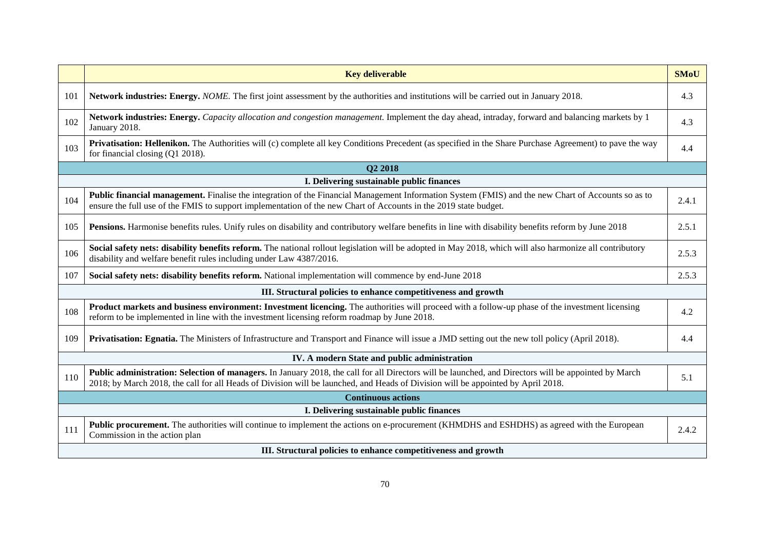| | Key deliverable | SMoU |
|---|---|---|
| 101 | **Network industries: Energy.** *NOME.* The first joint assessment by the authorities and institutions will be carried out in January 2018. | 4.3 |
| 102 | **Network industries: Energy.** *Capacity allocation and congestion management.* Implement the day ahead, intraday, forward and balancing markets by 1 January 2018. | 4.3 |
| 103 | **Privatisation: Hellenikon.** The Authorities will (c) complete all key Conditions Precedent (as specified in the Share Purchase Agreement) to pave the way for financial closing (Q1 2018). | 4.4 |
| | **Q2 2018** | |
| | **I. Delivering sustainable public finances** | |
| 104 | **Public financial management.** Finalise the integration of the Financial Management Information System (FMIS) and the new Chart of Accounts so as to ensure the full use of the FMIS to support implementation of the new Chart of Accounts in the 2019 state budget. | 2.4.1 |
| 105 | **Pensions.** Harmonise benefits rules. Unify rules on disability and contributory welfare benefits in line with disability benefits reform by June 2018 | 2.5.1 |
| 106 | **Social safety nets: disability benefits reform.** The national rollout legislation will be adopted in May 2018, which will also harmonize all contributory disability and welfare benefit rules including under Law 4387/2016. | 2.5.3 |
| 107 | **Social safety nets: disability benefits reform.** National implementation will commence by end-June 2018 | 2.5.3 |
| | **III. Structural policies to enhance competitiveness and growth** | |
| 108 | **Product markets and business environment: Investment licencing.** The authorities will proceed with a follow-up phase of the investment licensing reform to be implemented in line with the investment licensing reform roadmap by June 2018. | 4.2 |
| 109 | **Privatisation: Egnatia.** The Ministers of Infrastructure and Transport and Finance will issue a JMD setting out the new toll policy (April 2018). | 4.4 |
| | **IV. A modern State and public administration** | |
| 110 | **Public administration: Selection of managers.** In January 2018, the call for all Directors will be launched, and Directors will be appointed by March 2018; by March 2018, the call for all Heads of Division will be launched, and Heads of Division will be appointed by April 2018. | 5.1 |
| | **Continuous actions** | |
| | **I. Delivering sustainable public finances** | |
| 111 | **Public procurement.** The authorities will continue to implement the actions on e-procurement (KHMDHS and ESHDHS) as agreed with the European Commission in the action plan | 2.4.2 |
| | **III. Structural policies to enhance competitiveness and growth** | |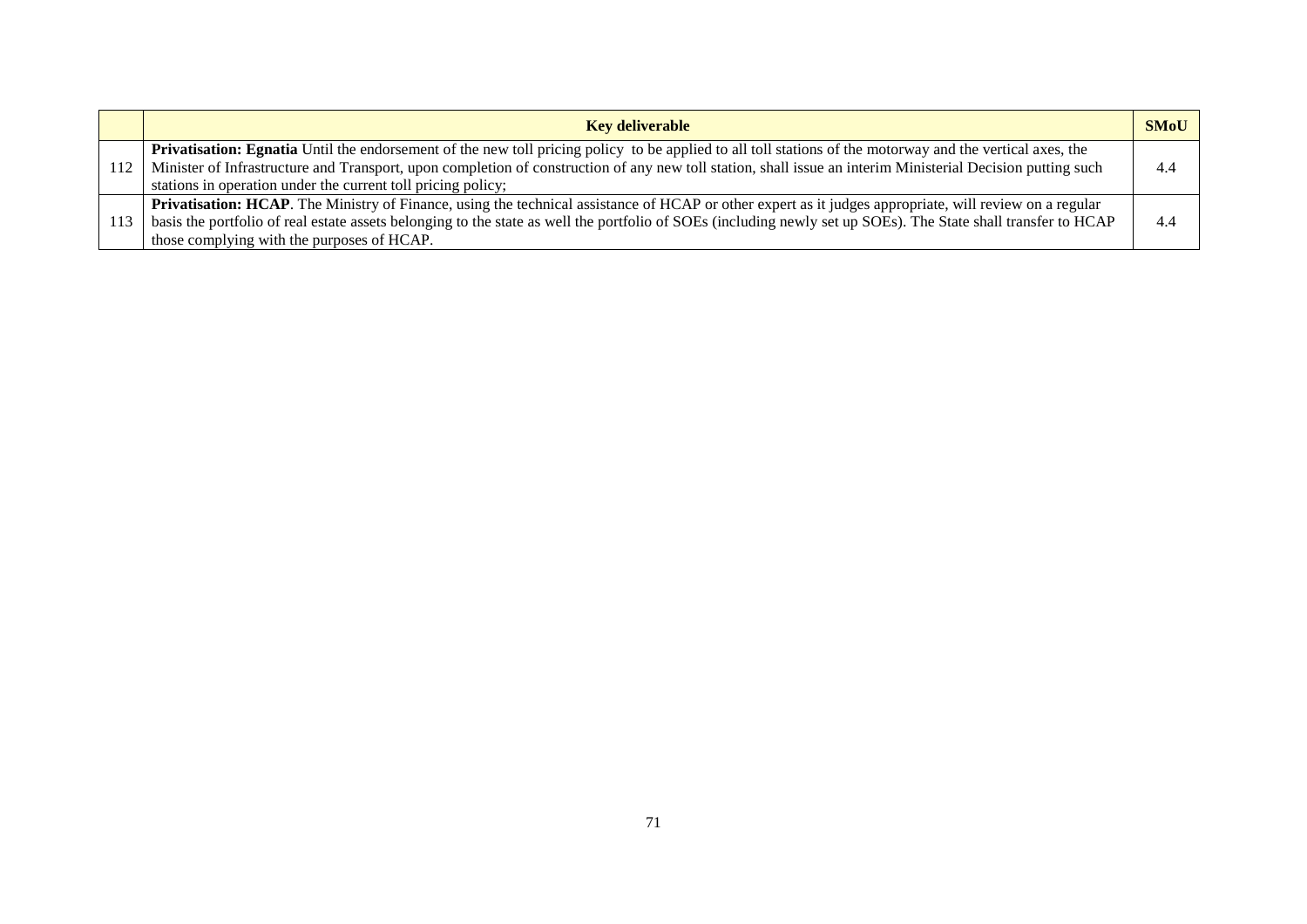| | Key deliverable | SMoU |
|---|---|---|
| 112 | **Privatisation: Egnatia** Until the endorsement of the new toll pricing policy to be applied to all toll stations of the motorway and the vertical axes, the Minister of Infrastructure and Transport, upon completion of construction of any new toll station, shall issue an interim Ministerial Decision putting such stations in operation under the current toll pricing policy; | 4.4 |
| 113 | **Privatisation: HCAP**. The Ministry of Finance, using the technical assistance of HCAP or other expert as it judges appropriate, will review on a regular basis the portfolio of real estate assets belonging to the state as well the portfolio of SOEs (including newly set up SOEs). The State shall transfer to HCAP those complying with the purposes of HCAP. | 4.4 |